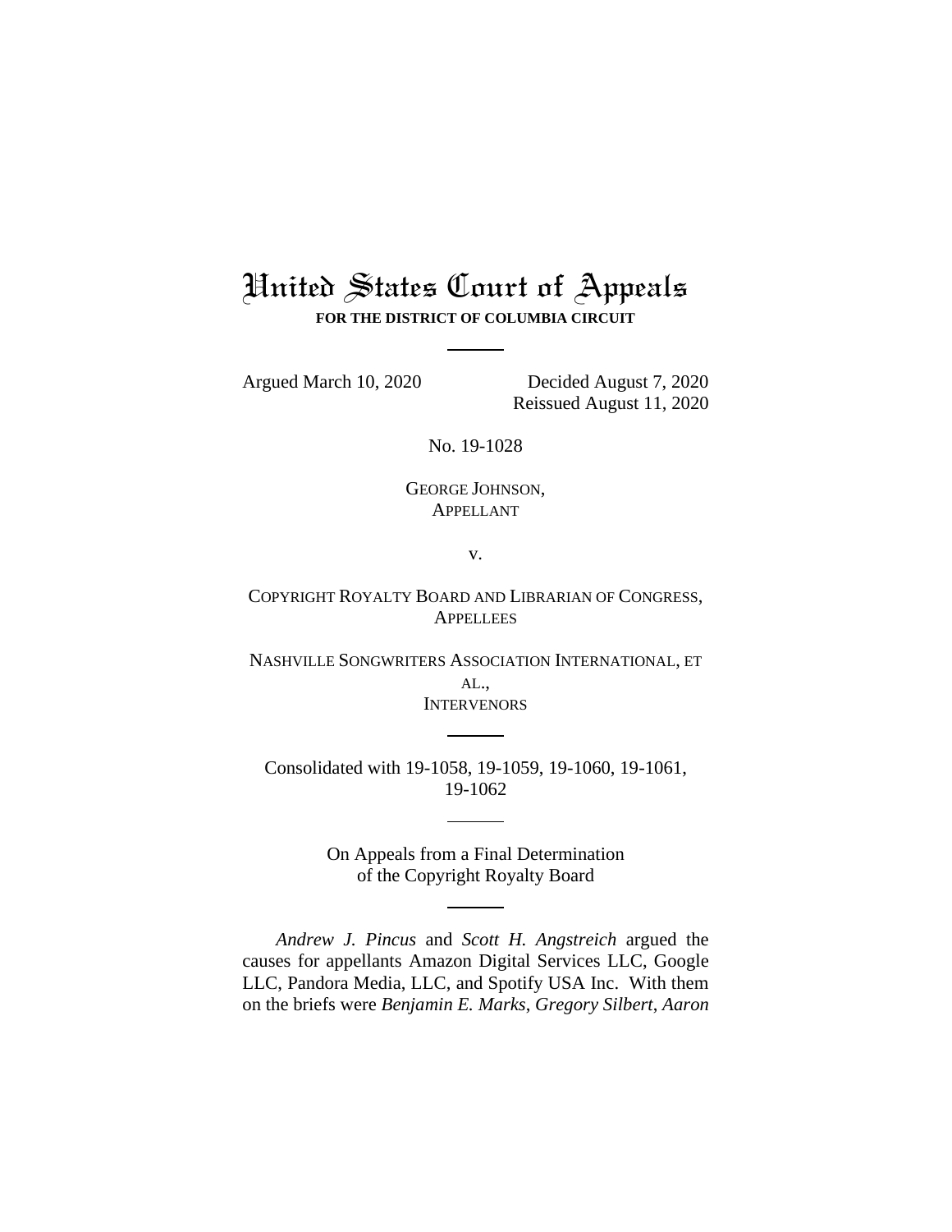# United States Court of Appeals

**FOR THE DISTRICT OF COLUMBIA CIRCUIT**

---

Argued March 10, 2020

Decided August 7, 2020
Reissued August 11, 2020

No. 19-1028

GEORGE JOHNSON,
APPELLANT

v.

COPYRIGHT ROYALTY BOARD AND LIBRARIAN OF CONGRESS,
APPELLEES

NASHVILLE SONGWRITERS ASSOCIATION INTERNATIONAL, ET AL.,
INTERVENORS

---

Consolidated with 19-1058, 19-1059, 19-1060, 19-1061, 19-1062

---

On Appeals from a Final Determination of the Copyright Royalty Board

---

*Andrew J. Pincus* and *Scott H. Angstreich* argued the causes for appellants Amazon Digital Services LLC, Google LLC, Pandora Media, LLC, and Spotify USA Inc. With them on the briefs were *Benjamin E. Marks*, *Gregory Silbert*, *Aaron*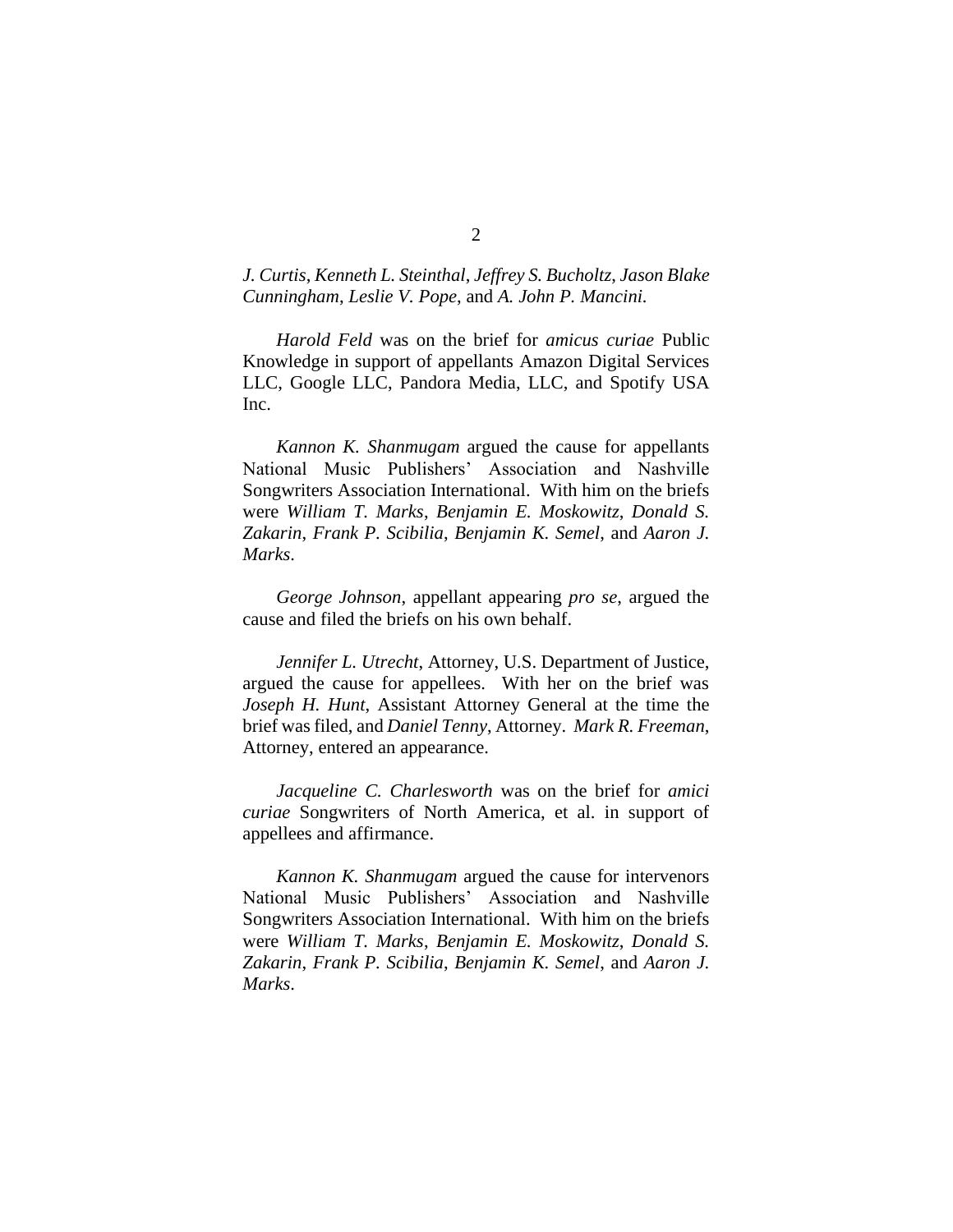*J. Curtis*, *Kenneth L. Steinthal*, *Jeffrey S. Bucholtz*, *Jason Blake Cunningham*, *Leslie V. Pope*, and *A. John P. Mancini*.

*Harold Feld* was on the brief for *amicus curiae* Public Knowledge in support of appellants Amazon Digital Services LLC, Google LLC, Pandora Media, LLC, and Spotify USA Inc.

*Kannon K. Shanmugam* argued the cause for appellants National Music Publishers' Association and Nashville Songwriters Association International. With him on the briefs were *William T. Marks*, *Benjamin E. Moskowitz*, *Donald S. Zakarin*, *Frank P. Scibilia*, *Benjamin K. Semel*, and *Aaron J. Marks*.

*George Johnson*, appellant appearing *pro se*, argued the cause and filed the briefs on his own behalf.

*Jennifer L. Utrecht*, Attorney, U.S. Department of Justice, argued the cause for appellees. With her on the brief was *Joseph H. Hunt*, Assistant Attorney General at the time the brief was filed, and *Daniel Tenny*, Attorney. *Mark R. Freeman*, Attorney, entered an appearance.

*Jacqueline C. Charlesworth* was on the brief for *amici curiae* Songwriters of North America, et al. in support of appellees and affirmance.

*Kannon K. Shanmugam* argued the cause for intervenors National Music Publishers' Association and Nashville Songwriters Association International. With him on the briefs were *William T. Marks*, *Benjamin E. Moskowitz*, *Donald S. Zakarin*, *Frank P. Scibilia*, *Benjamin K. Semel*, and *Aaron J. Marks*.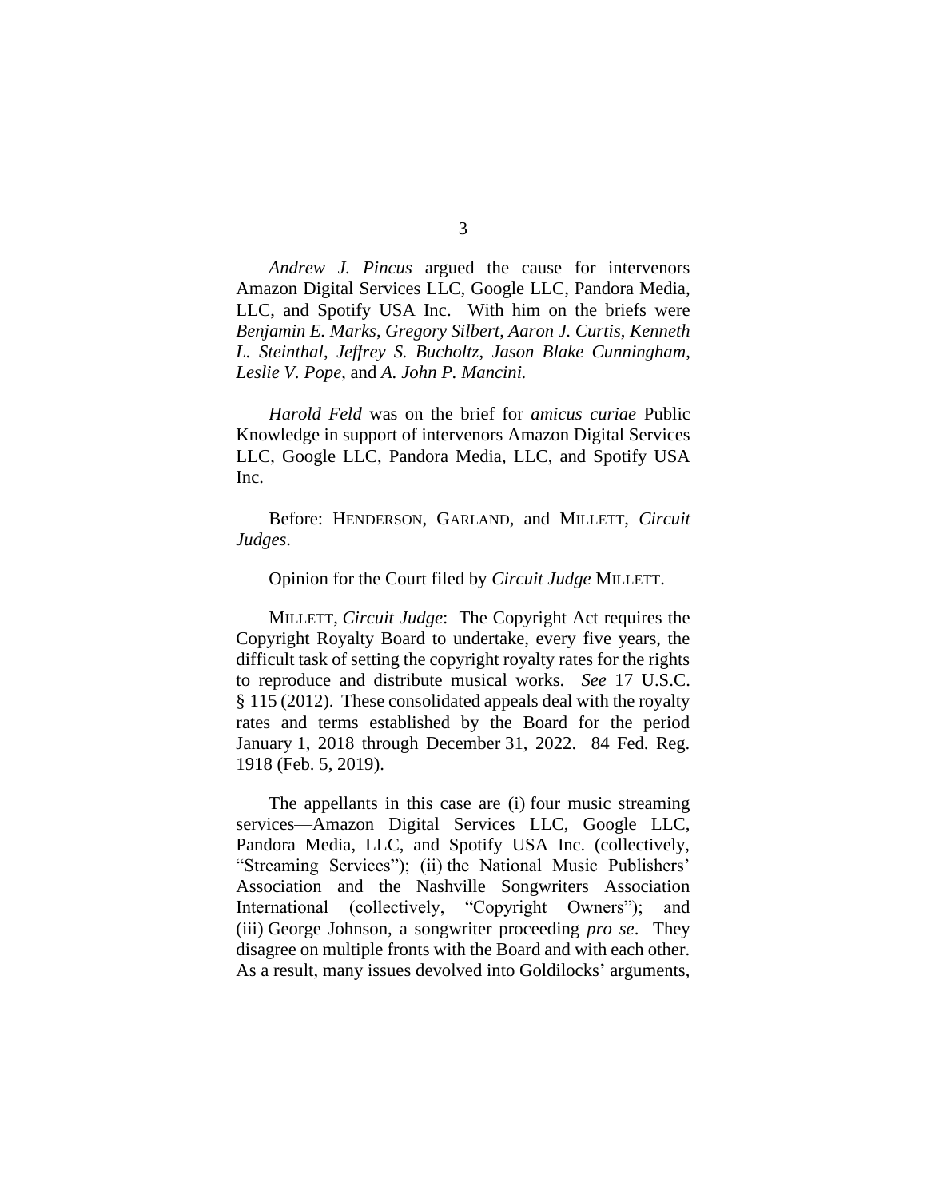*Andrew J. Pincus* argued the cause for intervenors Amazon Digital Services LLC, Google LLC, Pandora Media, LLC, and Spotify USA Inc. With him on the briefs were *Benjamin E. Marks*, *Gregory Silbert*, *Aaron J. Curtis*, *Kenneth L. Steinthal*, *Jeffrey S. Bucholtz*, *Jason Blake Cunningham*, *Leslie V. Pope*, and *A. John P. Mancini.*

*Harold Feld* was on the brief for *amicus curiae* Public Knowledge in support of intervenors Amazon Digital Services LLC, Google LLC, Pandora Media, LLC, and Spotify USA Inc.

Before: HENDERSON, GARLAND, and MILLETT, *Circuit Judges*.

Opinion for the Court filed by *Circuit Judge* MILLETT.

MILLETT, *Circuit Judge*: The Copyright Act requires the Copyright Royalty Board to undertake, every five years, the difficult task of setting the copyright royalty rates for the rights to reproduce and distribute musical works. *See* 17 U.S.C. § 115 (2012). These consolidated appeals deal with the royalty rates and terms established by the Board for the period January 1, 2018 through December 31, 2022. 84 Fed. Reg. 1918 (Feb. 5, 2019).

The appellants in this case are (i) four music streaming services—Amazon Digital Services LLC, Google LLC, Pandora Media, LLC, and Spotify USA Inc. (collectively, "Streaming Services"); (ii) the National Music Publishers' Association and the Nashville Songwriters Association International (collectively, "Copyright Owners"); and (iii) George Johnson, a songwriter proceeding *pro se*. They disagree on multiple fronts with the Board and with each other. As a result, many issues devolved into Goldilocks' arguments,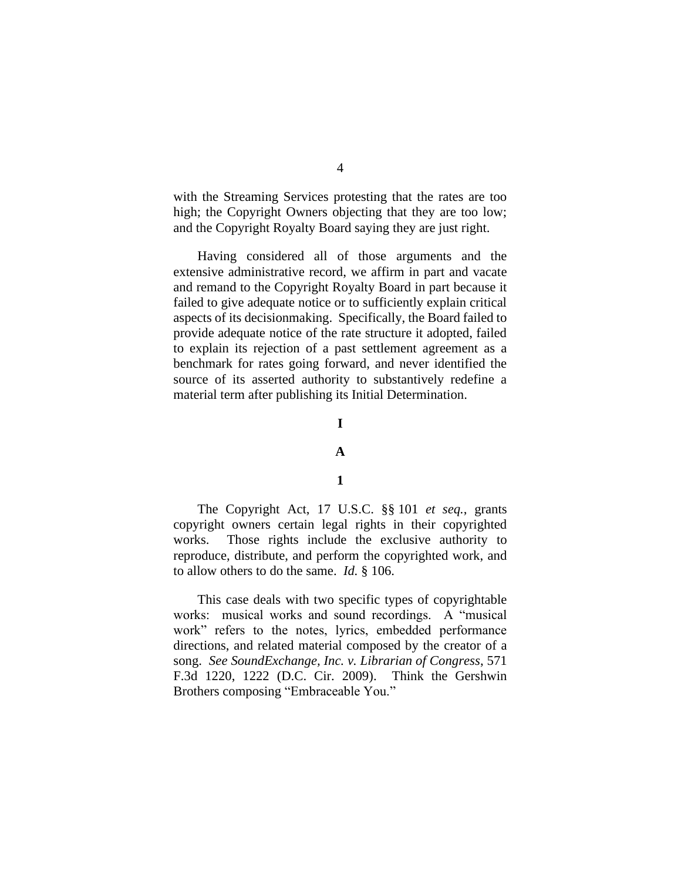with the Streaming Services protesting that the rates are too high; the Copyright Owners objecting that they are too low; and the Copyright Royalty Board saying they are just right.

Having considered all of those arguments and the extensive administrative record, we affirm in part and vacate and remand to the Copyright Royalty Board in part because it failed to give adequate notice or to sufficiently explain critical aspects of its decisionmaking. Specifically, the Board failed to provide adequate notice of the rate structure it adopted, failed to explain its rejection of a past settlement agreement as a benchmark for rates going forward, and never identified the source of its asserted authority to substantively redefine a material term after publishing its Initial Determination.

# I

## A

### 1

The Copyright Act, 17 U.S.C. §§ 101 *et seq.*, grants copyright owners certain legal rights in their copyrighted works. Those rights include the exclusive authority to reproduce, distribute, and perform the copyrighted work, and to allow others to do the same. *Id.* § 106.

This case deals with two specific types of copyrightable works: musical works and sound recordings. A "musical work" refers to the notes, lyrics, embedded performance directions, and related material composed by the creator of a song. *See SoundExchange, Inc. v. Librarian of Congress*, 571 F.3d 1220, 1222 (D.C. Cir. 2009). Think the Gershwin Brothers composing "Embraceable You."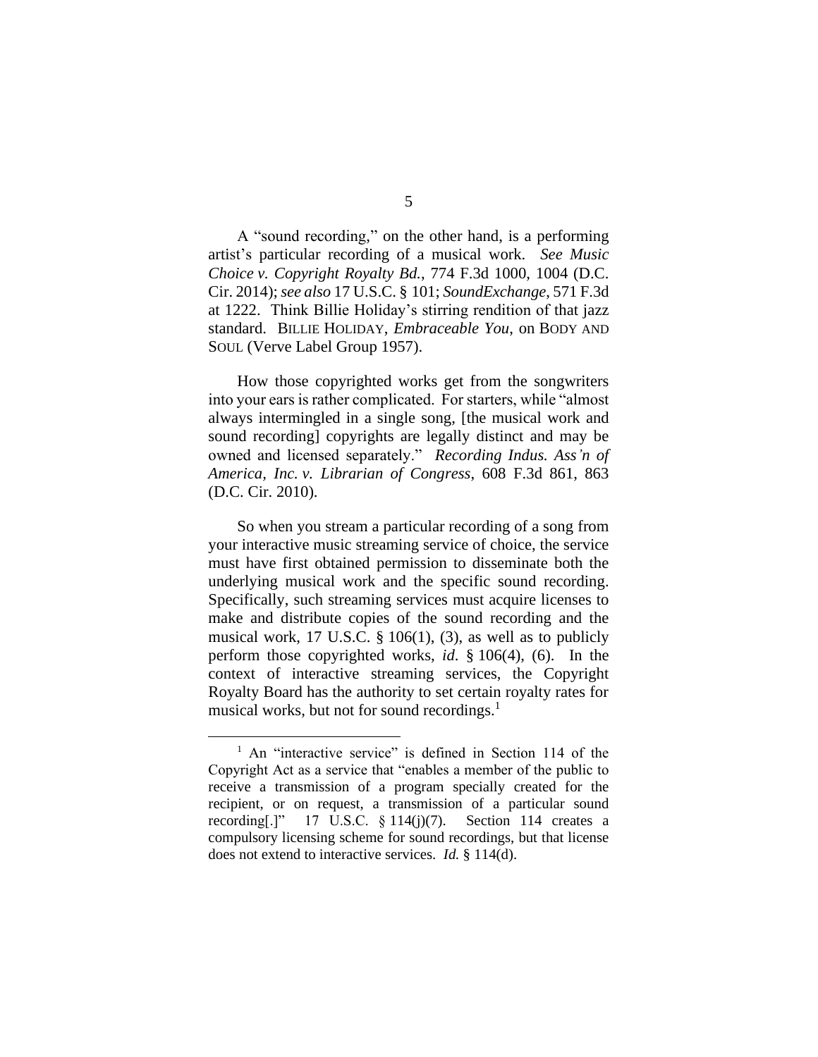A "sound recording," on the other hand, is a performing artist's particular recording of a musical work. *See Music Choice v. Copyright Royalty Bd.*, 774 F.3d 1000, 1004 (D.C. Cir. 2014); *see also* 17 U.S.C. § 101; *SoundExchange*, 571 F.3d at 1222. Think Billie Holiday's stirring rendition of that jazz standard. BILLIE HOLIDAY, *Embraceable You*, on BODY AND SOUL (Verve Label Group 1957).

How those copyrighted works get from the songwriters into your ears is rather complicated. For starters, while "almost always intermingled in a single song, [the musical work and sound recording] copyrights are legally distinct and may be owned and licensed separately." *Recording Indus. Ass'n of America, Inc. v. Librarian of Congress*, 608 F.3d 861, 863 (D.C. Cir. 2010).

So when you stream a particular recording of a song from your interactive music streaming service of choice, the service must have first obtained permission to disseminate both the underlying musical work and the specific sound recording. Specifically, such streaming services must acquire licenses to make and distribute copies of the sound recording and the musical work, 17 U.S.C. § 106(1), (3), as well as to publicly perform those copyrighted works, *id.* § 106(4), (6). In the context of interactive streaming services, the Copyright Royalty Board has the authority to set certain royalty rates for musical works, but not for sound recordings.[1]

---

[1] An "interactive service" is defined in Section 114 of the Copyright Act as a service that "enables a member of the public to receive a transmission of a program specially created for the recipient, or on request, a transmission of a particular sound recording[.]" 17 U.S.C. § 114(j)(7). Section 114 creates a compulsory licensing scheme for sound recordings, but that license does not extend to interactive services. *Id.* § 114(d).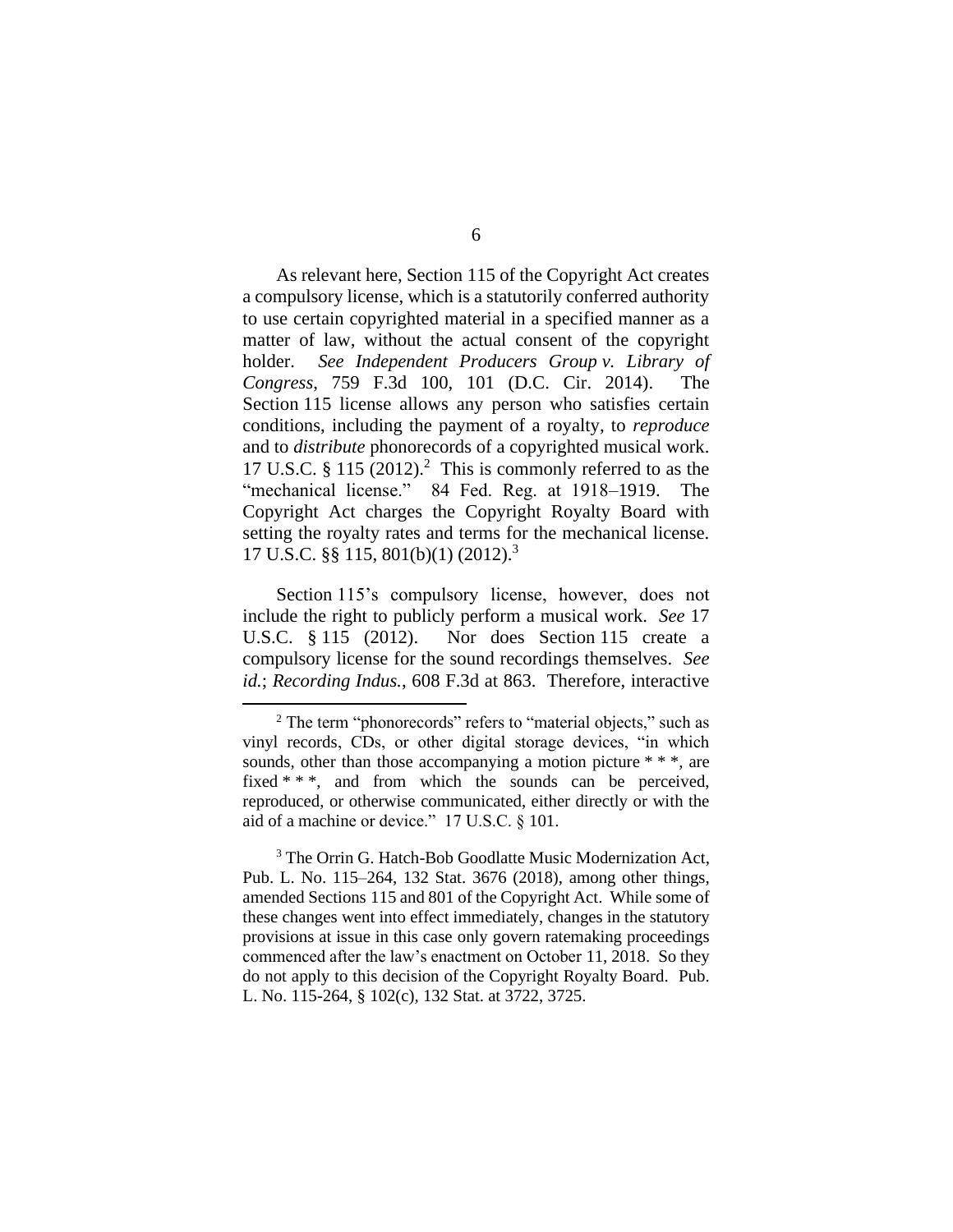As relevant here, Section 115 of the Copyright Act creates a compulsory license, which is a statutorily conferred authority to use certain copyrighted material in a specified manner as a matter of law, without the actual consent of the copyright holder. *See Independent Producers Group v. Library of Congress*, 759 F.3d 100, 101 (D.C. Cir. 2014). The Section 115 license allows any person who satisfies certain conditions, including the payment of a royalty, to *reproduce* and to *distribute* phonorecords of a copyrighted musical work. 17 U.S.C. § 115 (2012).[2] This is commonly referred to as the "mechanical license." 84 Fed. Reg. at 1918–1919. The Copyright Act charges the Copyright Royalty Board with setting the royalty rates and terms for the mechanical license. 17 U.S.C. §§ 115, 801(b)(1) (2012).[3]

Section 115's compulsory license, however, does not include the right to publicly perform a musical work. *See* 17 U.S.C. § 115 (2012). Nor does Section 115 create a compulsory license for the sound recordings themselves. *See id.*; *Recording Indus.*, 608 F.3d at 863. Therefore, interactive

---

[2] The term "phonorecords" refers to "material objects," such as vinyl records, CDs, or other digital storage devices, "in which sounds, other than those accompanying a motion picture * * *, are fixed * * *, and from which the sounds can be perceived, reproduced, or otherwise communicated, either directly or with the aid of a machine or device." 17 U.S.C. § 101.

[3] The Orrin G. Hatch-Bob Goodlatte Music Modernization Act, Pub. L. No. 115–264, 132 Stat. 3676 (2018), among other things, amended Sections 115 and 801 of the Copyright Act. While some of these changes went into effect immediately, changes in the statutory provisions at issue in this case only govern ratemaking proceedings commenced after the law's enactment on October 11, 2018. So they do not apply to this decision of the Copyright Royalty Board. Pub. L. No. 115-264, § 102(c), 132 Stat. at 3722, 3725.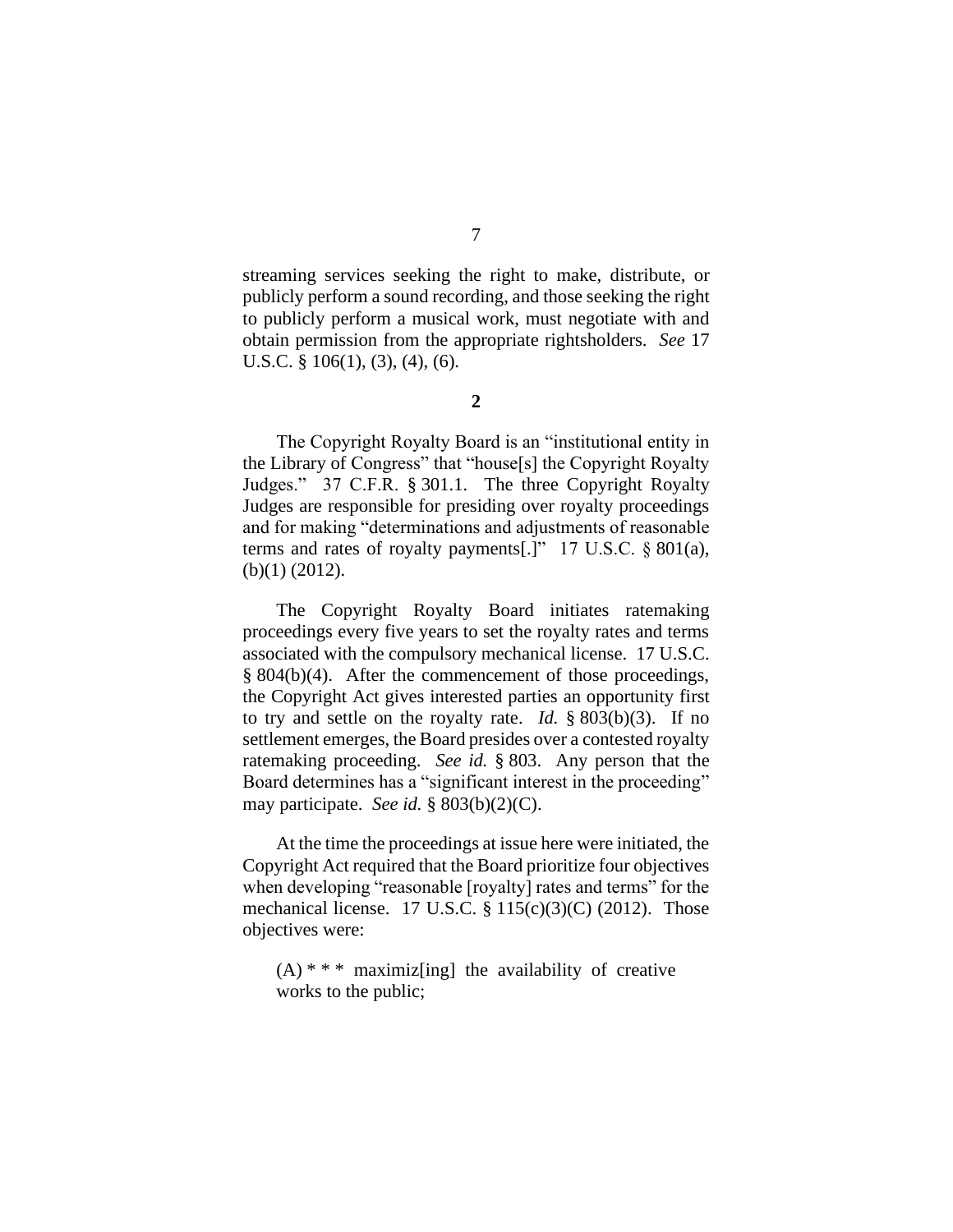streaming services seeking the right to make, distribute, or publicly perform a sound recording, and those seeking the right to publicly perform a musical work, must negotiate with and obtain permission from the appropriate rightsholders. *See* 17 U.S.C. § 106(1), (3), (4), (6).

**2**

The Copyright Royalty Board is an "institutional entity in the Library of Congress" that "house[s] the Copyright Royalty Judges." 37 C.F.R. § 301.1. The three Copyright Royalty Judges are responsible for presiding over royalty proceedings and for making "determinations and adjustments of reasonable terms and rates of royalty payments[.]" 17 U.S.C. § 801(a), (b)(1) (2012).

The Copyright Royalty Board initiates ratemaking proceedings every five years to set the royalty rates and terms associated with the compulsory mechanical license. 17 U.S.C. § 804(b)(4). After the commencement of those proceedings, the Copyright Act gives interested parties an opportunity first to try and settle on the royalty rate. *Id.* § 803(b)(3). If no settlement emerges, the Board presides over a contested royalty ratemaking proceeding. *See id.* § 803. Any person that the Board determines has a "significant interest in the proceeding" may participate. *See id.* § 803(b)(2)(C).

At the time the proceedings at issue here were initiated, the Copyright Act required that the Board prioritize four objectives when developing "reasonable [royalty] rates and terms" for the mechanical license. 17 U.S.C. § 115(c)(3)(C) (2012). Those objectives were:

> (A) * * * maximiz[ing] the availability of creative works to the public;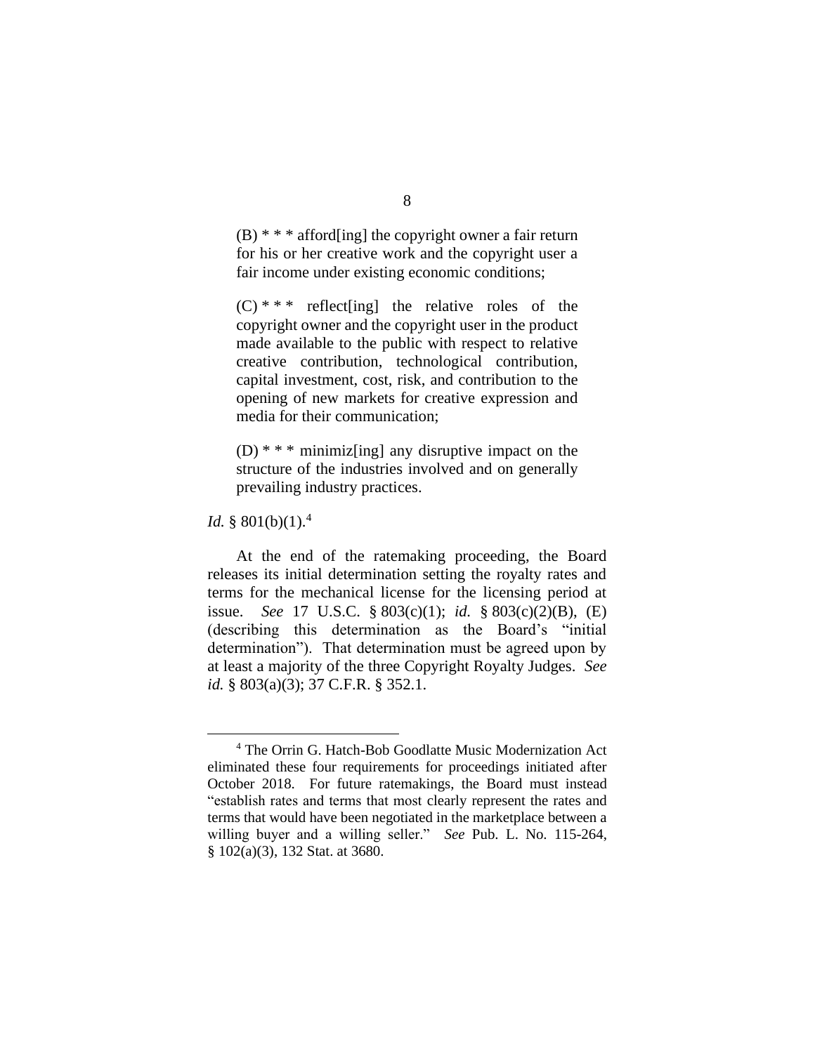> (B) * * * afford[ing] the copyright owner a fair return for his or her creative work and the copyright user a fair income under existing economic conditions;
>
> (C) * * * reflect[ing] the relative roles of the copyright owner and the copyright user in the product made available to the public with respect to relative creative contribution, technological contribution, capital investment, cost, risk, and contribution to the opening of new markets for creative expression and media for their communication;
>
> (D) * * * minimiz[ing] any disruptive impact on the structure of the industries involved and on generally prevailing industry practices.

*Id.* § 801(b)(1).[4]

At the end of the ratemaking proceeding, the Board releases its initial determination setting the royalty rates and terms for the mechanical license for the licensing period at issue. *See* 17 U.S.C. § 803(c)(1); *id.* § 803(c)(2)(B), (E) (describing this determination as the Board's "initial determination"). That determination must be agreed upon by at least a majority of the three Copyright Royalty Judges. *See id.* § 803(a)(3); 37 C.F.R. § 352.1.

---

[4] The Orrin G. Hatch-Bob Goodlatte Music Modernization Act eliminated these four requirements for proceedings initiated after October 2018. For future ratemakings, the Board must instead "establish rates and terms that most clearly represent the rates and terms that would have been negotiated in the marketplace between a willing buyer and a willing seller." *See* Pub. L. No. 115-264, § 102(a)(3), 132 Stat. at 3680.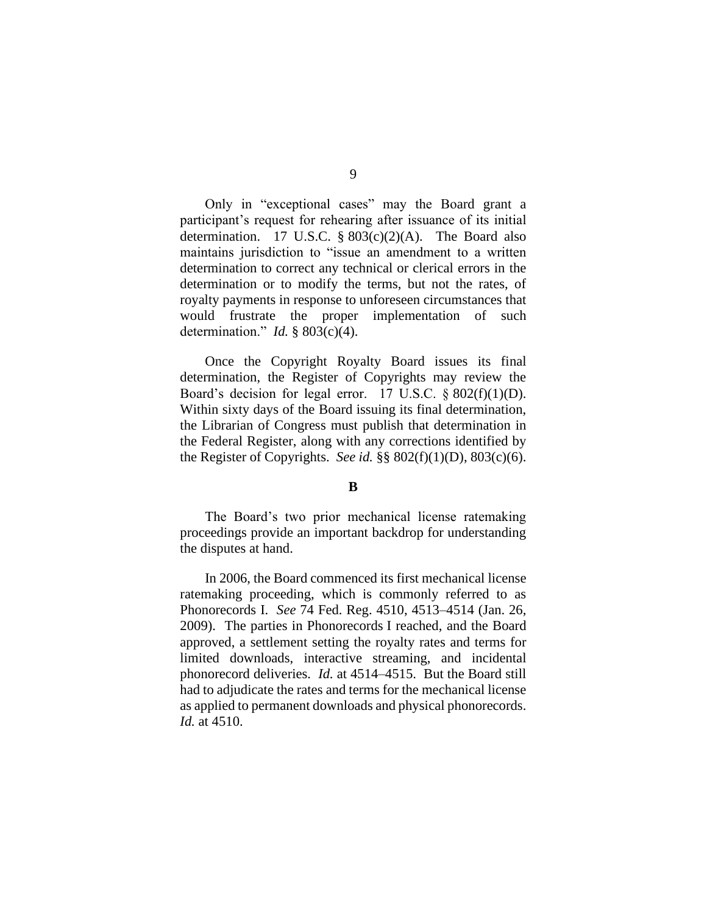Only in "exceptional cases" may the Board grant a participant's request for rehearing after issuance of its initial determination. 17 U.S.C. § 803(c)(2)(A). The Board also maintains jurisdiction to "issue an amendment to a written determination to correct any technical or clerical errors in the determination or to modify the terms, but not the rates, of royalty payments in response to unforeseen circumstances that would frustrate the proper implementation of such determination." *Id.* § 803(c)(4).

Once the Copyright Royalty Board issues its final determination, the Register of Copyrights may review the Board's decision for legal error. 17 U.S.C. § 802(f)(1)(D). Within sixty days of the Board issuing its final determination, the Librarian of Congress must publish that determination in the Federal Register, along with any corrections identified by the Register of Copyrights. *See id.* §§ 802(f)(1)(D), 803(c)(6).

**B**

The Board's two prior mechanical license ratemaking proceedings provide an important backdrop for understanding the disputes at hand.

In 2006, the Board commenced its first mechanical license ratemaking proceeding, which is commonly referred to as Phonorecords I. *See* 74 Fed. Reg. 4510, 4513–4514 (Jan. 26, 2009). The parties in Phonorecords I reached, and the Board approved, a settlement setting the royalty rates and terms for limited downloads, interactive streaming, and incidental phonorecord deliveries. *Id.* at 4514–4515. But the Board still had to adjudicate the rates and terms for the mechanical license as applied to permanent downloads and physical phonorecords. *Id.* at 4510.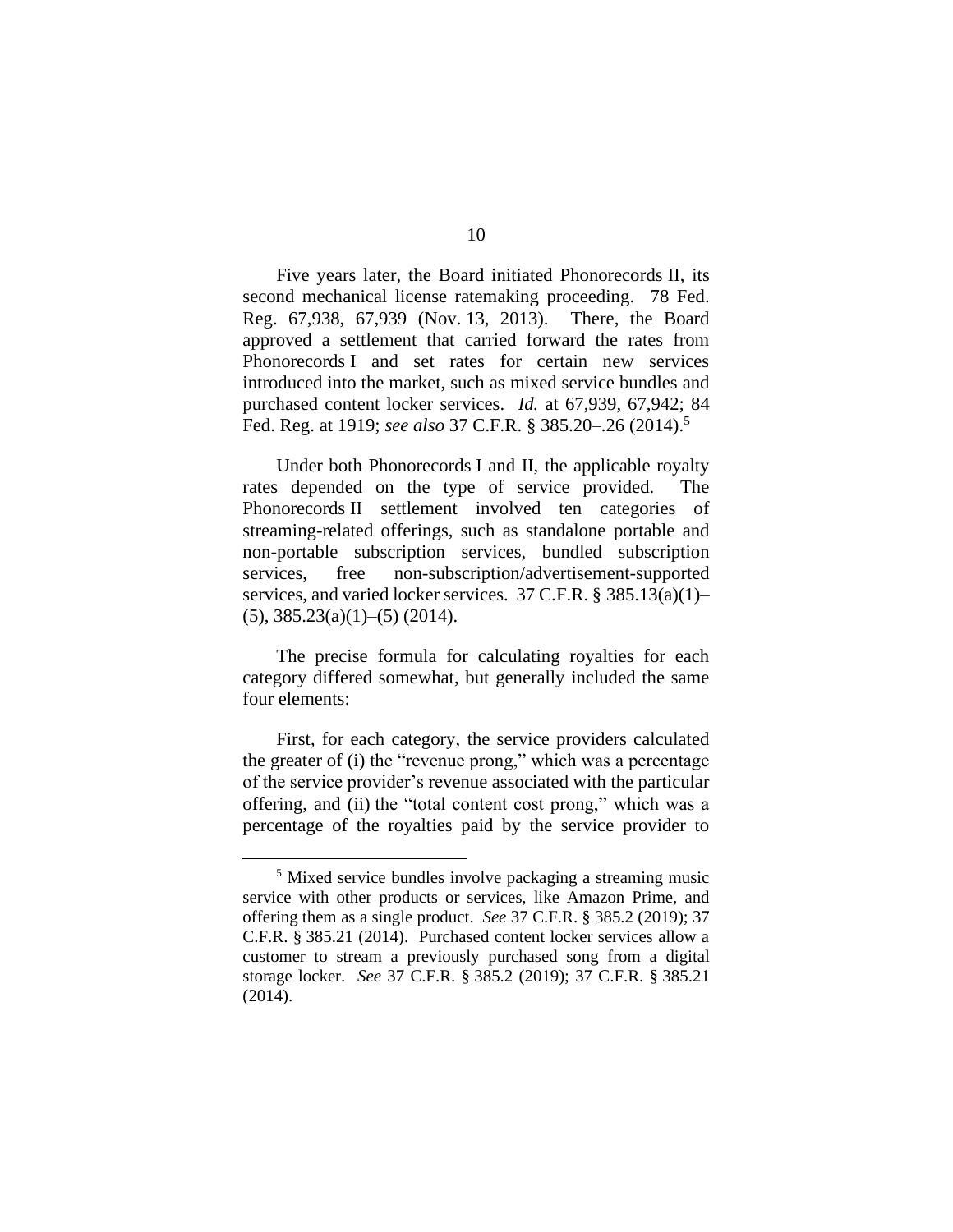Five years later, the Board initiated Phonorecords II, its second mechanical license ratemaking proceeding. 78 Fed. Reg. 67,938, 67,939 (Nov. 13, 2013). There, the Board approved a settlement that carried forward the rates from Phonorecords I and set rates for certain new services introduced into the market, such as mixed service bundles and purchased content locker services. *Id.* at 67,939, 67,942; 84 Fed. Reg. at 1919; *see also* 37 C.F.R. § 385.20–.26 (2014).[5]

Under both Phonorecords I and II, the applicable royalty rates depended on the type of service provided. The Phonorecords II settlement involved ten categories of streaming-related offerings, such as standalone portable and non-portable subscription services, bundled subscription services, free non-subscription/advertisement-supported services, and varied locker services. 37 C.F.R. § 385.13(a)(1)–(5), 385.23(a)(1)–(5) (2014).

The precise formula for calculating royalties for each category differed somewhat, but generally included the same four elements:

First, for each category, the service providers calculated the greater of (i) the "revenue prong," which was a percentage of the service provider's revenue associated with the particular offering, and (ii) the "total content cost prong," which was a percentage of the royalties paid by the service provider to

---

[5] Mixed service bundles involve packaging a streaming music service with other products or services, like Amazon Prime, and offering them as a single product. *See* 37 C.F.R. § 385.2 (2019); 37 C.F.R. § 385.21 (2014). Purchased content locker services allow a customer to stream a previously purchased song from a digital storage locker. *See* 37 C.F.R. § 385.2 (2019); 37 C.F.R. § 385.21 (2014).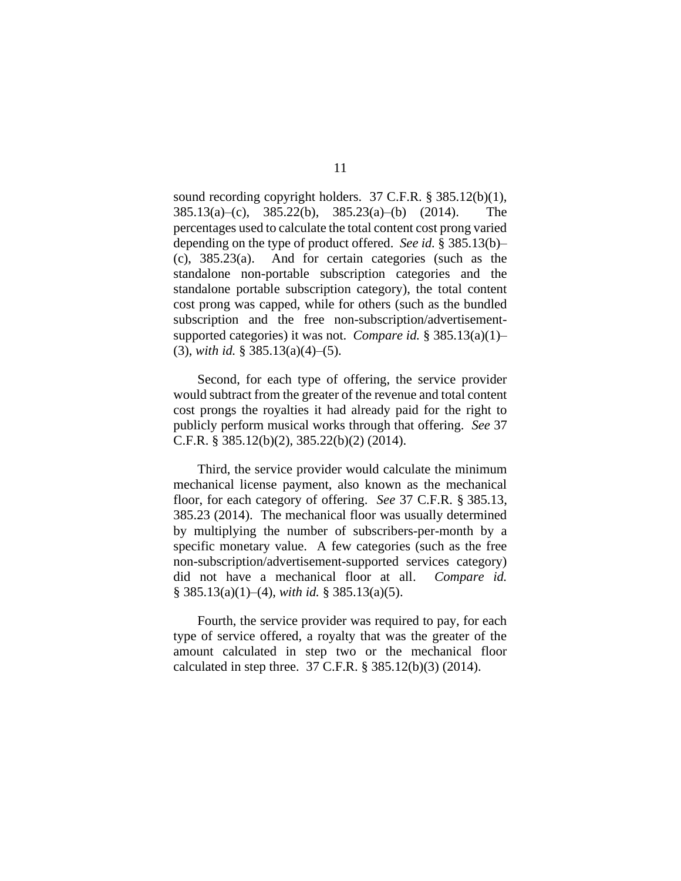sound recording copyright holders. 37 C.F.R. § 385.12(b)(1), 385.13(a)–(c), 385.22(b), 385.23(a)–(b) (2014). The percentages used to calculate the total content cost prong varied depending on the type of product offered. *See id.* § 385.13(b)–(c), 385.23(a). And for certain categories (such as the standalone non-portable subscription categories and the standalone portable subscription category), the total content cost prong was capped, while for others (such as the bundled subscription and the free non-subscription/advertisement-supported categories) it was not. *Compare id.* § 385.13(a)(1)–(3), *with id.* § 385.13(a)(4)–(5).

Second, for each type of offering, the service provider would subtract from the greater of the revenue and total content cost prongs the royalties it had already paid for the right to publicly perform musical works through that offering. *See* 37 C.F.R. § 385.12(b)(2), 385.22(b)(2) (2014).

Third, the service provider would calculate the minimum mechanical license payment, also known as the mechanical floor, for each category of offering. *See* 37 C.F.R. § 385.13, 385.23 (2014). The mechanical floor was usually determined by multiplying the number of subscribers-per-month by a specific monetary value. A few categories (such as the free non-subscription/advertisement-supported services category) did not have a mechanical floor at all. *Compare id.* § 385.13(a)(1)–(4), *with id.* § 385.13(a)(5).

Fourth, the service provider was required to pay, for each type of service offered, a royalty that was the greater of the amount calculated in step two or the mechanical floor calculated in step three. 37 C.F.R. § 385.12(b)(3) (2014).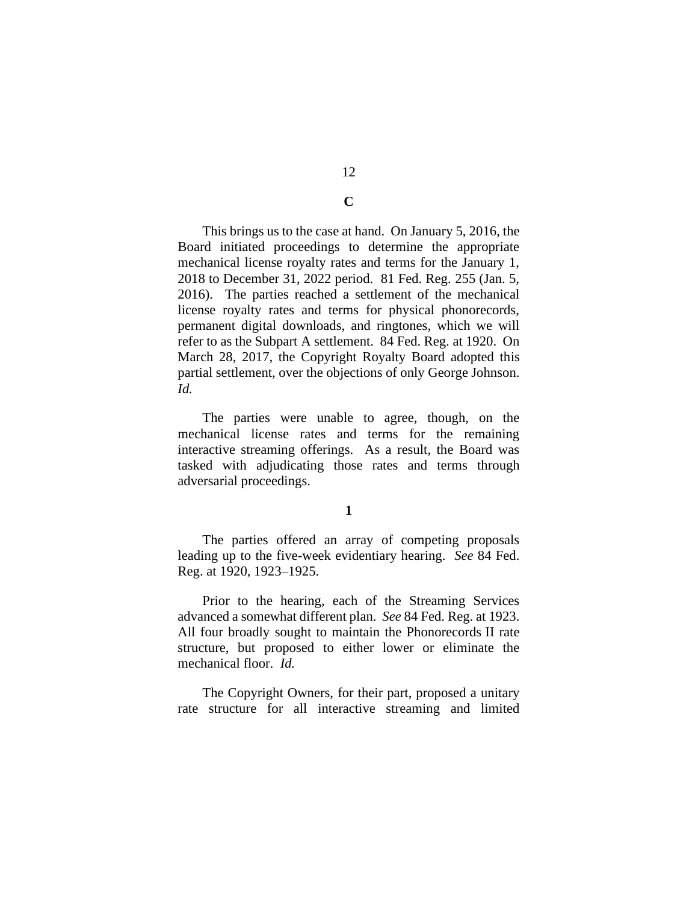### C

This brings us to the case at hand. On January 5, 2016, the Board initiated proceedings to determine the appropriate mechanical license royalty rates and terms for the January 1, 2018 to December 31, 2022 period. 81 Fed. Reg. 255 (Jan. 5, 2016). The parties reached a settlement of the mechanical license royalty rates and terms for physical phonorecords, permanent digital downloads, and ringtones, which we will refer to as the Subpart A settlement. 84 Fed. Reg. at 1920. On March 28, 2017, the Copyright Royalty Board adopted this partial settlement, over the objections of only George Johnson. *Id.*

The parties were unable to agree, though, on the mechanical license rates and terms for the remaining interactive streaming offerings. As a result, the Board was tasked with adjudicating those rates and terms through adversarial proceedings.

#### 1

The parties offered an array of competing proposals leading up to the five-week evidentiary hearing. *See* 84 Fed. Reg. at 1920, 1923–1925.

Prior to the hearing, each of the Streaming Services advanced a somewhat different plan. *See* 84 Fed. Reg. at 1923. All four broadly sought to maintain the Phonorecords II rate structure, but proposed to either lower or eliminate the mechanical floor. *Id.*

The Copyright Owners, for their part, proposed a unitary rate structure for all interactive streaming and limited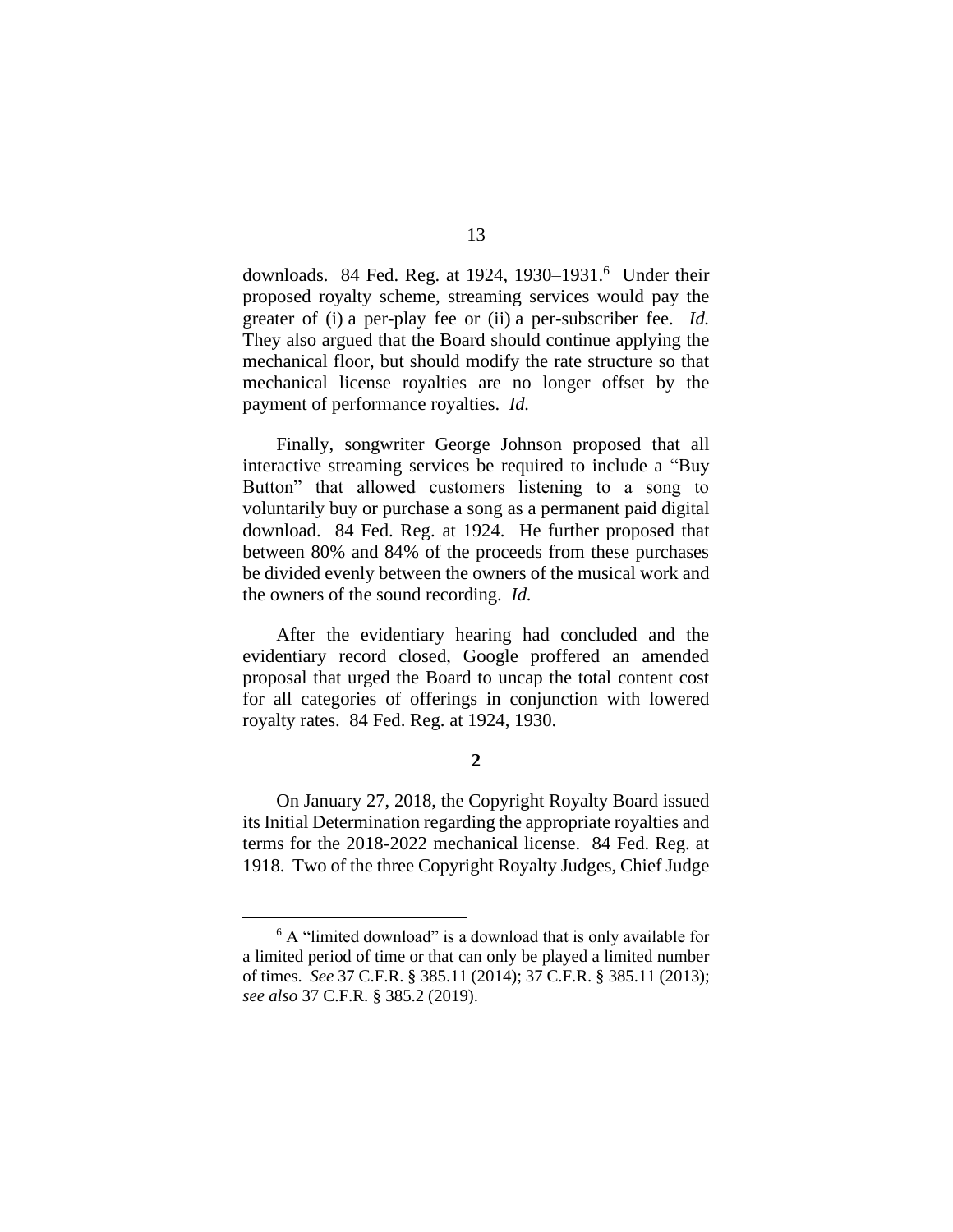downloads. 84 Fed. Reg. at 1924, 1930–1931.[6] Under their proposed royalty scheme, streaming services would pay the greater of (i) a per-play fee or (ii) a per-subscriber fee. *Id.* They also argued that the Board should continue applying the mechanical floor, but should modify the rate structure so that mechanical license royalties are no longer offset by the payment of performance royalties. *Id.*

Finally, songwriter George Johnson proposed that all interactive streaming services be required to include a "Buy Button" that allowed customers listening to a song to voluntarily buy or purchase a song as a permanent paid digital download. 84 Fed. Reg. at 1924. He further proposed that between 80% and 84% of the proceeds from these purchases be divided evenly between the owners of the musical work and the owners of the sound recording. *Id.*

After the evidentiary hearing had concluded and the evidentiary record closed, Google proffered an amended proposal that urged the Board to uncap the total content cost for all categories of offerings in conjunction with lowered royalty rates. 84 Fed. Reg. at 1924, 1930.

**2**

On January 27, 2018, the Copyright Royalty Board issued its Initial Determination regarding the appropriate royalties and terms for the 2018-2022 mechanical license. 84 Fed. Reg. at 1918. Two of the three Copyright Royalty Judges, Chief Judge

[6] A "limited download" is a download that is only available for a limited period of time or that can only be played a limited number of times. *See* 37 C.F.R. § 385.11 (2014); 37 C.F.R. § 385.11 (2013); *see also* 37 C.F.R. § 385.2 (2019).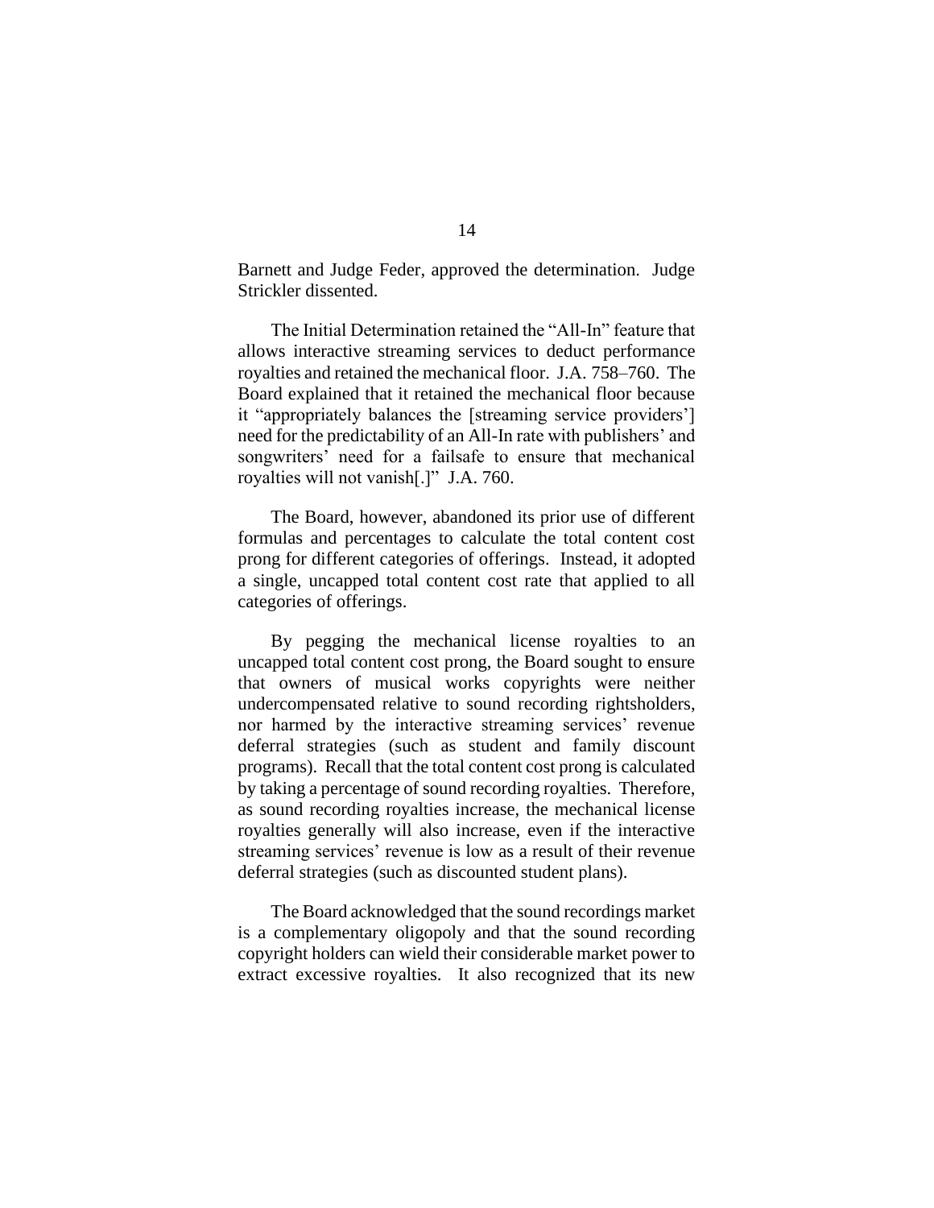Barnett and Judge Feder, approved the determination. Judge Strickler dissented.

The Initial Determination retained the "All-In" feature that allows interactive streaming services to deduct performance royalties and retained the mechanical floor. J.A. 758–760. The Board explained that it retained the mechanical floor because it "appropriately balances the [streaming service providers'] need for the predictability of an All-In rate with publishers' and songwriters' need for a failsafe to ensure that mechanical royalties will not vanish[.]" J.A. 760.

The Board, however, abandoned its prior use of different formulas and percentages to calculate the total content cost prong for different categories of offerings. Instead, it adopted a single, uncapped total content cost rate that applied to all categories of offerings.

By pegging the mechanical license royalties to an uncapped total content cost prong, the Board sought to ensure that owners of musical works copyrights were neither undercompensated relative to sound recording rightsholders, nor harmed by the interactive streaming services' revenue deferral strategies (such as student and family discount programs). Recall that the total content cost prong is calculated by taking a percentage of sound recording royalties. Therefore, as sound recording royalties increase, the mechanical license royalties generally will also increase, even if the interactive streaming services' revenue is low as a result of their revenue deferral strategies (such as discounted student plans).

The Board acknowledged that the sound recordings market is a complementary oligopoly and that the sound recording copyright holders can wield their considerable market power to extract excessive royalties. It also recognized that its new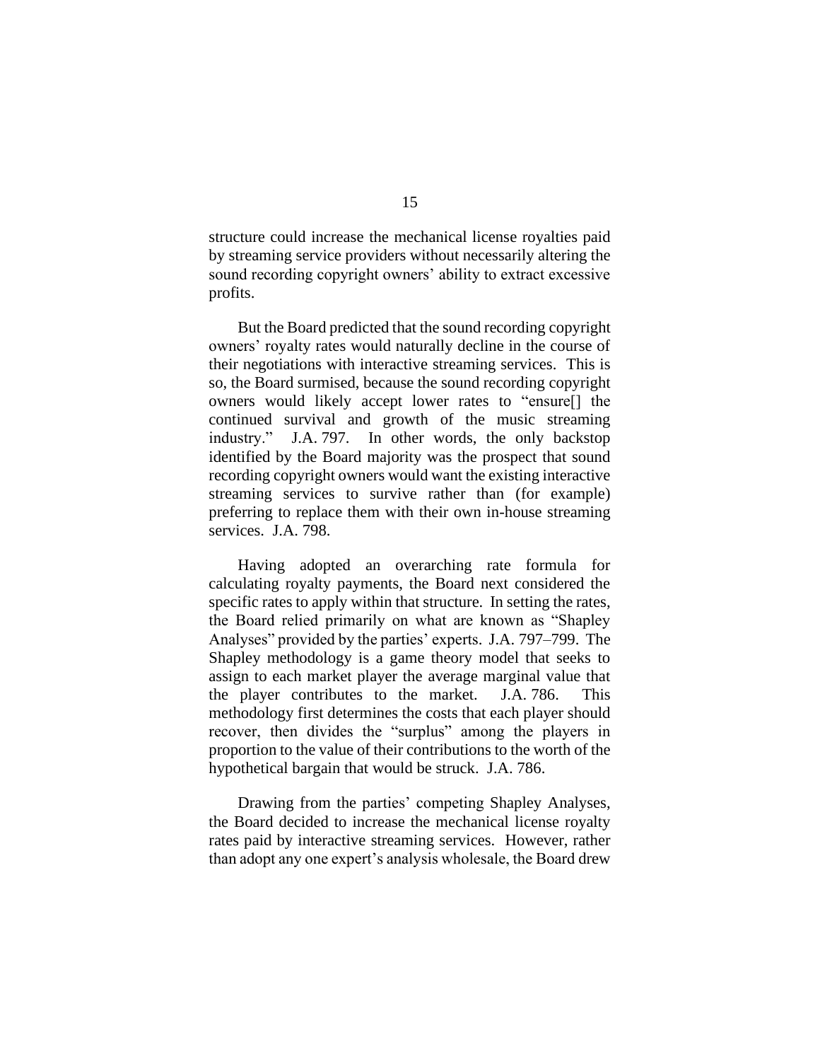structure could increase the mechanical license royalties paid by streaming service providers without necessarily altering the sound recording copyright owners' ability to extract excessive profits.

But the Board predicted that the sound recording copyright owners' royalty rates would naturally decline in the course of their negotiations with interactive streaming services. This is so, the Board surmised, because the sound recording copyright owners would likely accept lower rates to "ensure[] the continued survival and growth of the music streaming industry." J.A. 797. In other words, the only backstop identified by the Board majority was the prospect that sound recording copyright owners would want the existing interactive streaming services to survive rather than (for example) preferring to replace them with their own in-house streaming services. J.A. 798.

Having adopted an overarching rate formula for calculating royalty payments, the Board next considered the specific rates to apply within that structure. In setting the rates, the Board relied primarily on what are known as "Shapley Analyses" provided by the parties' experts. J.A. 797–799. The Shapley methodology is a game theory model that seeks to assign to each market player the average marginal value that the player contributes to the market. J.A. 786. This methodology first determines the costs that each player should recover, then divides the "surplus" among the players in proportion to the value of their contributions to the worth of the hypothetical bargain that would be struck. J.A. 786.

Drawing from the parties' competing Shapley Analyses, the Board decided to increase the mechanical license royalty rates paid by interactive streaming services. However, rather than adopt any one expert's analysis wholesale, the Board drew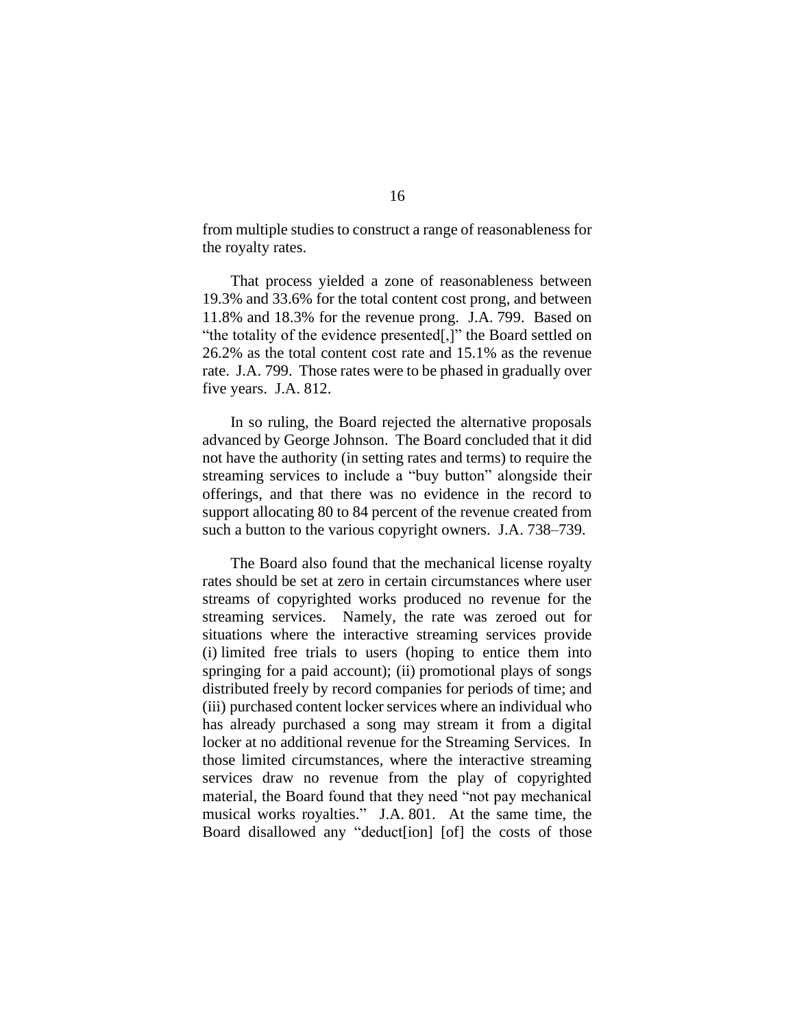from multiple studies to construct a range of reasonableness for the royalty rates.

That process yielded a zone of reasonableness between 19.3% and 33.6% for the total content cost prong, and between 11.8% and 18.3% for the revenue prong. J.A. 799. Based on "the totality of the evidence presented[,]" the Board settled on 26.2% as the total content cost rate and 15.1% as the revenue rate. J.A. 799. Those rates were to be phased in gradually over five years. J.A. 812.

In so ruling, the Board rejected the alternative proposals advanced by George Johnson. The Board concluded that it did not have the authority (in setting rates and terms) to require the streaming services to include a "buy button" alongside their offerings, and that there was no evidence in the record to support allocating 80 to 84 percent of the revenue created from such a button to the various copyright owners. J.A. 738–739.

The Board also found that the mechanical license royalty rates should be set at zero in certain circumstances where user streams of copyrighted works produced no revenue for the streaming services. Namely, the rate was zeroed out for situations where the interactive streaming services provide (i) limited free trials to users (hoping to entice them into springing for a paid account); (ii) promotional plays of songs distributed freely by record companies for periods of time; and (iii) purchased content locker services where an individual who has already purchased a song may stream it from a digital locker at no additional revenue for the Streaming Services. In those limited circumstances, where the interactive streaming services draw no revenue from the play of copyrighted material, the Board found that they need "not pay mechanical musical works royalties." J.A. 801. At the same time, the Board disallowed any "deduct[ion] [of] the costs of those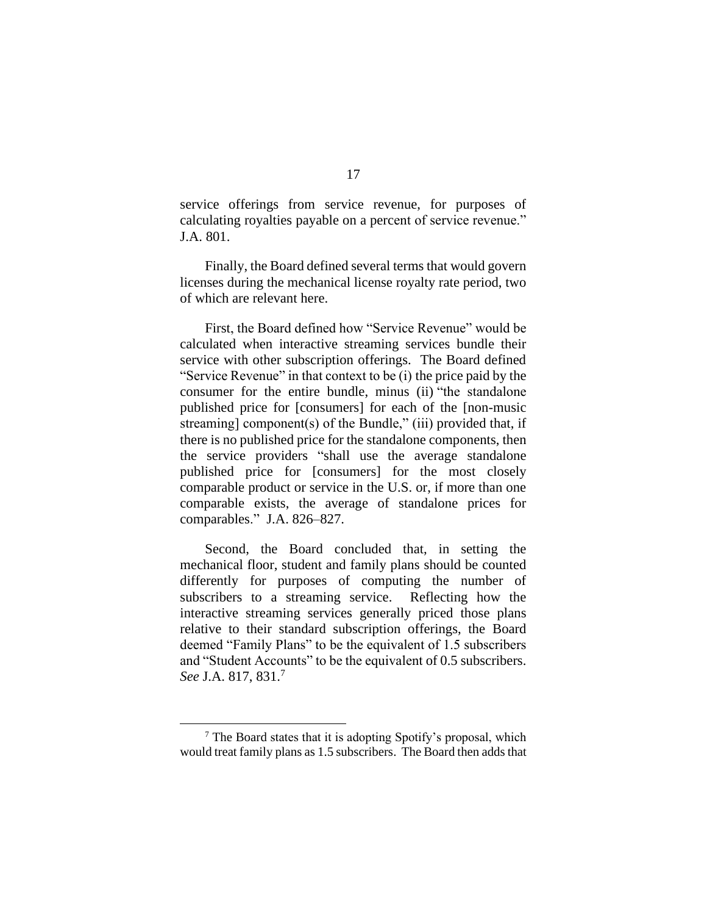service offerings from service revenue, for purposes of calculating royalties payable on a percent of service revenue." J.A. 801.

Finally, the Board defined several terms that would govern licenses during the mechanical license royalty rate period, two of which are relevant here.

First, the Board defined how "Service Revenue" would be calculated when interactive streaming services bundle their service with other subscription offerings. The Board defined "Service Revenue" in that context to be (i) the price paid by the consumer for the entire bundle, minus (ii) "the standalone published price for [consumers] for each of the [non-music streaming] component(s) of the Bundle," (iii) provided that, if there is no published price for the standalone components, then the service providers "shall use the average standalone published price for [consumers] for the most closely comparable product or service in the U.S. or, if more than one comparable exists, the average of standalone prices for comparables." J.A. 826–827.

Second, the Board concluded that, in setting the mechanical floor, student and family plans should be counted differently for purposes of computing the number of subscribers to a streaming service. Reflecting how the interactive streaming services generally priced those plans relative to their standard subscription offerings, the Board deemed "Family Plans" to be the equivalent of 1.5 subscribers and "Student Accounts" to be the equivalent of 0.5 subscribers. *See* J.A. 817, 831.[7]

---

[7] The Board states that it is adopting Spotify's proposal, which would treat family plans as 1.5 subscribers. The Board then adds that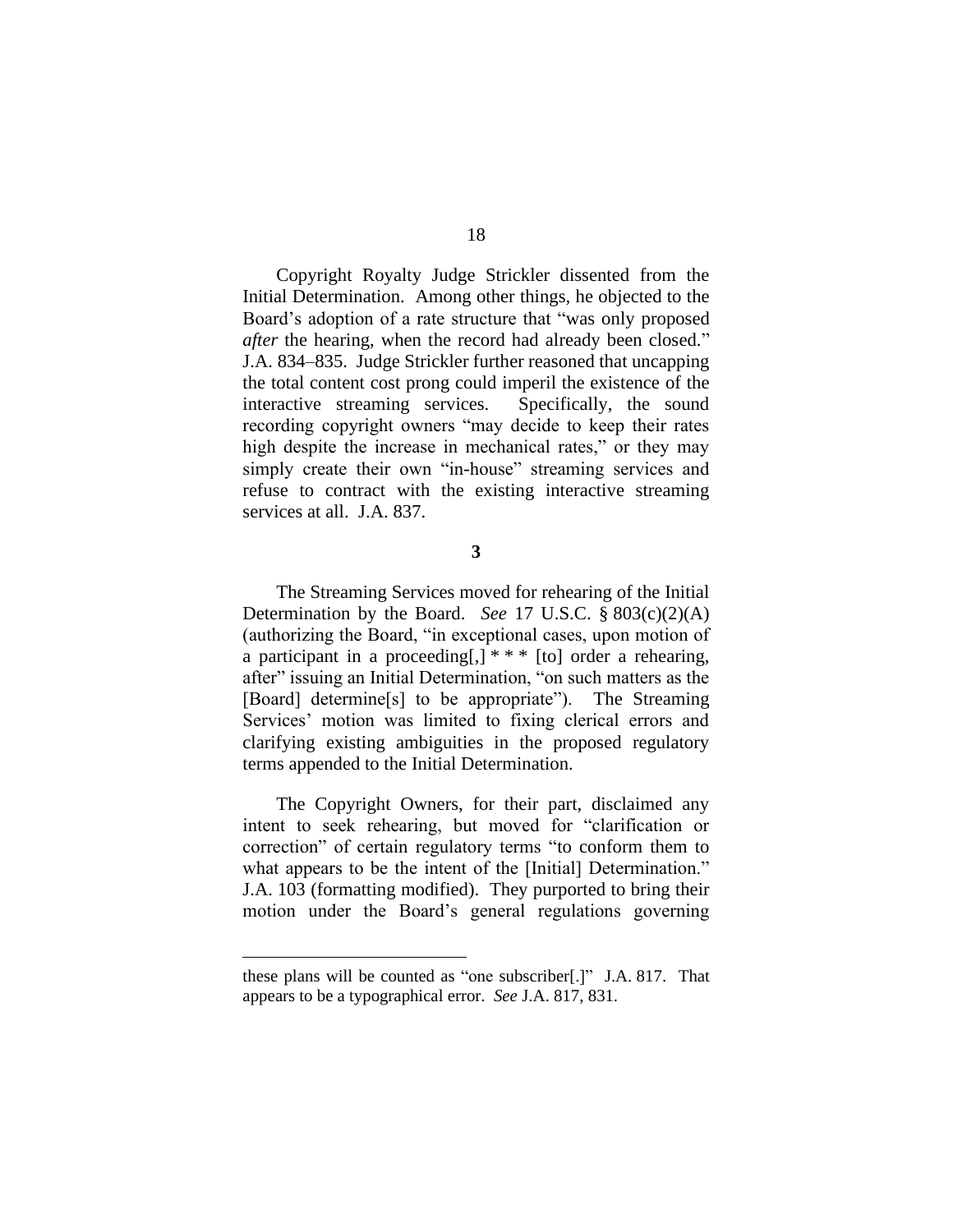Copyright Royalty Judge Strickler dissented from the Initial Determination. Among other things, he objected to the Board's adoption of a rate structure that "was only proposed *after* the hearing, when the record had already been closed." J.A. 834–835. Judge Strickler further reasoned that uncapping the total content cost prong could imperil the existence of the interactive streaming services. Specifically, the sound recording copyright owners "may decide to keep their rates high despite the increase in mechanical rates," or they may simply create their own "in-house" streaming services and refuse to contract with the existing interactive streaming services at all. J.A. 837.

**3**

The Streaming Services moved for rehearing of the Initial Determination by the Board. *See* 17 U.S.C. § 803(c)(2)(A) (authorizing the Board, "in exceptional cases, upon motion of a participant in a proceeding[,] * * * [to] order a rehearing, after" issuing an Initial Determination, "on such matters as the [Board] determine[s] to be appropriate"). The Streaming Services' motion was limited to fixing clerical errors and clarifying existing ambiguities in the proposed regulatory terms appended to the Initial Determination.

The Copyright Owners, for their part, disclaimed any intent to seek rehearing, but moved for "clarification or correction" of certain regulatory terms "to conform them to what appears to be the intent of the [Initial] Determination." J.A. 103 (formatting modified). They purported to bring their motion under the Board's general regulations governing

---

these plans will be counted as "one subscriber[.]" J.A. 817. That appears to be a typographical error. *See* J.A. 817, 831.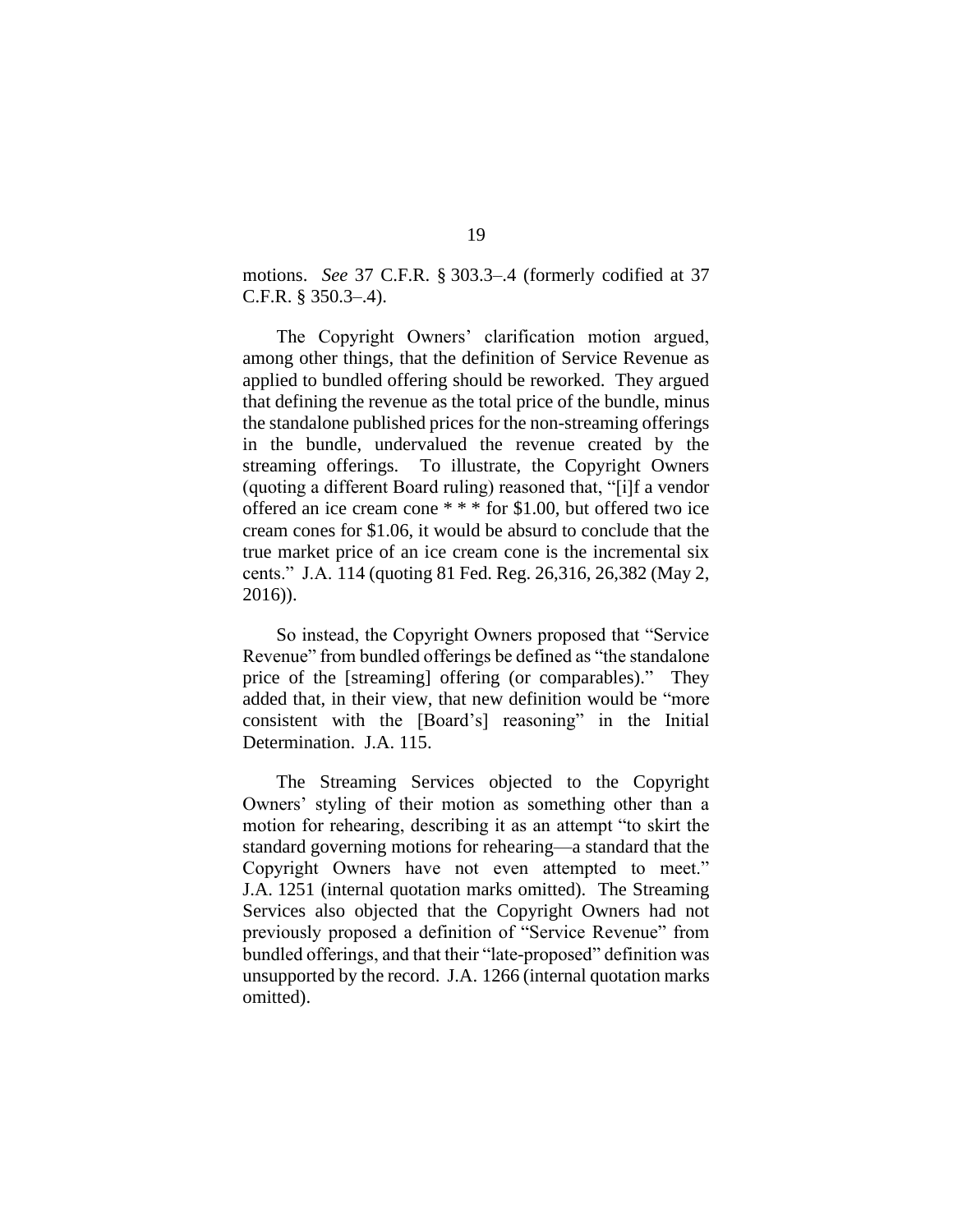motions. *See* 37 C.F.R. § 303.3–.4 (formerly codified at 37 C.F.R. § 350.3–.4).

The Copyright Owners' clarification motion argued, among other things, that the definition of Service Revenue as applied to bundled offering should be reworked. They argued that defining the revenue as the total price of the bundle, minus the standalone published prices for the non-streaming offerings in the bundle, undervalued the revenue created by the streaming offerings. To illustrate, the Copyright Owners (quoting a different Board ruling) reasoned that, "[i]f a vendor offered an ice cream cone * * * for $1.00, but offered two ice cream cones for $1.06, it would be absurd to conclude that the true market price of an ice cream cone is the incremental six cents." J.A. 114 (quoting 81 Fed. Reg. 26,316, 26,382 (May 2, 2016)).

So instead, the Copyright Owners proposed that "Service Revenue" from bundled offerings be defined as "the standalone price of the [streaming] offering (or comparables)." They added that, in their view, that new definition would be "more consistent with the [Board's] reasoning" in the Initial Determination. J.A. 115.

The Streaming Services objected to the Copyright Owners' styling of their motion as something other than a motion for rehearing, describing it as an attempt "to skirt the standard governing motions for rehearing—a standard that the Copyright Owners have not even attempted to meet." J.A. 1251 (internal quotation marks omitted). The Streaming Services also objected that the Copyright Owners had not previously proposed a definition of "Service Revenue" from bundled offerings, and that their "late-proposed" definition was unsupported by the record. J.A. 1266 (internal quotation marks omitted).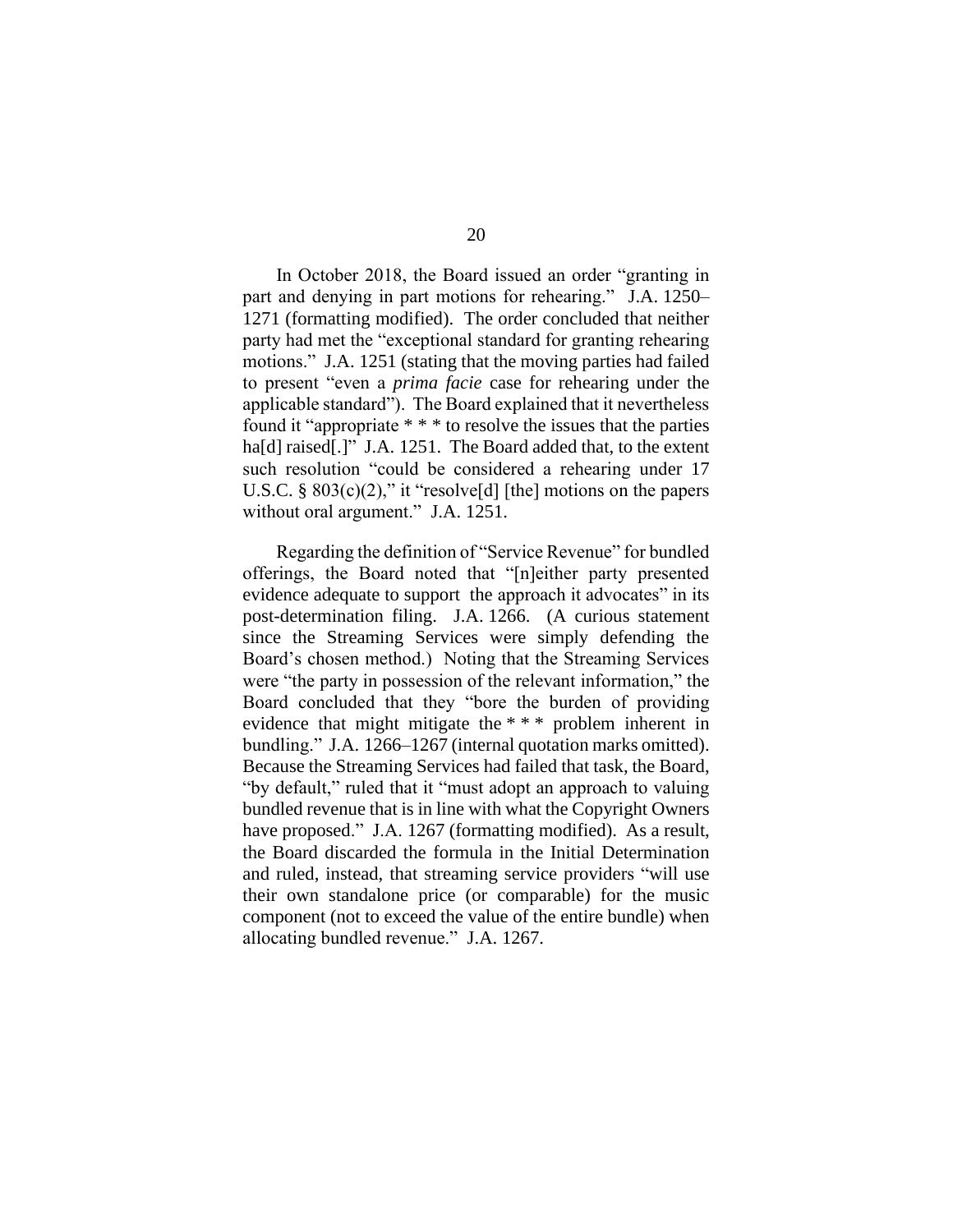In October 2018, the Board issued an order "granting in part and denying in part motions for rehearing." J.A. 1250–1271 (formatting modified). The order concluded that neither party had met the "exceptional standard for granting rehearing motions." J.A. 1251 (stating that the moving parties had failed to present "even a *prima facie* case for rehearing under the applicable standard"). The Board explained that it nevertheless found it "appropriate * * * to resolve the issues that the parties ha[d] raised[.]" J.A. 1251. The Board added that, to the extent such resolution "could be considered a rehearing under 17 U.S.C. § 803(c)(2)," it "resolve[d] [the] motions on the papers without oral argument." J.A. 1251.

Regarding the definition of "Service Revenue" for bundled offerings, the Board noted that "[n]either party presented evidence adequate to support the approach it advocates" in its post-determination filing. J.A. 1266. (A curious statement since the Streaming Services were simply defending the Board's chosen method.) Noting that the Streaming Services were "the party in possession of the relevant information," the Board concluded that they "bore the burden of providing evidence that might mitigate the * * * problem inherent in bundling." J.A. 1266–1267 (internal quotation marks omitted). Because the Streaming Services had failed that task, the Board, "by default," ruled that it "must adopt an approach to valuing bundled revenue that is in line with what the Copyright Owners have proposed." J.A. 1267 (formatting modified). As a result, the Board discarded the formula in the Initial Determination and ruled, instead, that streaming service providers "will use their own standalone price (or comparable) for the music component (not to exceed the value of the entire bundle) when allocating bundled revenue." J.A. 1267.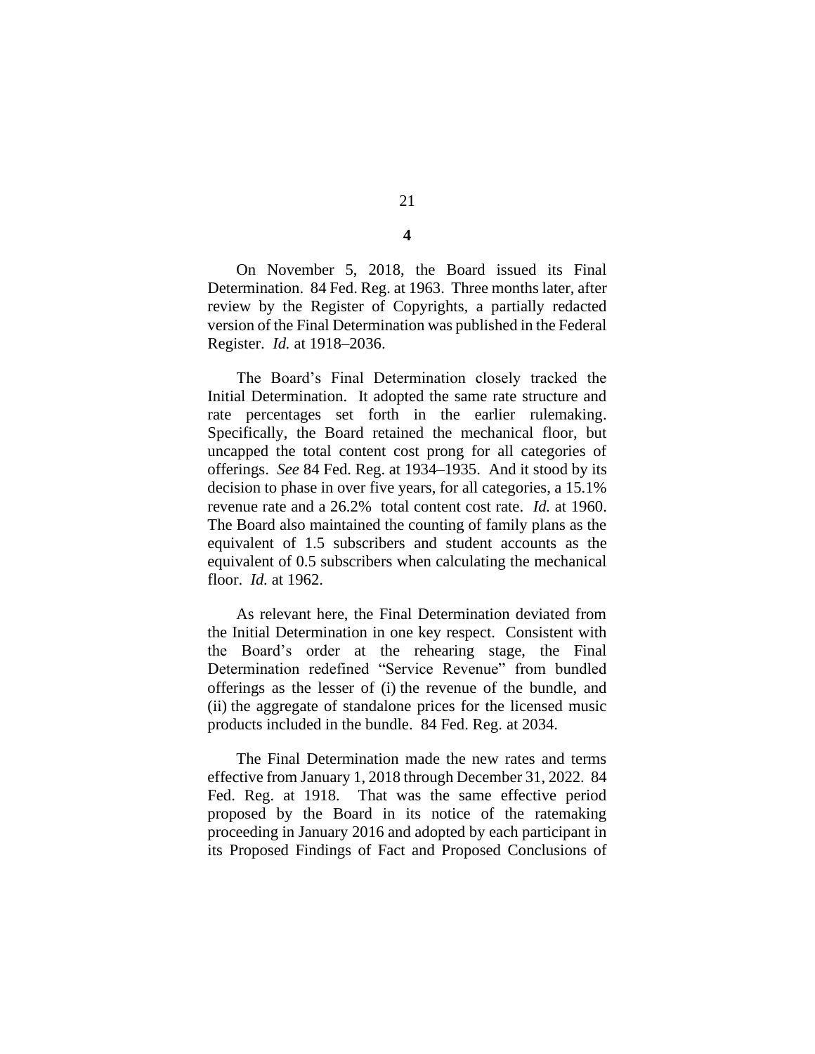**4**

On November 5, 2018, the Board issued its Final Determination. 84 Fed. Reg. at 1963. Three months later, after review by the Register of Copyrights, a partially redacted version of the Final Determination was published in the Federal Register. *Id.* at 1918–2036.

The Board's Final Determination closely tracked the Initial Determination. It adopted the same rate structure and rate percentages set forth in the earlier rulemaking. Specifically, the Board retained the mechanical floor, but uncapped the total content cost prong for all categories of offerings. *See* 84 Fed. Reg. at 1934–1935. And it stood by its decision to phase in over five years, for all categories, a 15.1% revenue rate and a 26.2% total content cost rate. *Id.* at 1960. The Board also maintained the counting of family plans as the equivalent of 1.5 subscribers and student accounts as the equivalent of 0.5 subscribers when calculating the mechanical floor. *Id.* at 1962.

As relevant here, the Final Determination deviated from the Initial Determination in one key respect. Consistent with the Board's order at the rehearing stage, the Final Determination redefined "Service Revenue" from bundled offerings as the lesser of (i) the revenue of the bundle, and (ii) the aggregate of standalone prices for the licensed music products included in the bundle. 84 Fed. Reg. at 2034.

The Final Determination made the new rates and terms effective from January 1, 2018 through December 31, 2022. 84 Fed. Reg. at 1918. That was the same effective period proposed by the Board in its notice of the ratemaking proceeding in January 2016 and adopted by each participant in its Proposed Findings of Fact and Proposed Conclusions of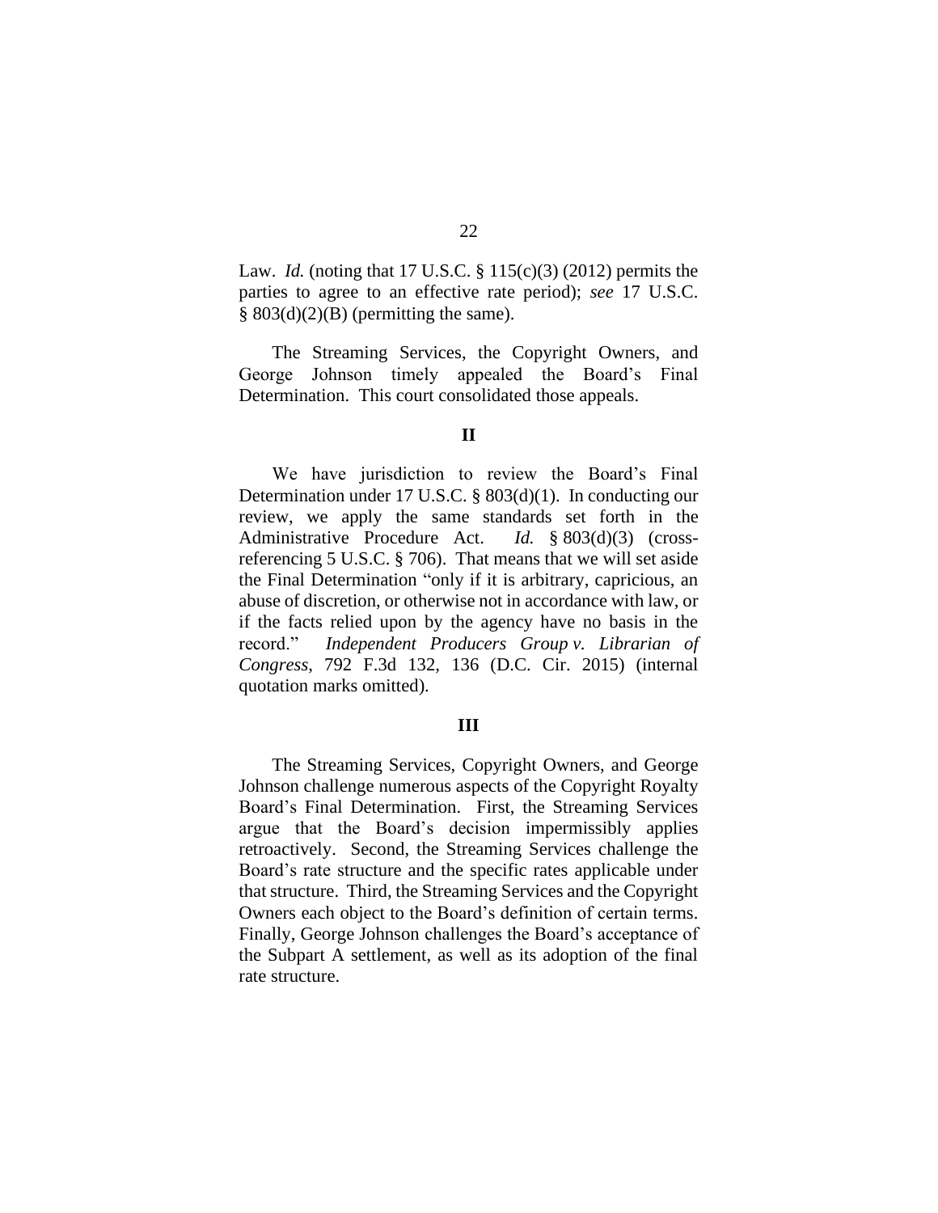Law. *Id.* (noting that 17 U.S.C. § 115(c)(3) (2012) permits the parties to agree to an effective rate period); *see* 17 U.S.C. § 803(d)(2)(B) (permitting the same).

The Streaming Services, the Copyright Owners, and George Johnson timely appealed the Board's Final Determination. This court consolidated those appeals.

## II

We have jurisdiction to review the Board's Final Determination under 17 U.S.C. § 803(d)(1). In conducting our review, we apply the same standards set forth in the Administrative Procedure Act. *Id.* § 803(d)(3) (cross-referencing 5 U.S.C. § 706). That means that we will set aside the Final Determination "only if it is arbitrary, capricious, an abuse of discretion, or otherwise not in accordance with law, or if the facts relied upon by the agency have no basis in the record." *Independent Producers Group v. Librarian of Congress*, 792 F.3d 132, 136 (D.C. Cir. 2015) (internal quotation marks omitted).

## III

The Streaming Services, Copyright Owners, and George Johnson challenge numerous aspects of the Copyright Royalty Board's Final Determination. First, the Streaming Services argue that the Board's decision impermissibly applies retroactively. Second, the Streaming Services challenge the Board's rate structure and the specific rates applicable under that structure. Third, the Streaming Services and the Copyright Owners each object to the Board's definition of certain terms. Finally, George Johnson challenges the Board's acceptance of the Subpart A settlement, as well as its adoption of the final rate structure.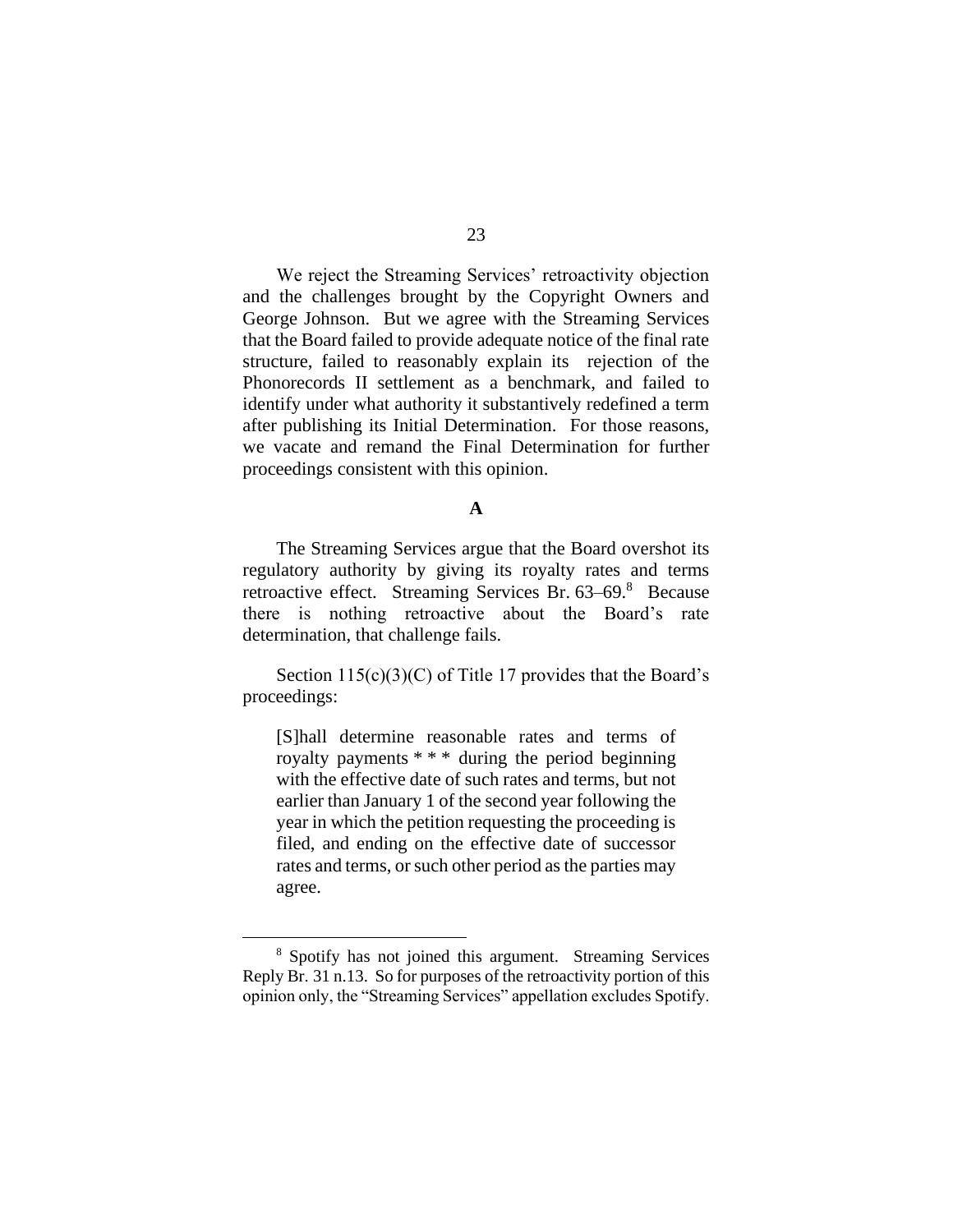We reject the Streaming Services' retroactivity objection and the challenges brought by the Copyright Owners and George Johnson. But we agree with the Streaming Services that the Board failed to provide adequate notice of the final rate structure, failed to reasonably explain its rejection of the Phonorecords II settlement as a benchmark, and failed to identify under what authority it substantively redefined a term after publishing its Initial Determination. For those reasons, we vacate and remand the Final Determination for further proceedings consistent with this opinion.

### A

The Streaming Services argue that the Board overshot its regulatory authority by giving its royalty rates and terms retroactive effect. Streaming Services Br. 63–69.[8] Because there is nothing retroactive about the Board's rate determination, that challenge fails.

Section 115(c)(3)(C) of Title 17 provides that the Board's proceedings:

> [S]hall determine reasonable rates and terms of royalty payments * * * during the period beginning with the effective date of such rates and terms, but not earlier than January 1 of the second year following the year in which the petition requesting the proceeding is filed, and ending on the effective date of successor rates and terms, or such other period as the parties may agree.

---

[8] Spotify has not joined this argument. Streaming Services Reply Br. 31 n.13. So for purposes of the retroactivity portion of this opinion only, the "Streaming Services" appellation excludes Spotify.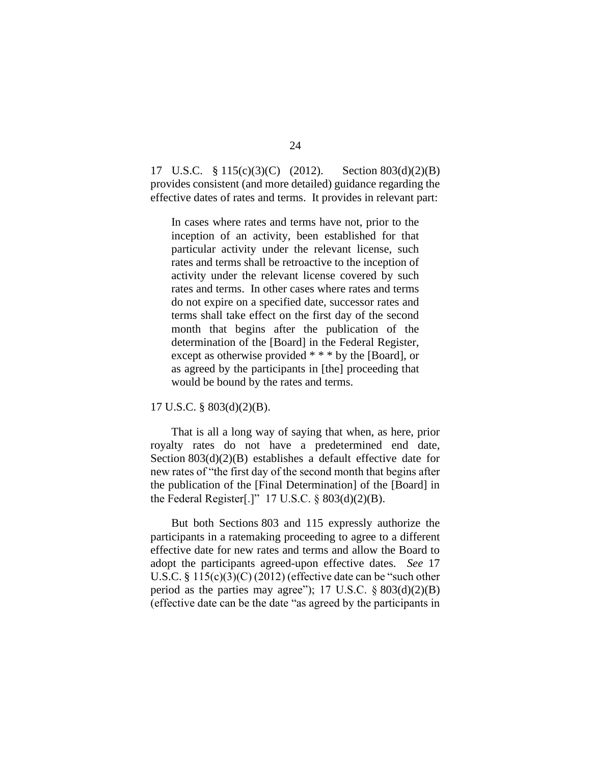17 U.S.C. § 115(c)(3)(C) (2012). Section 803(d)(2)(B) provides consistent (and more detailed) guidance regarding the effective dates of rates and terms. It provides in relevant part:

> In cases where rates and terms have not, prior to the inception of an activity, been established for that particular activity under the relevant license, such rates and terms shall be retroactive to the inception of activity under the relevant license covered by such rates and terms. In other cases where rates and terms do not expire on a specified date, successor rates and terms shall take effect on the first day of the second month that begins after the publication of the determination of the [Board] in the Federal Register, except as otherwise provided * * * by the [Board], or as agreed by the participants in [the] proceeding that would be bound by the rates and terms.

17 U.S.C. § 803(d)(2)(B).

That is all a long way of saying that when, as here, prior royalty rates do not have a predetermined end date, Section 803(d)(2)(B) establishes a default effective date for new rates of "the first day of the second month that begins after the publication of the [Final Determination] of the [Board] in the Federal Register[.]" 17 U.S.C. § 803(d)(2)(B).

But both Sections 803 and 115 expressly authorize the participants in a ratemaking proceeding to agree to a different effective date for new rates and terms and allow the Board to adopt the participants agreed-upon effective dates. *See* 17 U.S.C. § 115(c)(3)(C) (2012) (effective date can be "such other period as the parties may agree"); 17 U.S.C. § 803(d)(2)(B) (effective date can be the date "as agreed by the participants in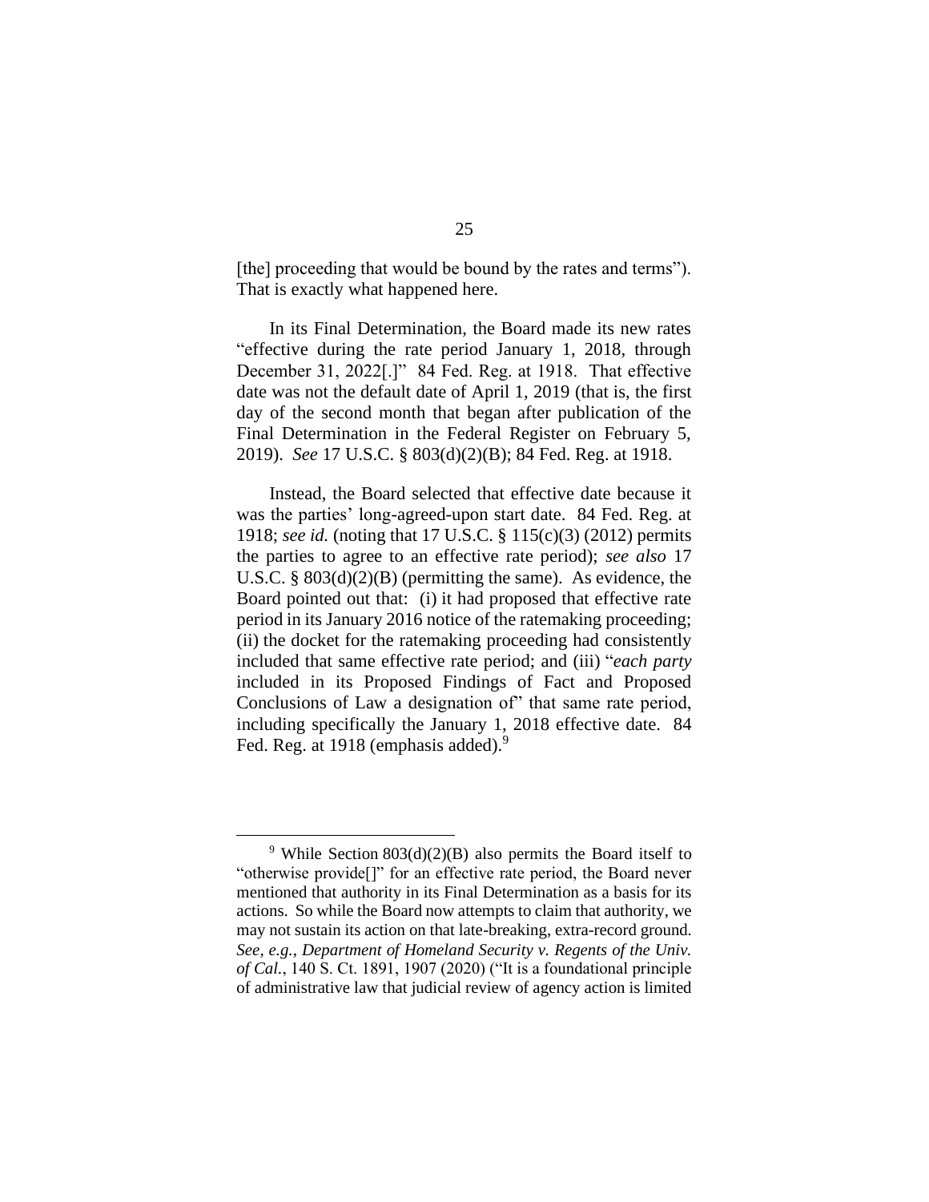[the] proceeding that would be bound by the rates and terms"). That is exactly what happened here.

In its Final Determination, the Board made its new rates "effective during the rate period January 1, 2018, through December 31, 2022[.]" 84 Fed. Reg. at 1918. That effective date was not the default date of April 1, 2019 (that is, the first day of the second month that began after publication of the Final Determination in the Federal Register on February 5, 2019). *See* 17 U.S.C. § 803(d)(2)(B); 84 Fed. Reg. at 1918.

Instead, the Board selected that effective date because it was the parties' long-agreed-upon start date. 84 Fed. Reg. at 1918; *see id.* (noting that 17 U.S.C. § 115(c)(3) (2012) permits the parties to agree to an effective rate period); *see also* 17 U.S.C. § 803(d)(2)(B) (permitting the same). As evidence, the Board pointed out that: (i) it had proposed that effective rate period in its January 2016 notice of the ratemaking proceeding; (ii) the docket for the ratemaking proceeding had consistently included that same effective rate period; and (iii) "*each party* included in its Proposed Findings of Fact and Proposed Conclusions of Law a designation of" that same rate period, including specifically the January 1, 2018 effective date. 84 Fed. Reg. at 1918 (emphasis added).[9]

---

[9] While Section 803(d)(2)(B) also permits the Board itself to "otherwise provide[]" for an effective rate period, the Board never mentioned that authority in its Final Determination as a basis for its actions. So while the Board now attempts to claim that authority, we may not sustain its action on that late-breaking, extra-record ground. *See, e.g.*, *Department of Homeland Security v. Regents of the Univ. of Cal.*, 140 S. Ct. 1891, 1907 (2020) ("It is a foundational principle of administrative law that judicial review of agency action is limited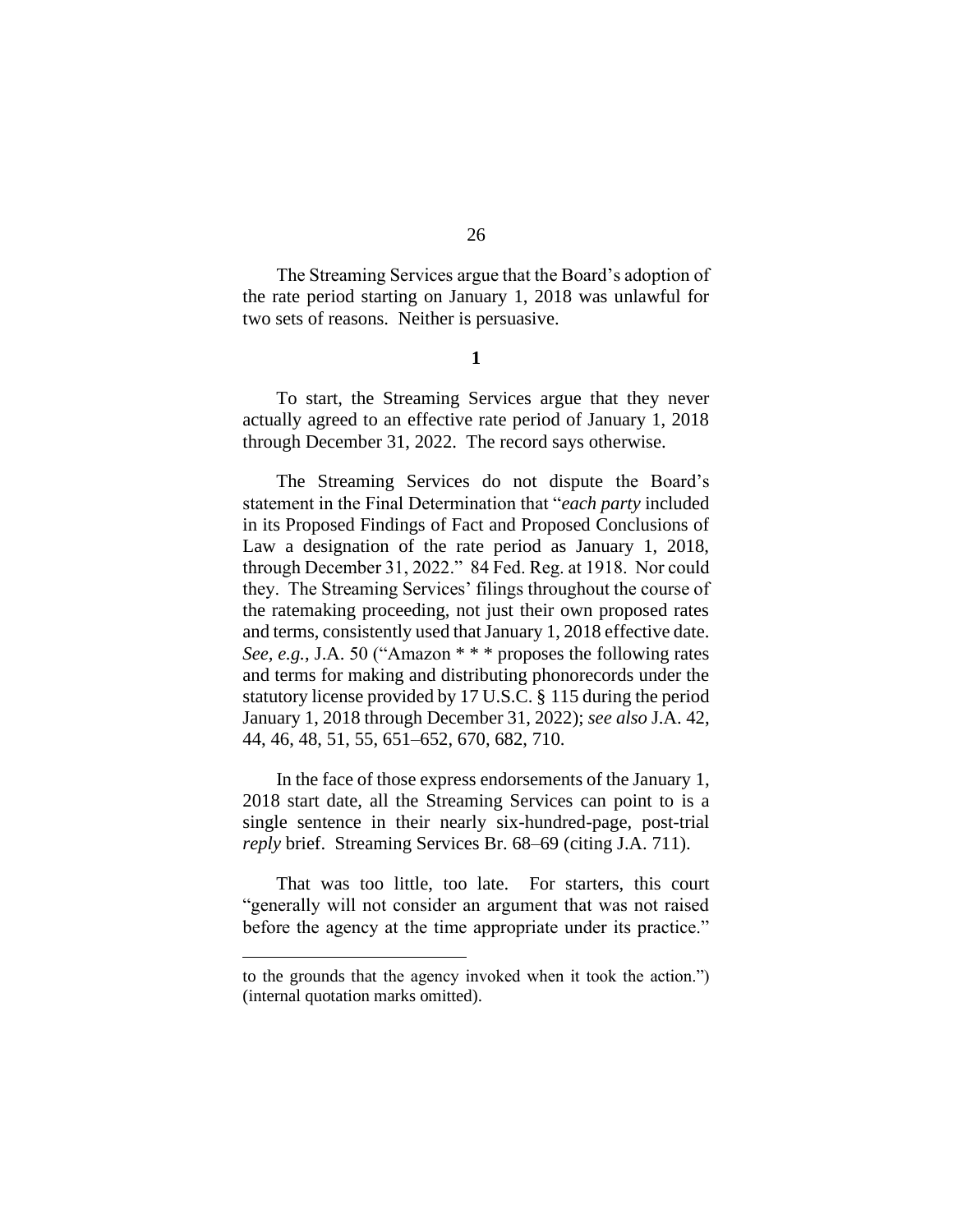The Streaming Services argue that the Board's adoption of the rate period starting on January 1, 2018 was unlawful for two sets of reasons. Neither is persuasive.

**1**

To start, the Streaming Services argue that they never actually agreed to an effective rate period of January 1, 2018 through December 31, 2022. The record says otherwise.

The Streaming Services do not dispute the Board's statement in the Final Determination that "*each party* included in its Proposed Findings of Fact and Proposed Conclusions of Law a designation of the rate period as January 1, 2018, through December 31, 2022." 84 Fed. Reg. at 1918. Nor could they. The Streaming Services' filings throughout the course of the ratemaking proceeding, not just their own proposed rates and terms, consistently used that January 1, 2018 effective date. *See, e.g.*, J.A. 50 ("Amazon * * * proposes the following rates and terms for making and distributing phonorecords under the statutory license provided by 17 U.S.C. § 115 during the period January 1, 2018 through December 31, 2022); *see also* J.A. 42, 44, 46, 48, 51, 55, 651–652, 670, 682, 710.

In the face of those express endorsements of the January 1, 2018 start date, all the Streaming Services can point to is a single sentence in their nearly six-hundred-page, post-trial *reply* brief. Streaming Services Br. 68–69 (citing J.A. 711).

That was too little, too late. For starters, this court "generally will not consider an argument that was not raised before the agency at the time appropriate under its practice."

to the grounds that the agency invoked when it took the action.") (internal quotation marks omitted).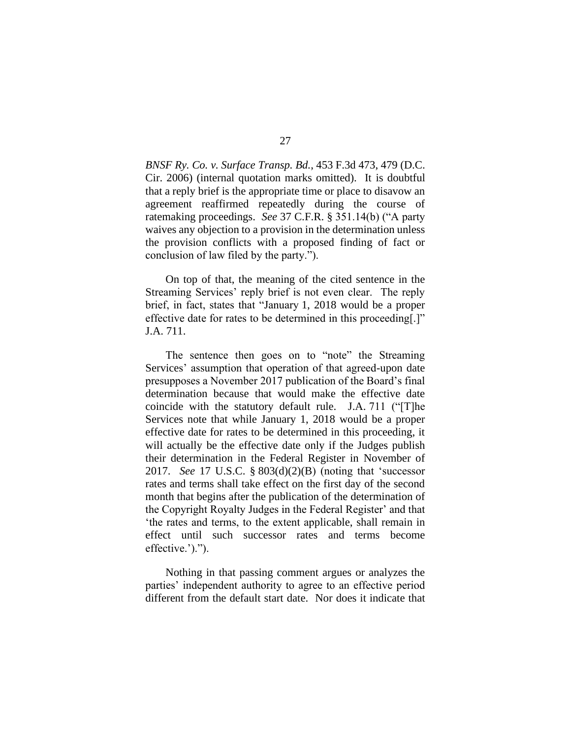*BNSF Ry. Co. v. Surface Transp. Bd.*, 453 F.3d 473, 479 (D.C. Cir. 2006) (internal quotation marks omitted). It is doubtful that a reply brief is the appropriate time or place to disavow an agreement reaffirmed repeatedly during the course of ratemaking proceedings. *See* 37 C.F.R. § 351.14(b) ("A party waives any objection to a provision in the determination unless the provision conflicts with a proposed finding of fact or conclusion of law filed by the party.").

On top of that, the meaning of the cited sentence in the Streaming Services' reply brief is not even clear. The reply brief, in fact, states that "January 1, 2018 would be a proper effective date for rates to be determined in this proceeding[.]" J.A. 711.

The sentence then goes on to "note" the Streaming Services' assumption that operation of that agreed-upon date presupposes a November 2017 publication of the Board's final determination because that would make the effective date coincide with the statutory default rule. J.A. 711 ("[T]he Services note that while January 1, 2018 would be a proper effective date for rates to be determined in this proceeding, it will actually be the effective date only if the Judges publish their determination in the Federal Register in November of 2017. *See* 17 U.S.C. § 803(d)(2)(B) (noting that 'successor rates and terms shall take effect on the first day of the second month that begins after the publication of the determination of the Copyright Royalty Judges in the Federal Register' and that 'the rates and terms, to the extent applicable, shall remain in effect until such successor rates and terms become effective.').").

Nothing in that passing comment argues or analyzes the parties' independent authority to agree to an effective period different from the default start date. Nor does it indicate that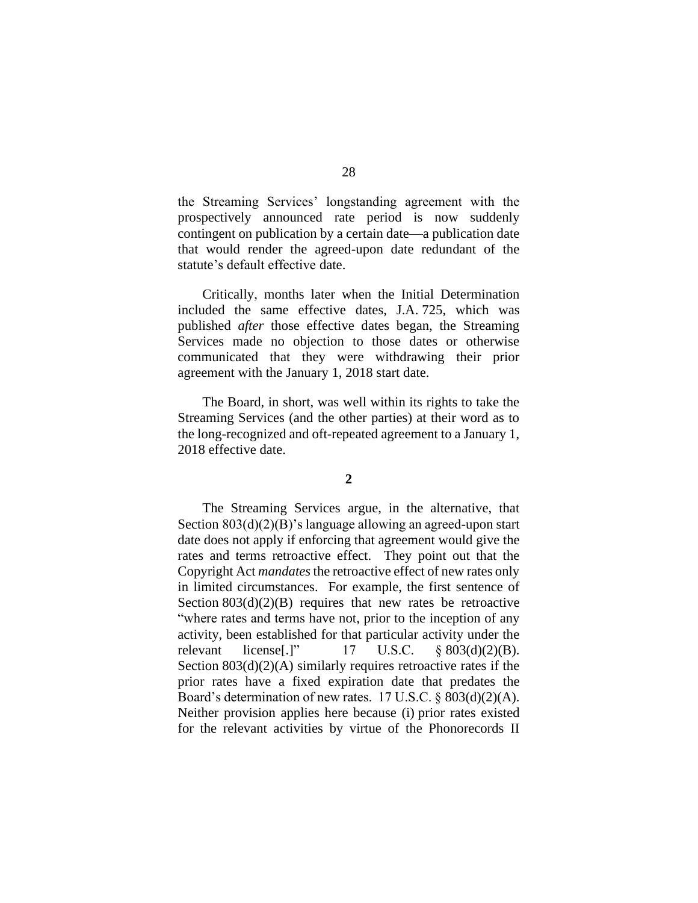the Streaming Services' longstanding agreement with the prospectively announced rate period is now suddenly contingent on publication by a certain date—a publication date that would render the agreed-upon date redundant of the statute's default effective date.

Critically, months later when the Initial Determination included the same effective dates, J.A. 725, which was published *after* those effective dates began, the Streaming Services made no objection to those dates or otherwise communicated that they were withdrawing their prior agreement with the January 1, 2018 start date.

The Board, in short, was well within its rights to take the Streaming Services (and the other parties) at their word as to the long-recognized and oft-repeated agreement to a January 1, 2018 effective date.

**2**

The Streaming Services argue, in the alternative, that Section 803(d)(2)(B)'s language allowing an agreed-upon start date does not apply if enforcing that agreement would give the rates and terms retroactive effect. They point out that the Copyright Act *mandates* the retroactive effect of new rates only in limited circumstances. For example, the first sentence of Section 803(d)(2)(B) requires that new rates be retroactive "where rates and terms have not, prior to the inception of any activity, been established for that particular activity under the relevant license[.]" 17 U.S.C. § 803(d)(2)(B). Section 803(d)(2)(A) similarly requires retroactive rates if the prior rates have a fixed expiration date that predates the Board's determination of new rates. 17 U.S.C. § 803(d)(2)(A). Neither provision applies here because (i) prior rates existed for the relevant activities by virtue of the Phonorecords II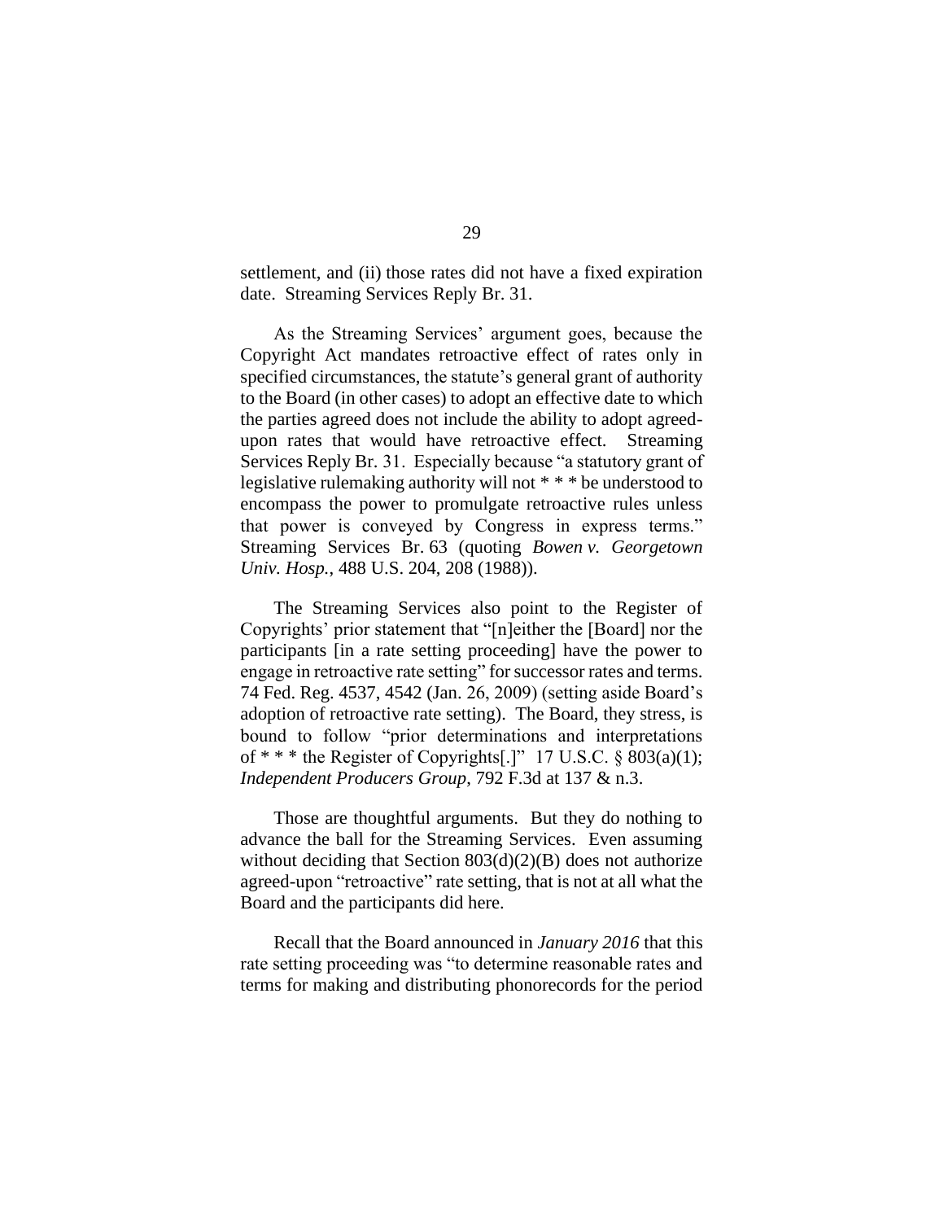settlement, and (ii) those rates did not have a fixed expiration date. Streaming Services Reply Br. 31.

As the Streaming Services' argument goes, because the Copyright Act mandates retroactive effect of rates only in specified circumstances, the statute's general grant of authority to the Board (in other cases) to adopt an effective date to which the parties agreed does not include the ability to adopt agreed-upon rates that would have retroactive effect. Streaming Services Reply Br. 31. Especially because "a statutory grant of legislative rulemaking authority will not * * * be understood to encompass the power to promulgate retroactive rules unless that power is conveyed by Congress in express terms." Streaming Services Br. 63 (quoting *Bowen v. Georgetown Univ. Hosp.*, 488 U.S. 204, 208 (1988)).

The Streaming Services also point to the Register of Copyrights' prior statement that "[n]either the [Board] nor the participants [in a rate setting proceeding] have the power to engage in retroactive rate setting" for successor rates and terms. 74 Fed. Reg. 4537, 4542 (Jan. 26, 2009) (setting aside Board's adoption of retroactive rate setting). The Board, they stress, is bound to follow "prior determinations and interpretations of * * * the Register of Copyrights[.]" 17 U.S.C. § 803(a)(1); *Independent Producers Group*, 792 F.3d at 137 & n.3.

Those are thoughtful arguments. But they do nothing to advance the ball for the Streaming Services. Even assuming without deciding that Section 803(d)(2)(B) does not authorize agreed-upon "retroactive" rate setting, that is not at all what the Board and the participants did here.

Recall that the Board announced in *January 2016* that this rate setting proceeding was "to determine reasonable rates and terms for making and distributing phonorecords for the period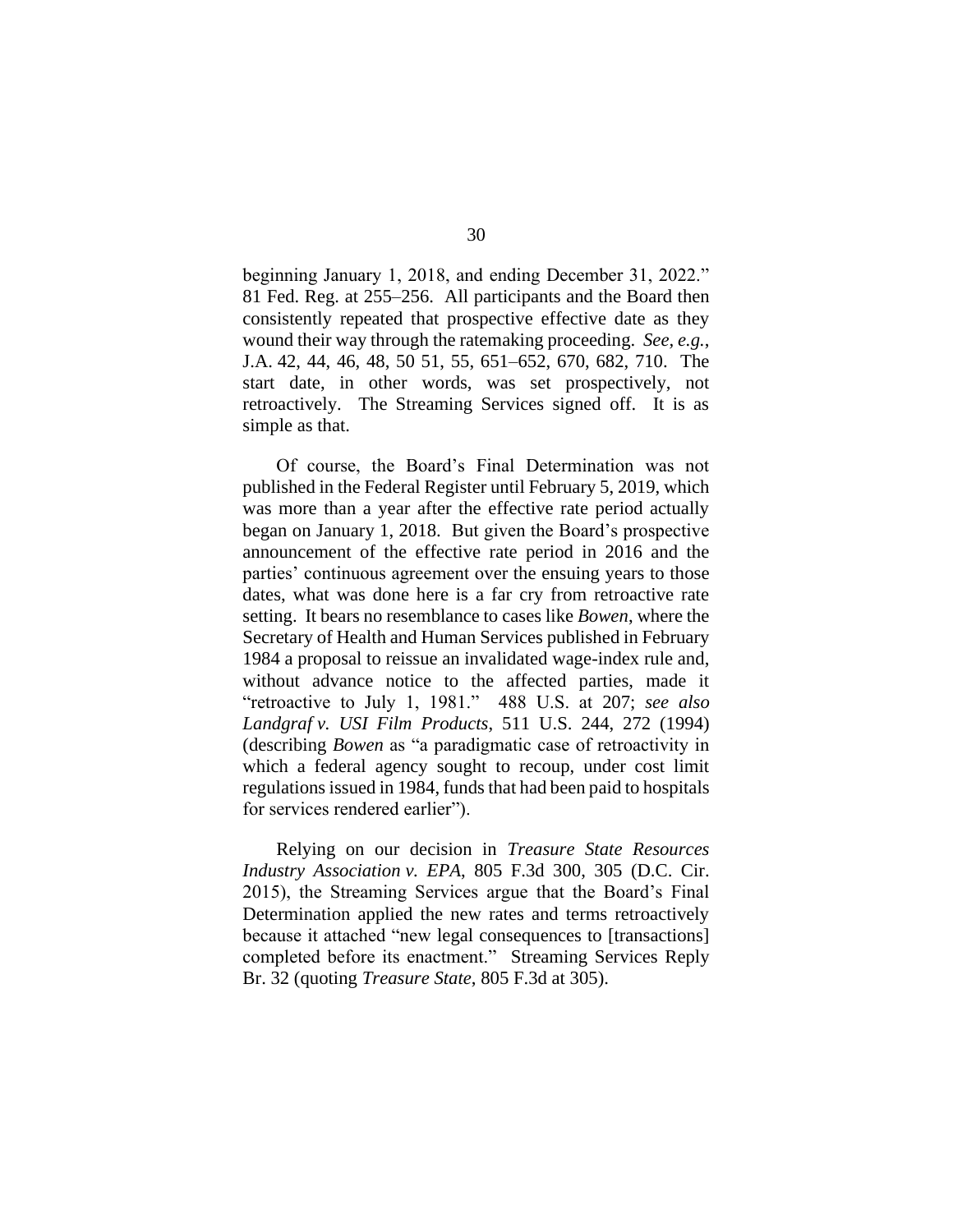beginning January 1, 2018, and ending December 31, 2022." 81 Fed. Reg. at 255–256. All participants and the Board then consistently repeated that prospective effective date as they wound their way through the ratemaking proceeding. *See, e.g.*, J.A. 42, 44, 46, 48, 50 51, 55, 651–652, 670, 682, 710. The start date, in other words, was set prospectively, not retroactively. The Streaming Services signed off. It is as simple as that.

Of course, the Board's Final Determination was not published in the Federal Register until February 5, 2019, which was more than a year after the effective rate period actually began on January 1, 2018. But given the Board's prospective announcement of the effective rate period in 2016 and the parties' continuous agreement over the ensuing years to those dates, what was done here is a far cry from retroactive rate setting. It bears no resemblance to cases like *Bowen*, where the Secretary of Health and Human Services published in February 1984 a proposal to reissue an invalidated wage-index rule and, without advance notice to the affected parties, made it "retroactive to July 1, 1981." 488 U.S. at 207; *see also Landgraf v. USI Film Products*, 511 U.S. 244, 272 (1994) (describing *Bowen* as "a paradigmatic case of retroactivity in which a federal agency sought to recoup, under cost limit regulations issued in 1984, funds that had been paid to hospitals for services rendered earlier").

Relying on our decision in *Treasure State Resources Industry Association v. EPA*, 805 F.3d 300, 305 (D.C. Cir. 2015), the Streaming Services argue that the Board's Final Determination applied the new rates and terms retroactively because it attached "new legal consequences to [transactions] completed before its enactment." Streaming Services Reply Br. 32 (quoting *Treasure State*, 805 F.3d at 305).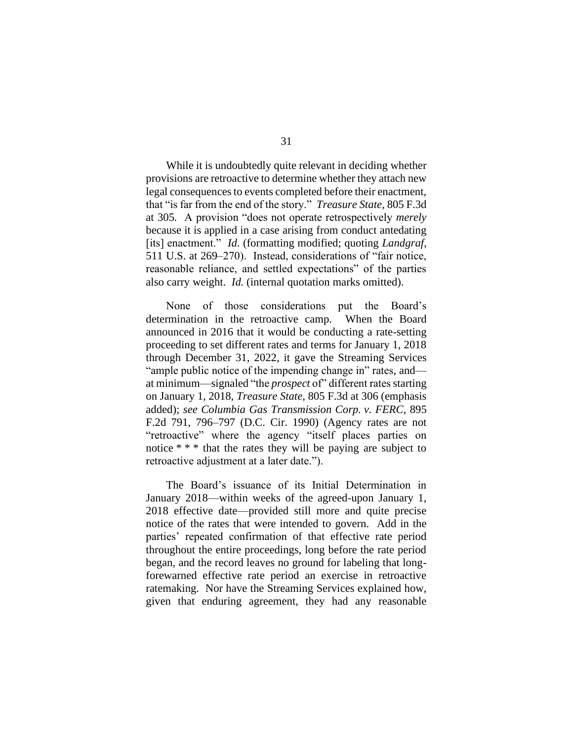While it is undoubtedly quite relevant in deciding whether provisions are retroactive to determine whether they attach new legal consequences to events completed before their enactment, that "is far from the end of the story." *Treasure State*, 805 F.3d at 305. A provision "does not operate retrospectively *merely* because it is applied in a case arising from conduct antedating [its] enactment." *Id*. (formatting modified; quoting *Landgraf*, 511 U.S. at 269–270). Instead, considerations of "fair notice, reasonable reliance, and settled expectations" of the parties also carry weight. *Id.* (internal quotation marks omitted).

None of those considerations put the Board's determination in the retroactive camp. When the Board announced in 2016 that it would be conducting a rate-setting proceeding to set different rates and terms for January 1, 2018 through December 31, 2022, it gave the Streaming Services "ample public notice of the impending change in" rates, and—at minimum—signaled "the *prospect* of" different rates starting on January 1, 2018, *Treasure State*, 805 F.3d at 306 (emphasis added); *see Columbia Gas Transmission Corp. v. FERC*, 895 F.2d 791, 796–797 (D.C. Cir. 1990) (Agency rates are not "retroactive" where the agency "itself places parties on notice * * * that the rates they will be paying are subject to retroactive adjustment at a later date.").

The Board's issuance of its Initial Determination in January 2018—within weeks of the agreed-upon January 1, 2018 effective date—provided still more and quite precise notice of the rates that were intended to govern. Add in the parties' repeated confirmation of that effective rate period throughout the entire proceedings, long before the rate period began, and the record leaves no ground for labeling that long-forewarned effective rate period an exercise in retroactive ratemaking. Nor have the Streaming Services explained how, given that enduring agreement, they had any reasonable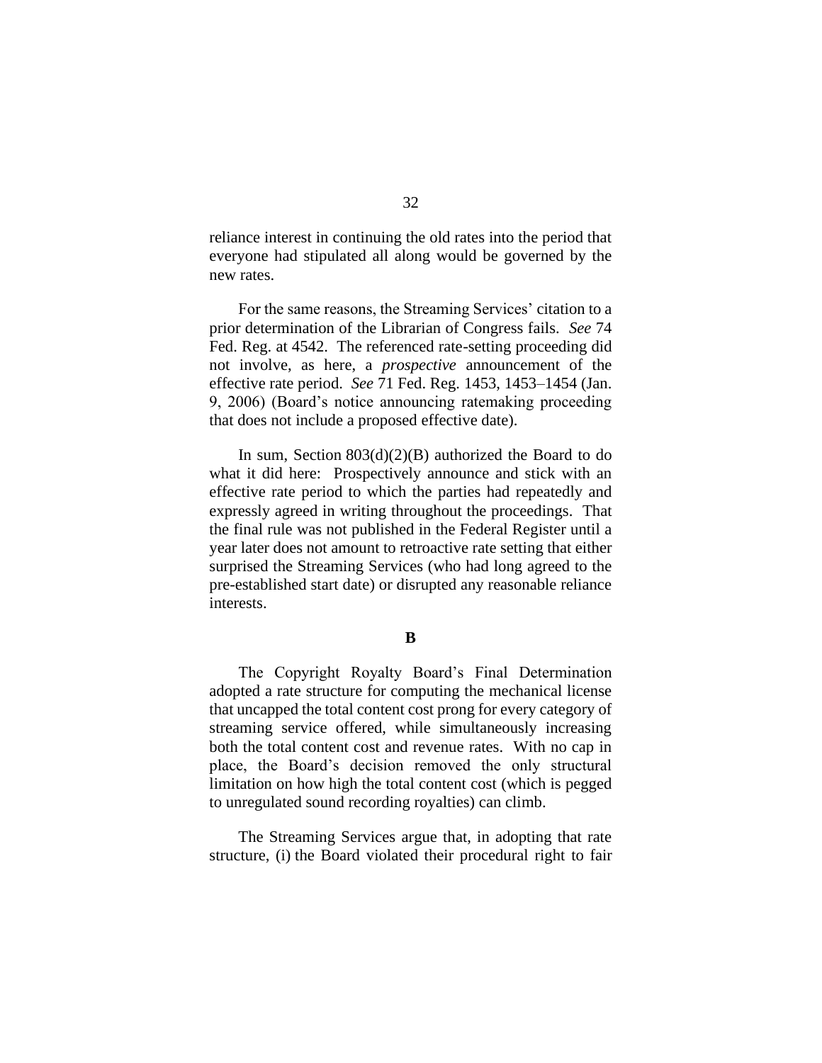reliance interest in continuing the old rates into the period that everyone had stipulated all along would be governed by the new rates.

For the same reasons, the Streaming Services' citation to a prior determination of the Librarian of Congress fails. *See* 74 Fed. Reg. at 4542. The referenced rate-setting proceeding did not involve, as here, a *prospective* announcement of the effective rate period. *See* 71 Fed. Reg. 1453, 1453–1454 (Jan. 9, 2006) (Board's notice announcing ratemaking proceeding that does not include a proposed effective date).

In sum, Section 803(d)(2)(B) authorized the Board to do what it did here: Prospectively announce and stick with an effective rate period to which the parties had repeatedly and expressly agreed in writing throughout the proceedings. That the final rule was not published in the Federal Register until a year later does not amount to retroactive rate setting that either surprised the Streaming Services (who had long agreed to the pre-established start date) or disrupted any reasonable reliance interests.

**B**

The Copyright Royalty Board's Final Determination adopted a rate structure for computing the mechanical license that uncapped the total content cost prong for every category of streaming service offered, while simultaneously increasing both the total content cost and revenue rates. With no cap in place, the Board's decision removed the only structural limitation on how high the total content cost (which is pegged to unregulated sound recording royalties) can climb.

The Streaming Services argue that, in adopting that rate structure, (i) the Board violated their procedural right to fair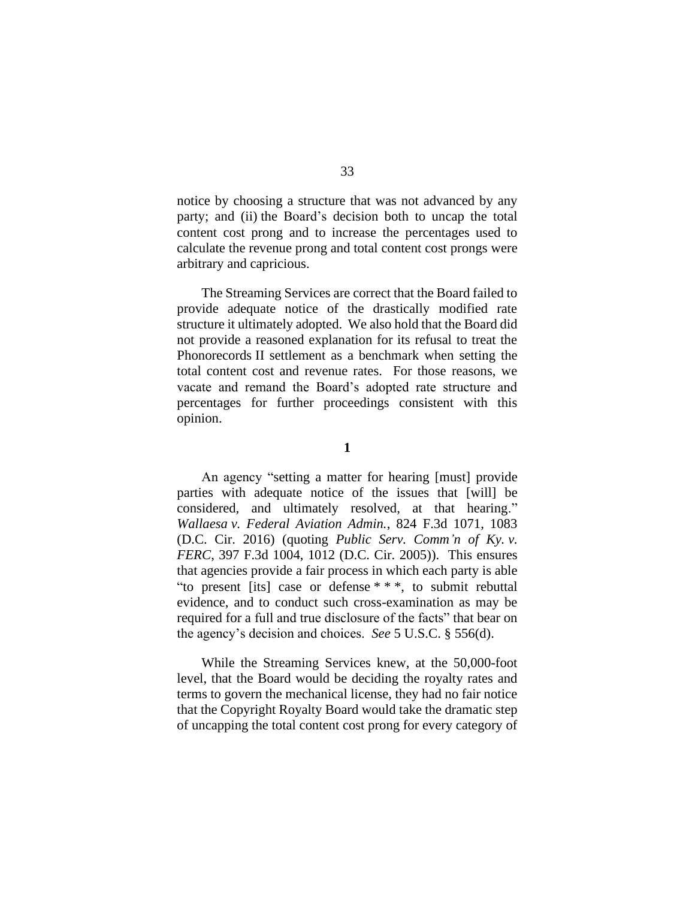notice by choosing a structure that was not advanced by any party; and (ii) the Board's decision both to uncap the total content cost prong and to increase the percentages used to calculate the revenue prong and total content cost prongs were arbitrary and capricious.

The Streaming Services are correct that the Board failed to provide adequate notice of the drastically modified rate structure it ultimately adopted. We also hold that the Board did not provide a reasoned explanation for its refusal to treat the Phonorecords II settlement as a benchmark when setting the total content cost and revenue rates. For those reasons, we vacate and remand the Board's adopted rate structure and percentages for further proceedings consistent with this opinion.

**1**

An agency "setting a matter for hearing [must] provide parties with adequate notice of the issues that [will] be considered, and ultimately resolved, at that hearing." *Wallaesa v. Federal Aviation Admin.*, 824 F.3d 1071, 1083 (D.C. Cir. 2016) (quoting *Public Serv. Comm'n of Ky. v. FERC*, 397 F.3d 1004, 1012 (D.C. Cir. 2005)). This ensures that agencies provide a fair process in which each party is able "to present [its] case or defense * * *, to submit rebuttal evidence, and to conduct such cross-examination as may be required for a full and true disclosure of the facts" that bear on the agency's decision and choices. *See* 5 U.S.C. § 556(d).

While the Streaming Services knew, at the 50,000-foot level, that the Board would be deciding the royalty rates and terms to govern the mechanical license, they had no fair notice that the Copyright Royalty Board would take the dramatic step of uncapping the total content cost prong for every category of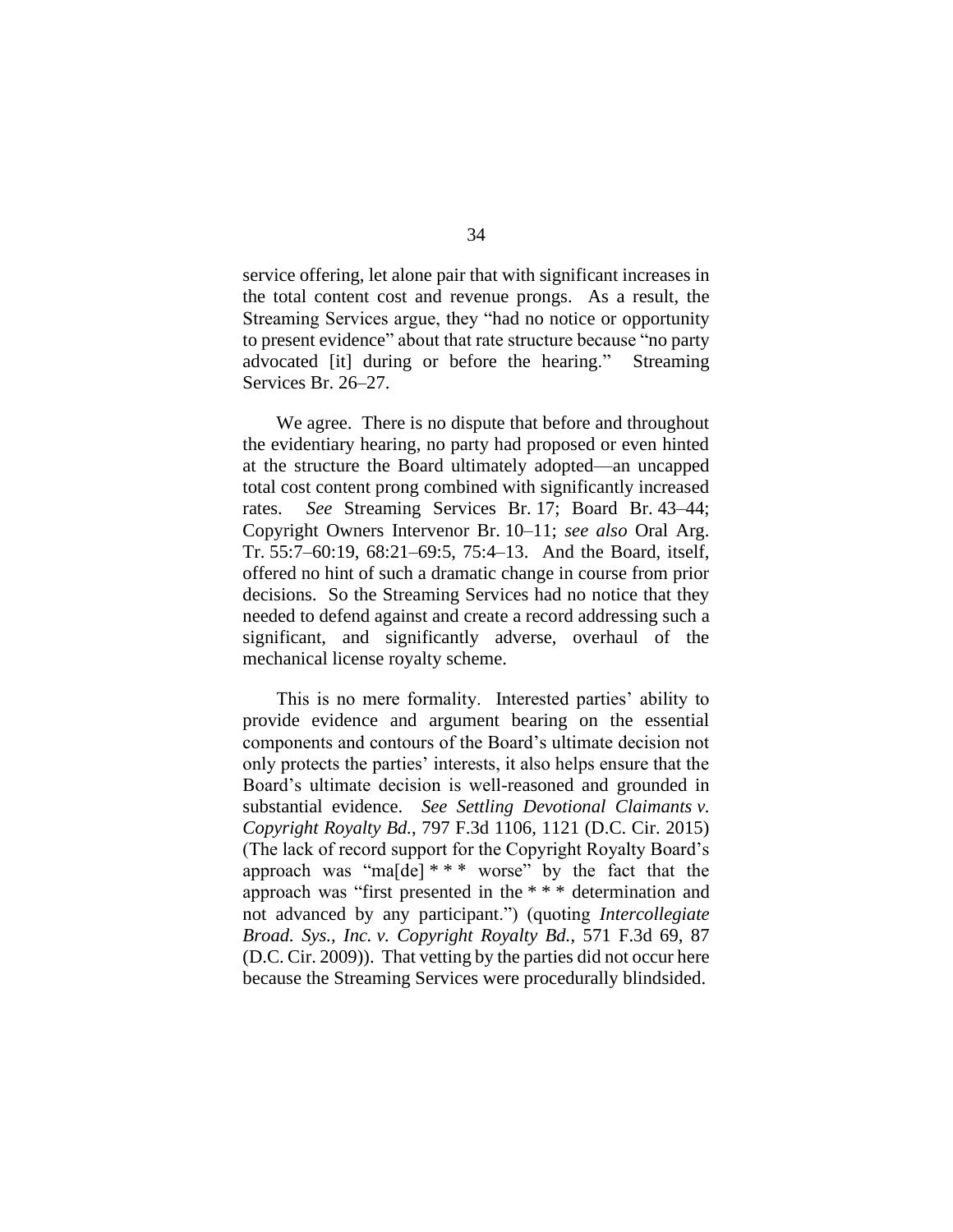service offering, let alone pair that with significant increases in the total content cost and revenue prongs. As a result, the Streaming Services argue, they "had no notice or opportunity to present evidence" about that rate structure because "no party advocated [it] during or before the hearing." Streaming Services Br. 26–27.

We agree. There is no dispute that before and throughout the evidentiary hearing, no party had proposed or even hinted at the structure the Board ultimately adopted—an uncapped total cost content prong combined with significantly increased rates. *See* Streaming Services Br. 17; Board Br. 43–44; Copyright Owners Intervenor Br. 10–11; *see also* Oral Arg. Tr. 55:7–60:19, 68:21–69:5, 75:4–13. And the Board, itself, offered no hint of such a dramatic change in course from prior decisions. So the Streaming Services had no notice that they needed to defend against and create a record addressing such a significant, and significantly adverse, overhaul of the mechanical license royalty scheme.

This is no mere formality. Interested parties' ability to provide evidence and argument bearing on the essential components and contours of the Board's ultimate decision not only protects the parties' interests, it also helps ensure that the Board's ultimate decision is well-reasoned and grounded in substantial evidence. *See Settling Devotional Claimants v. Copyright Royalty Bd.*, 797 F.3d 1106, 1121 (D.C. Cir. 2015) (The lack of record support for the Copyright Royalty Board's approach was "ma[de] * * * worse" by the fact that the approach was "first presented in the * * * determination and not advanced by any participant.") (quoting *Intercollegiate Broad. Sys., Inc. v. Copyright Royalty Bd.*, 571 F.3d 69, 87 (D.C. Cir. 2009)). That vetting by the parties did not occur here because the Streaming Services were procedurally blindsided.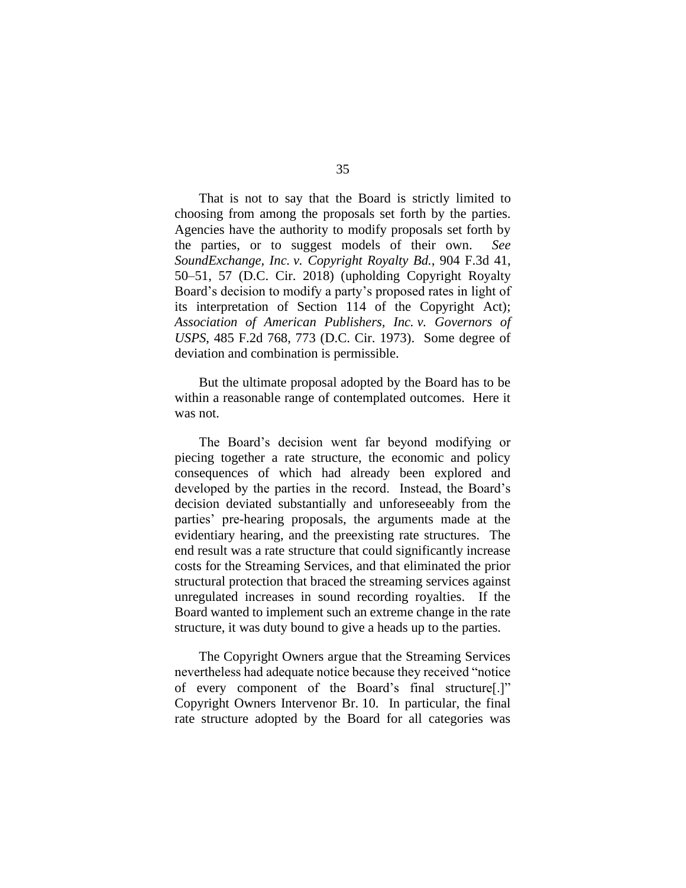That is not to say that the Board is strictly limited to choosing from among the proposals set forth by the parties. Agencies have the authority to modify proposals set forth by the parties, or to suggest models of their own. *See SoundExchange, Inc. v. Copyright Royalty Bd.*, 904 F.3d 41, 50–51, 57 (D.C. Cir. 2018) (upholding Copyright Royalty Board's decision to modify a party's proposed rates in light of its interpretation of Section 114 of the Copyright Act); *Association of American Publishers, Inc. v. Governors of USPS*, 485 F.2d 768, 773 (D.C. Cir. 1973). Some degree of deviation and combination is permissible.

But the ultimate proposal adopted by the Board has to be within a reasonable range of contemplated outcomes. Here it was not.

The Board's decision went far beyond modifying or piecing together a rate structure, the economic and policy consequences of which had already been explored and developed by the parties in the record. Instead, the Board's decision deviated substantially and unforeseeably from the parties' pre-hearing proposals, the arguments made at the evidentiary hearing, and the preexisting rate structures. The end result was a rate structure that could significantly increase costs for the Streaming Services, and that eliminated the prior structural protection that braced the streaming services against unregulated increases in sound recording royalties. If the Board wanted to implement such an extreme change in the rate structure, it was duty bound to give a heads up to the parties.

The Copyright Owners argue that the Streaming Services nevertheless had adequate notice because they received "notice of every component of the Board's final structure[.]" Copyright Owners Intervenor Br. 10. In particular, the final rate structure adopted by the Board for all categories was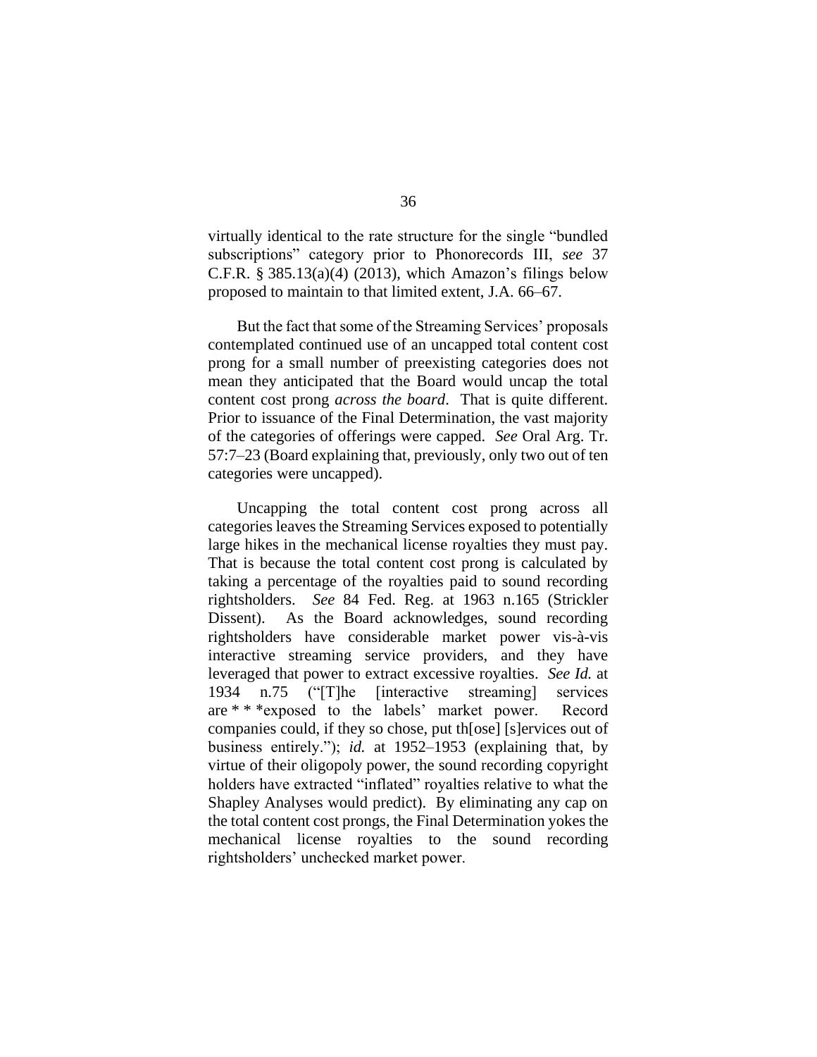virtually identical to the rate structure for the single "bundled subscriptions" category prior to Phonorecords III, *see* 37 C.F.R. § 385.13(a)(4) (2013), which Amazon's filings below proposed to maintain to that limited extent, J.A. 66–67.

But the fact that some of the Streaming Services' proposals contemplated continued use of an uncapped total content cost prong for a small number of preexisting categories does not mean they anticipated that the Board would uncap the total content cost prong *across the board*. That is quite different. Prior to issuance of the Final Determination, the vast majority of the categories of offerings were capped. *See* Oral Arg. Tr. 57:7–23 (Board explaining that, previously, only two out of ten categories were uncapped).

Uncapping the total content cost prong across all categories leaves the Streaming Services exposed to potentially large hikes in the mechanical license royalties they must pay. That is because the total content cost prong is calculated by taking a percentage of the royalties paid to sound recording rightsholders. *See* 84 Fed. Reg. at 1963 n.165 (Strickler Dissent). As the Board acknowledges, sound recording rightsholders have considerable market power vis-à-vis interactive streaming service providers, and they have leveraged that power to extract excessive royalties. *See Id.* at 1934 n.75 ("[T]he [interactive streaming] services are * * *exposed to the labels' market power. Record companies could, if they so chose, put th[ose] [s]ervices out of business entirely."); *id.* at 1952–1953 (explaining that, by virtue of their oligopoly power, the sound recording copyright holders have extracted "inflated" royalties relative to what the Shapley Analyses would predict). By eliminating any cap on the total content cost prongs, the Final Determination yokes the mechanical license royalties to the sound recording rightsholders' unchecked market power.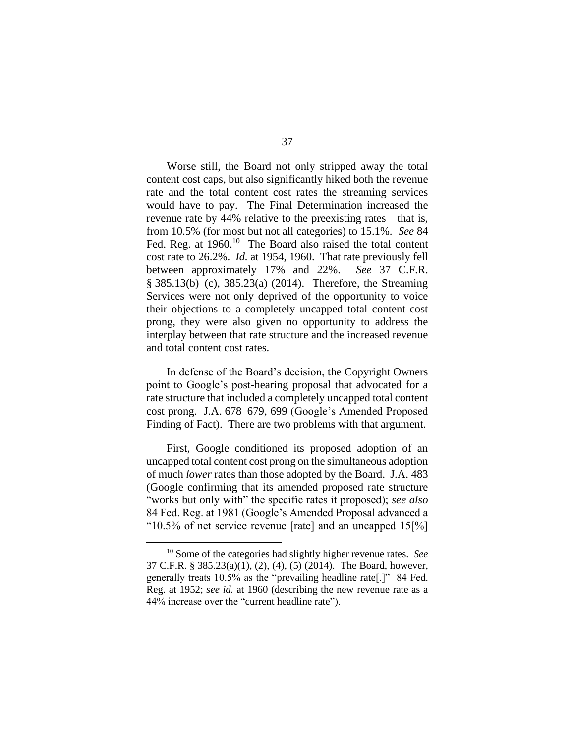Worse still, the Board not only stripped away the total content cost caps, but also significantly hiked both the revenue rate and the total content cost rates the streaming services would have to pay. The Final Determination increased the revenue rate by 44% relative to the preexisting rates—that is, from 10.5% (for most but not all categories) to 15.1%. *See* 84 Fed. Reg. at 1960.[10] The Board also raised the total content cost rate to 26.2%. *Id.* at 1954, 1960. That rate previously fell between approximately 17% and 22%. *See* 37 C.F.R. § 385.13(b)–(c), 385.23(a) (2014). Therefore, the Streaming Services were not only deprived of the opportunity to voice their objections to a completely uncapped total content cost prong, they were also given no opportunity to address the interplay between that rate structure and the increased revenue and total content cost rates.

In defense of the Board's decision, the Copyright Owners point to Google's post-hearing proposal that advocated for a rate structure that included a completely uncapped total content cost prong. J.A. 678–679, 699 (Google's Amended Proposed Finding of Fact). There are two problems with that argument.

First, Google conditioned its proposed adoption of an uncapped total content cost prong on the simultaneous adoption of much *lower* rates than those adopted by the Board. J.A. 483 (Google confirming that its amended proposed rate structure "works but only with" the specific rates it proposed); *see also* 84 Fed. Reg. at 1981 (Google's Amended Proposal advanced a "10.5% of net service revenue [rate] and an uncapped 15[%]

---

[10] Some of the categories had slightly higher revenue rates. *See* 37 C.F.R. § 385.23(a)(1), (2), (4), (5) (2014). The Board, however, generally treats 10.5% as the "prevailing headline rate[.]" 84 Fed. Reg. at 1952; *see id.* at 1960 (describing the new revenue rate as a 44% increase over the "current headline rate").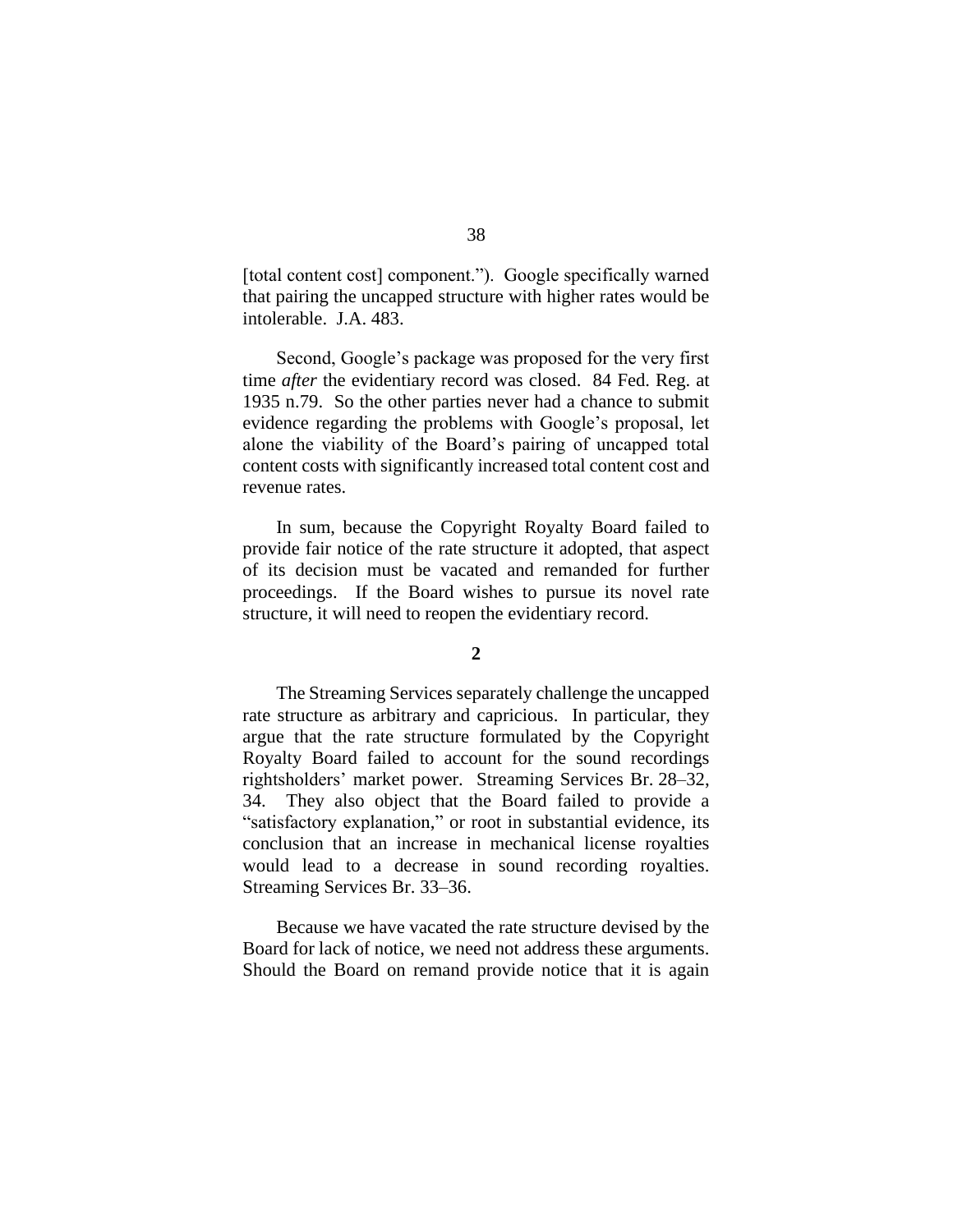[total content cost] component."). Google specifically warned that pairing the uncapped structure with higher rates would be intolerable. J.A. 483.

Second, Google's package was proposed for the very first time *after* the evidentiary record was closed. 84 Fed. Reg. at 1935 n.79. So the other parties never had a chance to submit evidence regarding the problems with Google's proposal, let alone the viability of the Board's pairing of uncapped total content costs with significantly increased total content cost and revenue rates.

In sum, because the Copyright Royalty Board failed to provide fair notice of the rate structure it adopted, that aspect of its decision must be vacated and remanded for further proceedings. If the Board wishes to pursue its novel rate structure, it will need to reopen the evidentiary record.

**2**

The Streaming Services separately challenge the uncapped rate structure as arbitrary and capricious. In particular, they argue that the rate structure formulated by the Copyright Royalty Board failed to account for the sound recordings rightsholders' market power. Streaming Services Br. 28–32, 34. They also object that the Board failed to provide a "satisfactory explanation," or root in substantial evidence, its conclusion that an increase in mechanical license royalties would lead to a decrease in sound recording royalties. Streaming Services Br. 33–36.

Because we have vacated the rate structure devised by the Board for lack of notice, we need not address these arguments. Should the Board on remand provide notice that it is again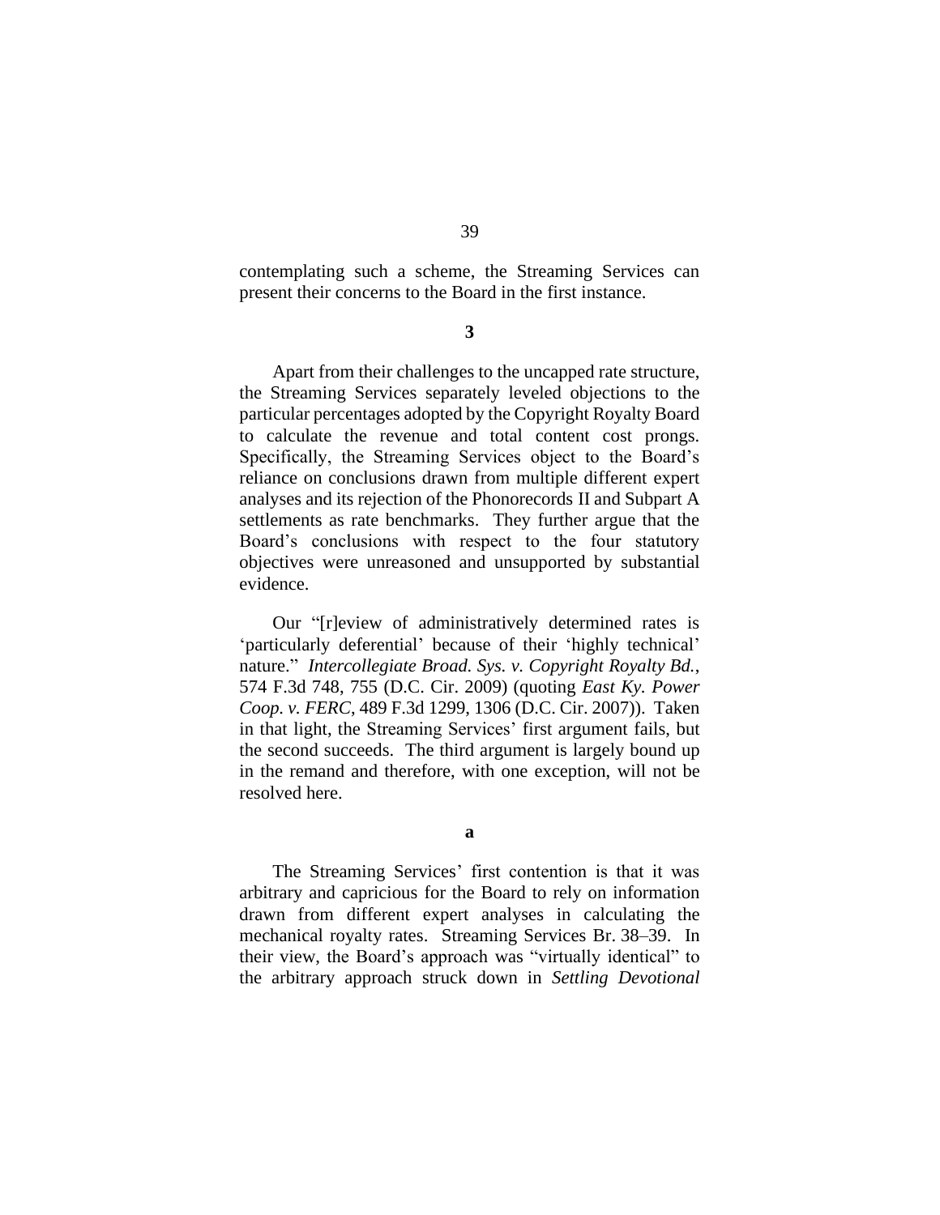contemplating such a scheme, the Streaming Services can present their concerns to the Board in the first instance.

### 3

Apart from their challenges to the uncapped rate structure, the Streaming Services separately leveled objections to the particular percentages adopted by the Copyright Royalty Board to calculate the revenue and total content cost prongs. Specifically, the Streaming Services object to the Board's reliance on conclusions drawn from multiple different expert analyses and its rejection of the Phonorecords II and Subpart A settlements as rate benchmarks. They further argue that the Board's conclusions with respect to the four statutory objectives were unreasoned and unsupported by substantial evidence.

Our "[r]eview of administratively determined rates is 'particularly deferential' because of their 'highly technical' nature." *Intercollegiate Broad. Sys. v. Copyright Royalty Bd.*, 574 F.3d 748, 755 (D.C. Cir. 2009) (quoting *East Ky. Power Coop. v. FERC*, 489 F.3d 1299, 1306 (D.C. Cir. 2007)). Taken in that light, the Streaming Services' first argument fails, but the second succeeds. The third argument is largely bound up in the remand and therefore, with one exception, will not be resolved here.

#### a

The Streaming Services' first contention is that it was arbitrary and capricious for the Board to rely on information drawn from different expert analyses in calculating the mechanical royalty rates. Streaming Services Br. 38–39. In their view, the Board's approach was "virtually identical" to the arbitrary approach struck down in *Settling Devotional*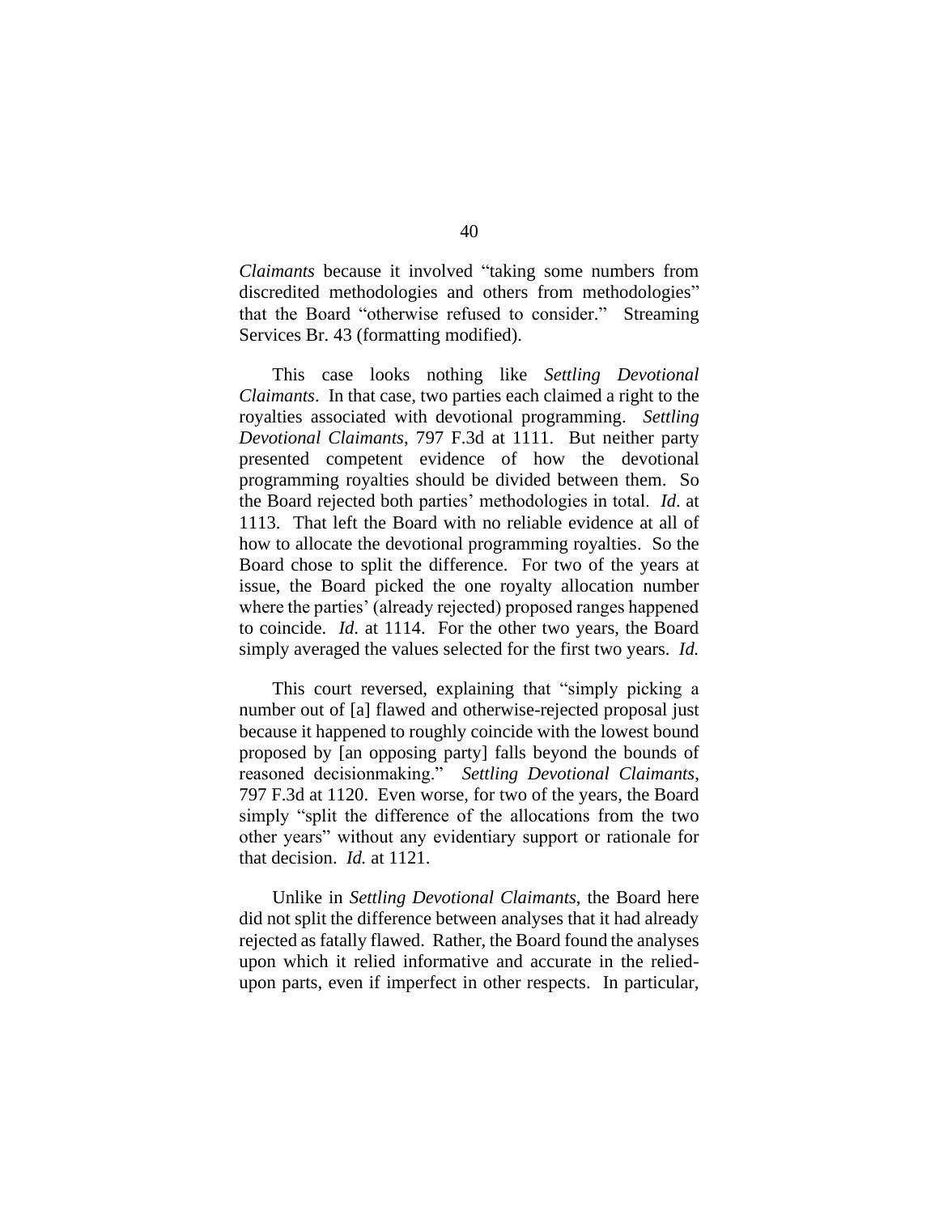*Claimants* because it involved "taking some numbers from discredited methodologies and others from methodologies" that the Board "otherwise refused to consider." Streaming Services Br. 43 (formatting modified).

This case looks nothing like *Settling Devotional Claimants*. In that case, two parties each claimed a right to the royalties associated with devotional programming. *Settling Devotional Claimants*, 797 F.3d at 1111. But neither party presented competent evidence of how the devotional programming royalties should be divided between them. So the Board rejected both parties' methodologies in total. *Id.* at 1113. That left the Board with no reliable evidence at all of how to allocate the devotional programming royalties. So the Board chose to split the difference. For two of the years at issue, the Board picked the one royalty allocation number where the parties' (already rejected) proposed ranges happened to coincide. *Id.* at 1114. For the other two years, the Board simply averaged the values selected for the first two years. *Id.*

This court reversed, explaining that "simply picking a number out of [a] flawed and otherwise-rejected proposal just because it happened to roughly coincide with the lowest bound proposed by [an opposing party] falls beyond the bounds of reasoned decisionmaking." *Settling Devotional Claimants*, 797 F.3d at 1120. Even worse, for two of the years, the Board simply "split the difference of the allocations from the two other years" without any evidentiary support or rationale for that decision. *Id.* at 1121.

Unlike in *Settling Devotional Claimants*, the Board here did not split the difference between analyses that it had already rejected as fatally flawed. Rather, the Board found the analyses upon which it relied informative and accurate in the relied-upon parts, even if imperfect in other respects. In particular,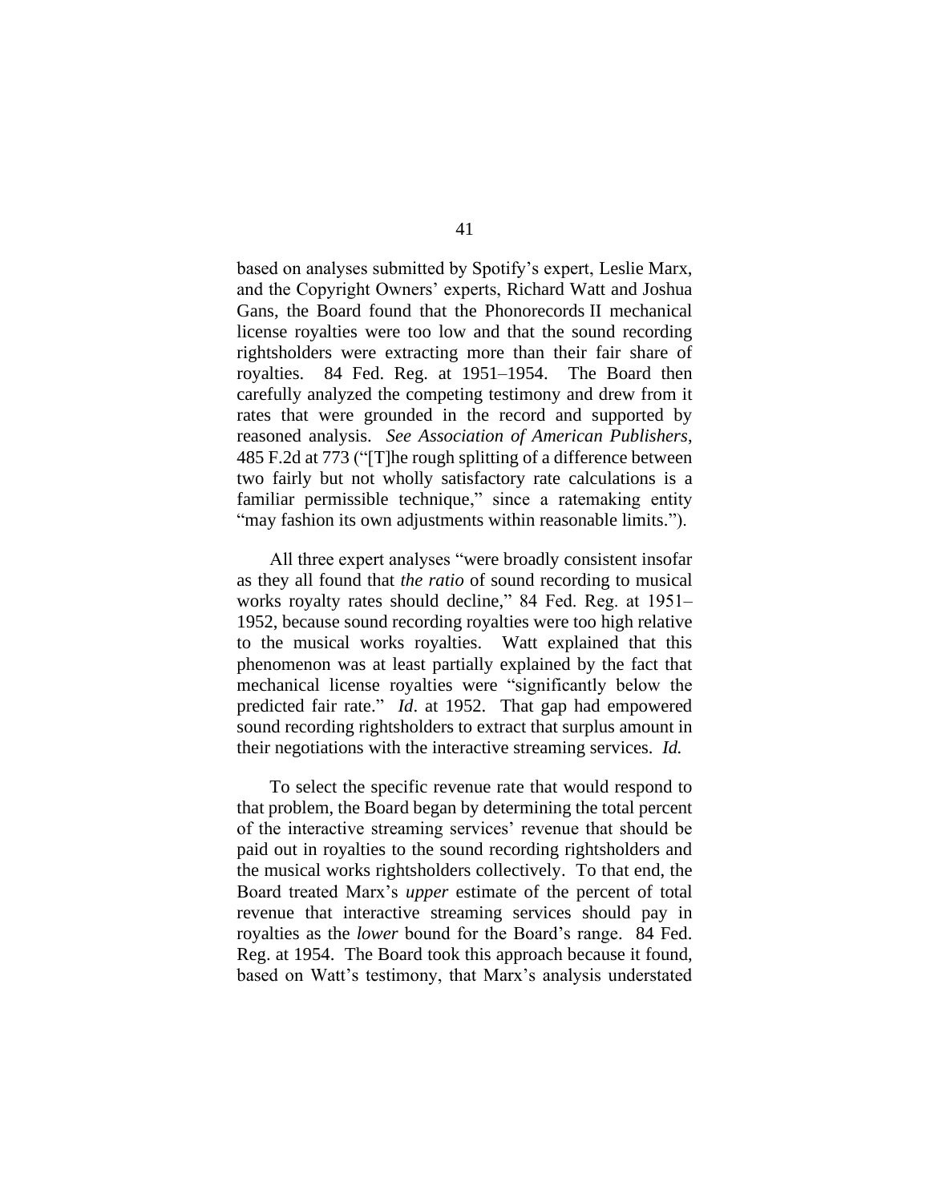based on analyses submitted by Spotify's expert, Leslie Marx, and the Copyright Owners' experts, Richard Watt and Joshua Gans, the Board found that the Phonorecords II mechanical license royalties were too low and that the sound recording rightsholders were extracting more than their fair share of royalties. 84 Fed. Reg. at 1951–1954. The Board then carefully analyzed the competing testimony and drew from it rates that were grounded in the record and supported by reasoned analysis. *See Association of American Publishers*, 485 F.2d at 773 ("[T]he rough splitting of a difference between two fairly but not wholly satisfactory rate calculations is a familiar permissible technique," since a ratemaking entity "may fashion its own adjustments within reasonable limits.").

All three expert analyses "were broadly consistent insofar as they all found that *the ratio* of sound recording to musical works royalty rates should decline," 84 Fed. Reg. at 1951–1952, because sound recording royalties were too high relative to the musical works royalties. Watt explained that this phenomenon was at least partially explained by the fact that mechanical license royalties were "significantly below the predicted fair rate." *Id*. at 1952. That gap had empowered sound recording rightsholders to extract that surplus amount in their negotiations with the interactive streaming services. *Id.*

To select the specific revenue rate that would respond to that problem, the Board began by determining the total percent of the interactive streaming services' revenue that should be paid out in royalties to the sound recording rightsholders and the musical works rightsholders collectively. To that end, the Board treated Marx's *upper* estimate of the percent of total revenue that interactive streaming services should pay in royalties as the *lower* bound for the Board's range. 84 Fed. Reg. at 1954. The Board took this approach because it found, based on Watt's testimony, that Marx's analysis understated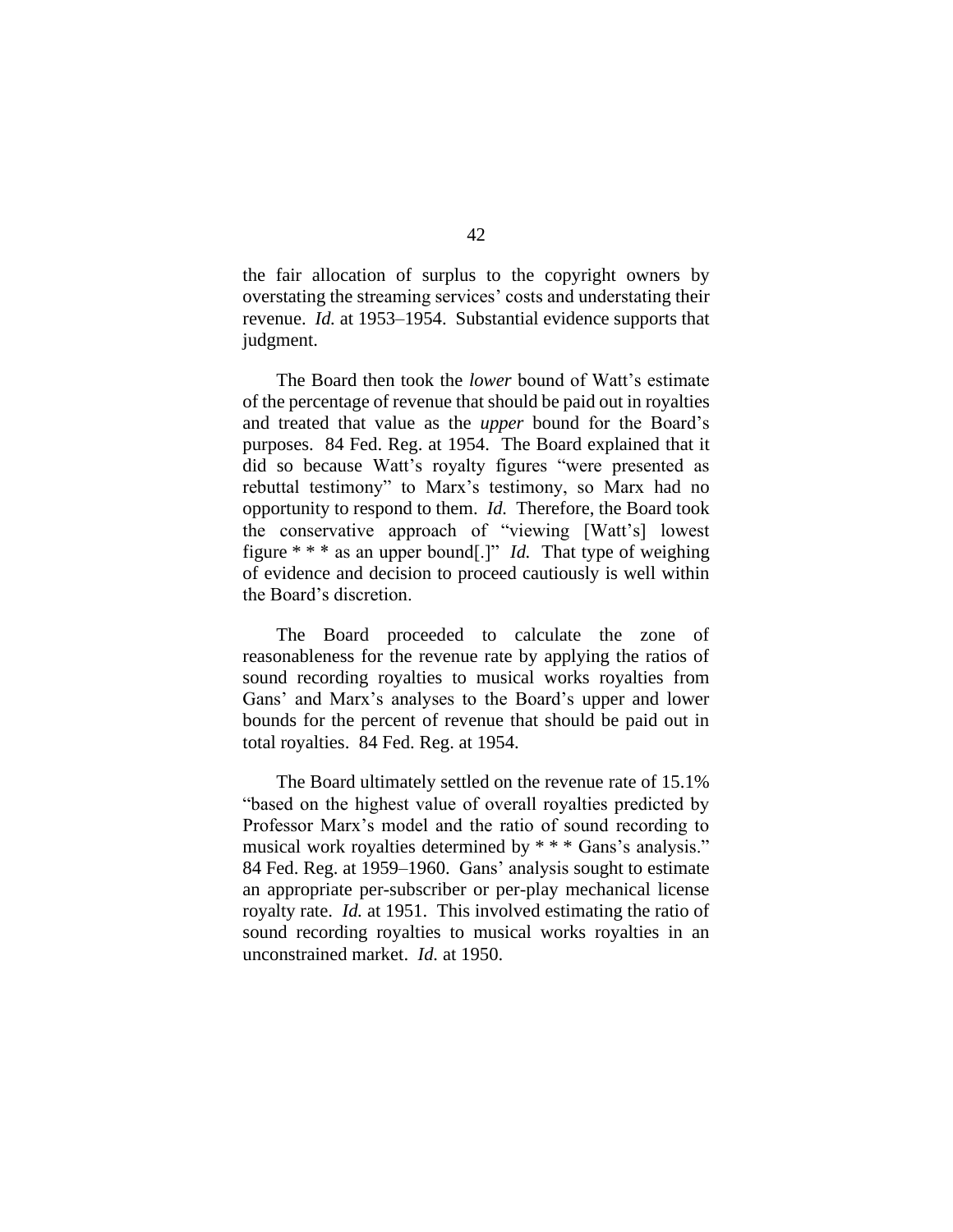the fair allocation of surplus to the copyright owners by overstating the streaming services' costs and understating their revenue. *Id.* at 1953–1954. Substantial evidence supports that judgment.

The Board then took the *lower* bound of Watt's estimate of the percentage of revenue that should be paid out in royalties and treated that value as the *upper* bound for the Board's purposes. 84 Fed. Reg. at 1954. The Board explained that it did so because Watt's royalty figures "were presented as rebuttal testimony" to Marx's testimony, so Marx had no opportunity to respond to them. *Id.* Therefore, the Board took the conservative approach of "viewing [Watt's] lowest figure * * * as an upper bound[.]" *Id.* That type of weighing of evidence and decision to proceed cautiously is well within the Board's discretion.

The Board proceeded to calculate the zone of reasonableness for the revenue rate by applying the ratios of sound recording royalties to musical works royalties from Gans' and Marx's analyses to the Board's upper and lower bounds for the percent of revenue that should be paid out in total royalties. 84 Fed. Reg. at 1954.

The Board ultimately settled on the revenue rate of 15.1% "based on the highest value of overall royalties predicted by Professor Marx's model and the ratio of sound recording to musical work royalties determined by * * * Gans's analysis." 84 Fed. Reg. at 1959–1960. Gans' analysis sought to estimate an appropriate per-subscriber or per-play mechanical license royalty rate. *Id.* at 1951. This involved estimating the ratio of sound recording royalties to musical works royalties in an unconstrained market. *Id.* at 1950.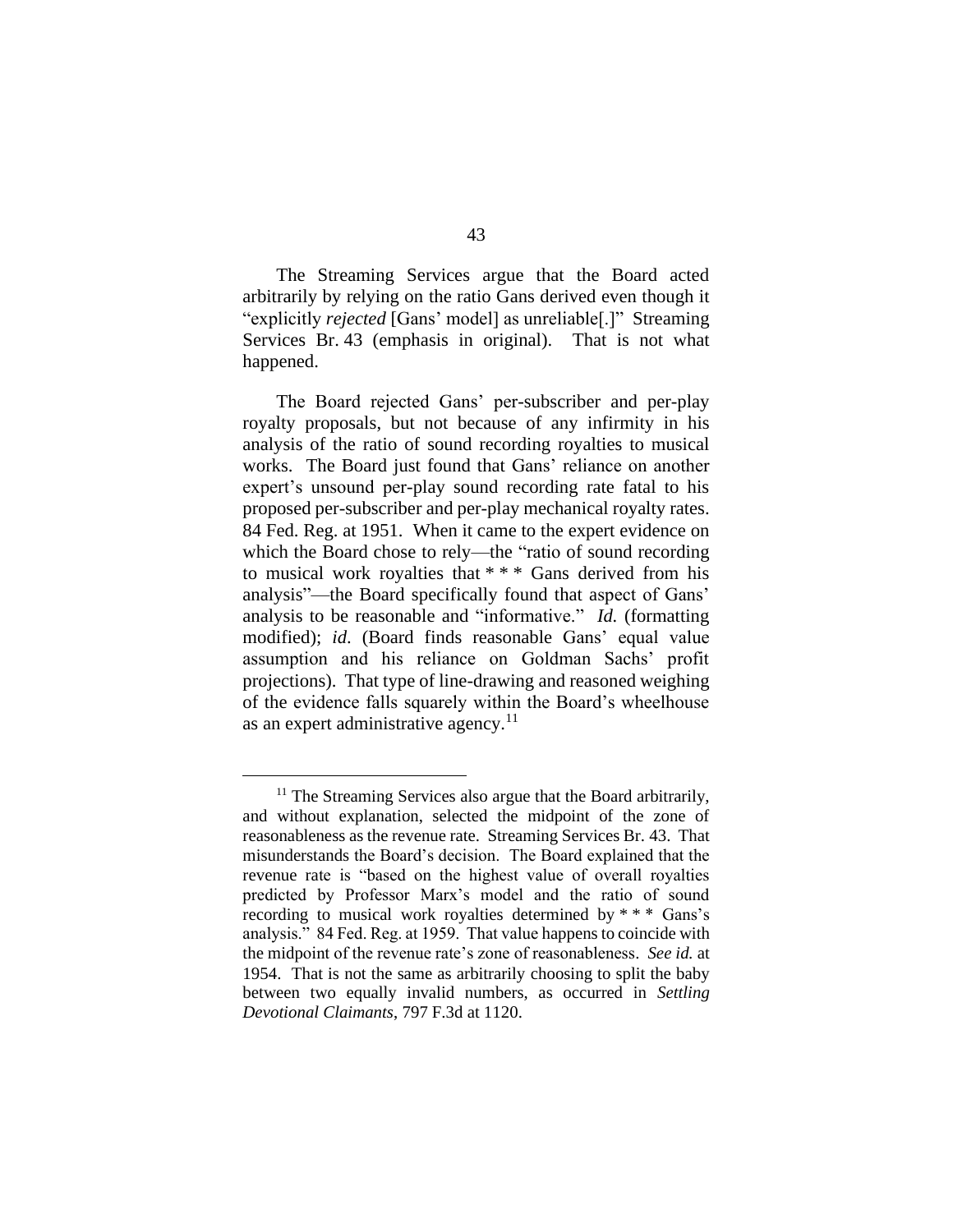The Streaming Services argue that the Board acted arbitrarily by relying on the ratio Gans derived even though it "explicitly *rejected* [Gans' model] as unreliable[.]" Streaming Services Br. 43 (emphasis in original). That is not what happened.

The Board rejected Gans' per-subscriber and per-play royalty proposals, but not because of any infirmity in his analysis of the ratio of sound recording royalties to musical works. The Board just found that Gans' reliance on another expert's unsound per-play sound recording rate fatal to his proposed per-subscriber and per-play mechanical royalty rates. 84 Fed. Reg. at 1951. When it came to the expert evidence on which the Board chose to rely—the "ratio of sound recording to musical work royalties that * * * Gans derived from his analysis"—the Board specifically found that aspect of Gans' analysis to be reasonable and "informative." *Id.* (formatting modified); *id*. (Board finds reasonable Gans' equal value assumption and his reliance on Goldman Sachs' profit projections). That type of line-drawing and reasoned weighing of the evidence falls squarely within the Board's wheelhouse as an expert administrative agency.[11]

---

[11] The Streaming Services also argue that the Board arbitrarily, and without explanation, selected the midpoint of the zone of reasonableness as the revenue rate. Streaming Services Br. 43. That misunderstands the Board's decision. The Board explained that the revenue rate is "based on the highest value of overall royalties predicted by Professor Marx's model and the ratio of sound recording to musical work royalties determined by * * * Gans's analysis." 84 Fed. Reg. at 1959. That value happens to coincide with the midpoint of the revenue rate's zone of reasonableness. *See id.* at 1954. That is not the same as arbitrarily choosing to split the baby between two equally invalid numbers, as occurred in *Settling Devotional Claimants*, 797 F.3d at 1120.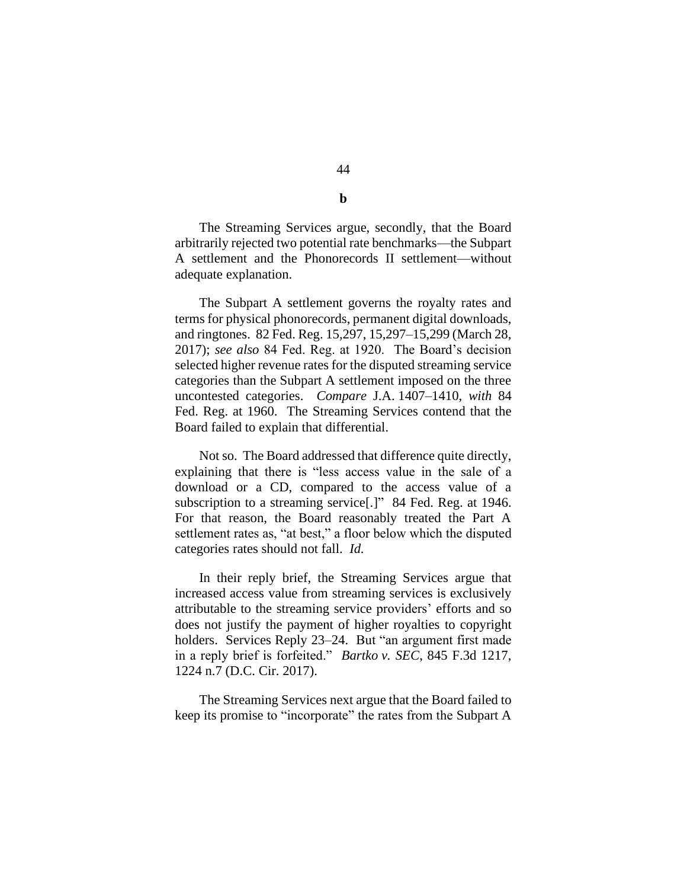**b**

The Streaming Services argue, secondly, that the Board arbitrarily rejected two potential rate benchmarks—the Subpart A settlement and the Phonorecords II settlement—without adequate explanation.

The Subpart A settlement governs the royalty rates and terms for physical phonorecords, permanent digital downloads, and ringtones. 82 Fed. Reg. 15,297, 15,297–15,299 (March 28, 2017); *see also* 84 Fed. Reg. at 1920. The Board's decision selected higher revenue rates for the disputed streaming service categories than the Subpart A settlement imposed on the three uncontested categories. *Compare* J.A. 1407–1410, *with* 84 Fed. Reg. at 1960. The Streaming Services contend that the Board failed to explain that differential.

Not so. The Board addressed that difference quite directly, explaining that there is "less access value in the sale of a download or a CD, compared to the access value of a subscription to a streaming service[.]" 84 Fed. Reg. at 1946. For that reason, the Board reasonably treated the Part A settlement rates as, "at best," a floor below which the disputed categories rates should not fall. *Id.*

In their reply brief, the Streaming Services argue that increased access value from streaming services is exclusively attributable to the streaming service providers' efforts and so does not justify the payment of higher royalties to copyright holders. Services Reply 23–24. But "an argument first made in a reply brief is forfeited." *Bartko v. SEC*, 845 F.3d 1217, 1224 n.7 (D.C. Cir. 2017).

The Streaming Services next argue that the Board failed to keep its promise to "incorporate" the rates from the Subpart A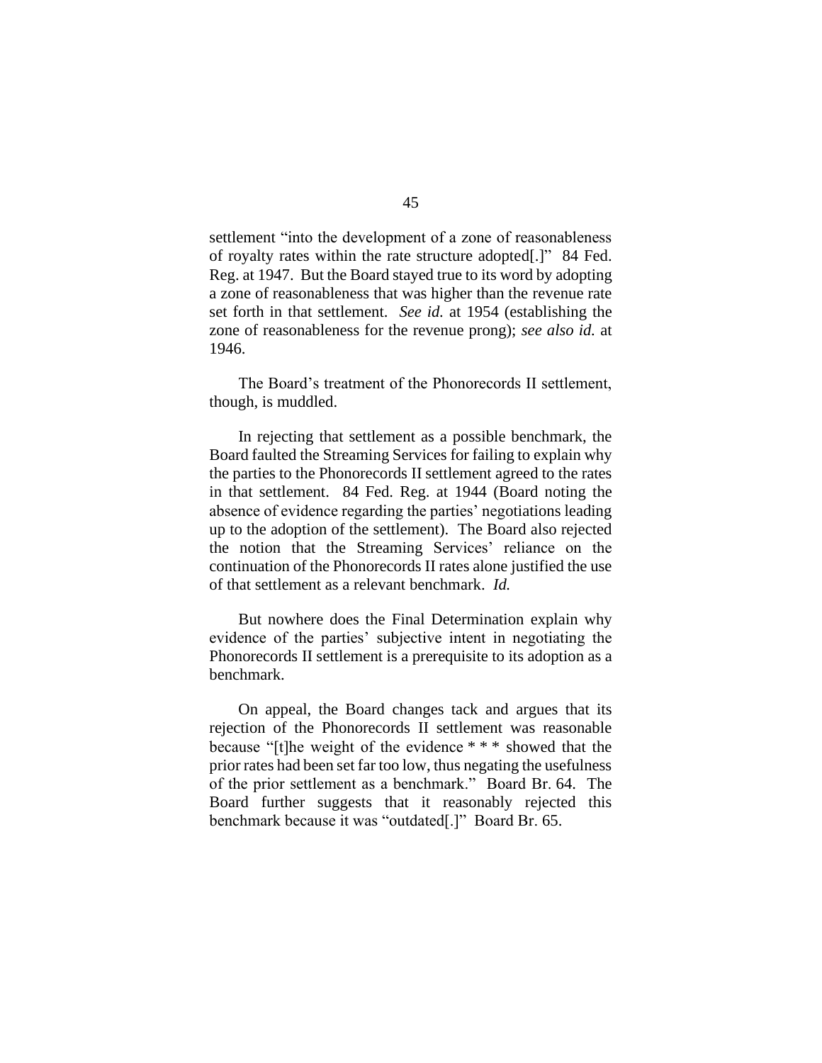settlement "into the development of a zone of reasonableness of royalty rates within the rate structure adopted[.]" 84 Fed. Reg. at 1947. But the Board stayed true to its word by adopting a zone of reasonableness that was higher than the revenue rate set forth in that settlement. *See id.* at 1954 (establishing the zone of reasonableness for the revenue prong); *see also id.* at 1946.

The Board's treatment of the Phonorecords II settlement, though, is muddled.

In rejecting that settlement as a possible benchmark, the Board faulted the Streaming Services for failing to explain why the parties to the Phonorecords II settlement agreed to the rates in that settlement. 84 Fed. Reg. at 1944 (Board noting the absence of evidence regarding the parties' negotiations leading up to the adoption of the settlement). The Board also rejected the notion that the Streaming Services' reliance on the continuation of the Phonorecords II rates alone justified the use of that settlement as a relevant benchmark. *Id.*

But nowhere does the Final Determination explain why evidence of the parties' subjective intent in negotiating the Phonorecords II settlement is a prerequisite to its adoption as a benchmark.

On appeal, the Board changes tack and argues that its rejection of the Phonorecords II settlement was reasonable because "[t]he weight of the evidence * * * showed that the prior rates had been set far too low, thus negating the usefulness of the prior settlement as a benchmark." Board Br. 64. The Board further suggests that it reasonably rejected this benchmark because it was "outdated[.]" Board Br. 65.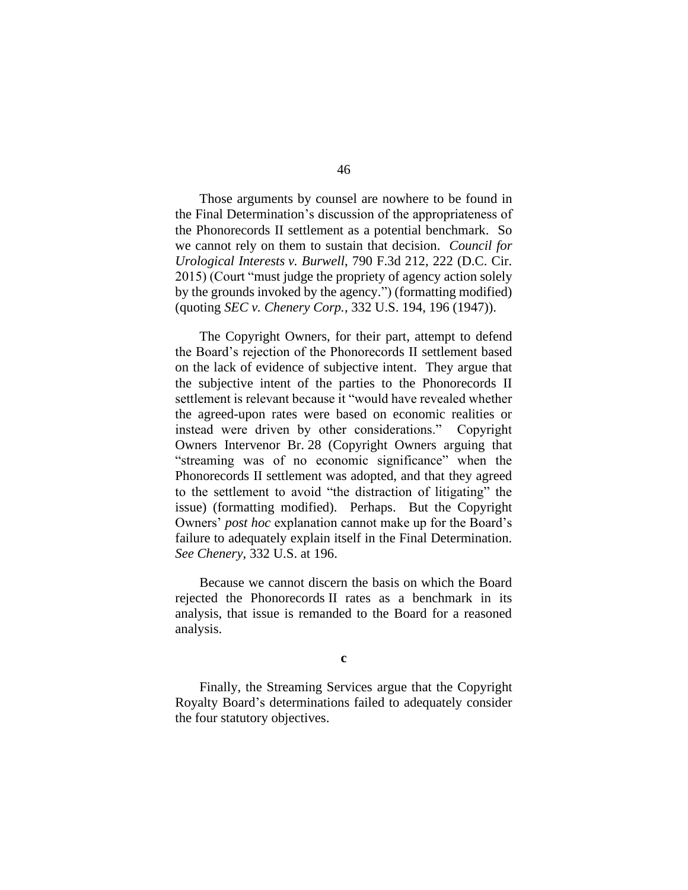Those arguments by counsel are nowhere to be found in the Final Determination's discussion of the appropriateness of the Phonorecords II settlement as a potential benchmark. So we cannot rely on them to sustain that decision. *Council for Urological Interests v. Burwell*, 790 F.3d 212, 222 (D.C. Cir. 2015) (Court "must judge the propriety of agency action solely by the grounds invoked by the agency.") (formatting modified) (quoting *SEC v. Chenery Corp.*, 332 U.S. 194, 196 (1947)).

The Copyright Owners, for their part, attempt to defend the Board's rejection of the Phonorecords II settlement based on the lack of evidence of subjective intent. They argue that the subjective intent of the parties to the Phonorecords II settlement is relevant because it "would have revealed whether the agreed-upon rates were based on economic realities or instead were driven by other considerations." Copyright Owners Intervenor Br. 28 (Copyright Owners arguing that "streaming was of no economic significance" when the Phonorecords II settlement was adopted, and that they agreed to the settlement to avoid "the distraction of litigating" the issue) (formatting modified). Perhaps. But the Copyright Owners' *post hoc* explanation cannot make up for the Board's failure to adequately explain itself in the Final Determination. *See Chenery*, 332 U.S. at 196.

Because we cannot discern the basis on which the Board rejected the Phonorecords II rates as a benchmark in its analysis, that issue is remanded to the Board for a reasoned analysis.

**c**

Finally, the Streaming Services argue that the Copyright Royalty Board's determinations failed to adequately consider the four statutory objectives.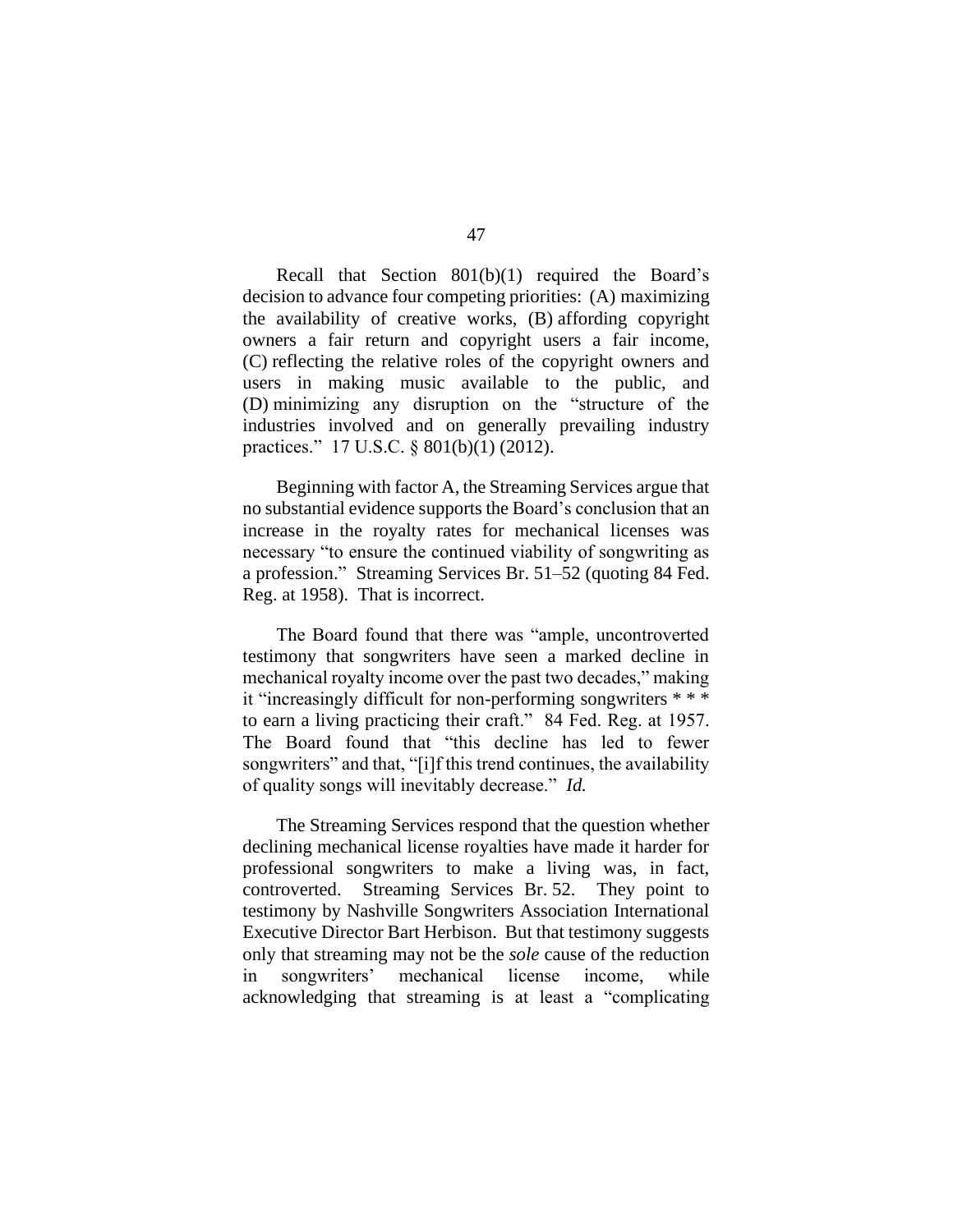Recall that Section 801(b)(1) required the Board's decision to advance four competing priorities: (A) maximizing the availability of creative works, (B) affording copyright owners a fair return and copyright users a fair income, (C) reflecting the relative roles of the copyright owners and users in making music available to the public, and (D) minimizing any disruption on the "structure of the industries involved and on generally prevailing industry practices." 17 U.S.C. § 801(b)(1) (2012).

Beginning with factor A, the Streaming Services argue that no substantial evidence supports the Board's conclusion that an increase in the royalty rates for mechanical licenses was necessary "to ensure the continued viability of songwriting as a profession." Streaming Services Br. 51–52 (quoting 84 Fed. Reg. at 1958). That is incorrect.

The Board found that there was "ample, uncontroverted testimony that songwriters have seen a marked decline in mechanical royalty income over the past two decades," making it "increasingly difficult for non-performing songwriters * * * to earn a living practicing their craft." 84 Fed. Reg. at 1957. The Board found that "this decline has led to fewer songwriters" and that, "[i]f this trend continues, the availability of quality songs will inevitably decrease." *Id.*

The Streaming Services respond that the question whether declining mechanical license royalties have made it harder for professional songwriters to make a living was, in fact, controverted. Streaming Services Br. 52. They point to testimony by Nashville Songwriters Association International Executive Director Bart Herbison. But that testimony suggests only that streaming may not be the *sole* cause of the reduction in songwriters' mechanical license income, while acknowledging that streaming is at least a "complicating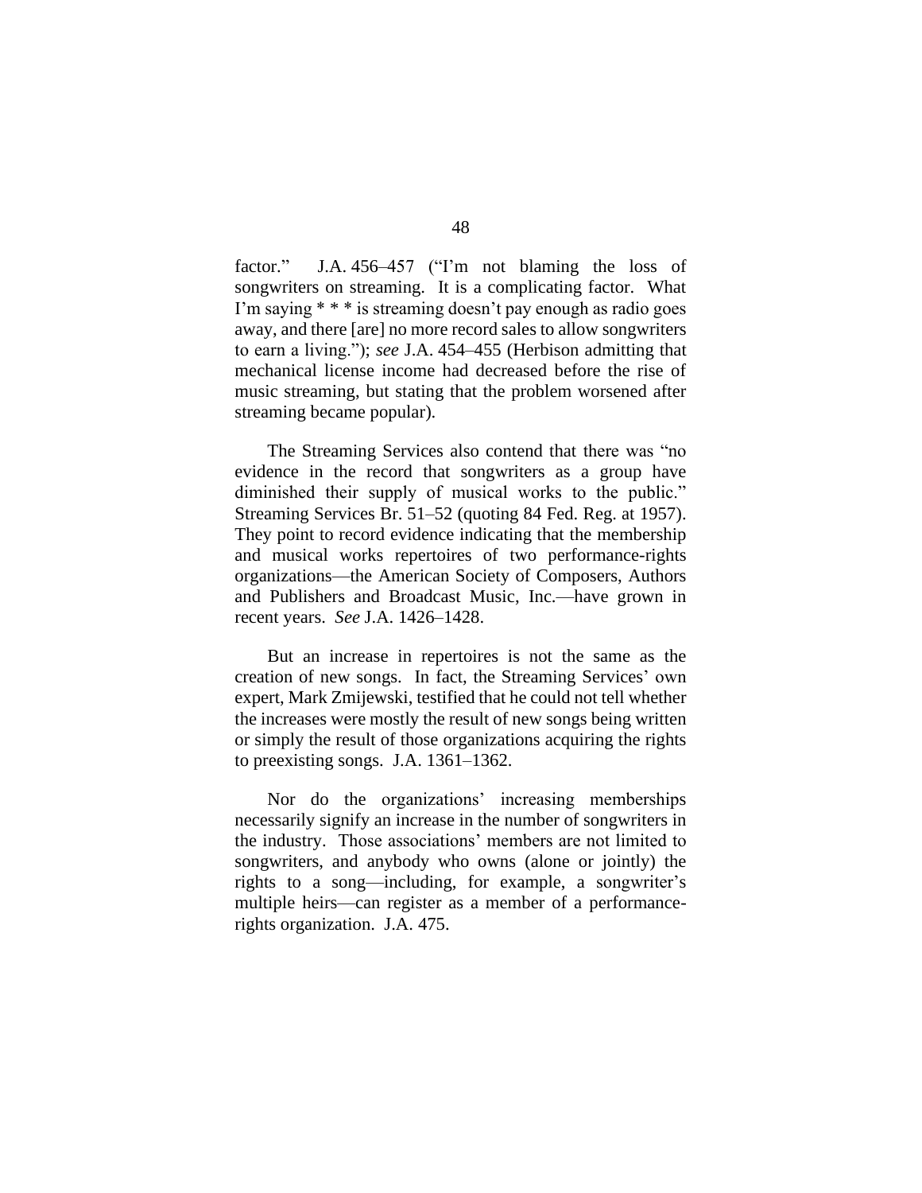factor." J.A. 456–457 ("I'm not blaming the loss of songwriters on streaming. It is a complicating factor. What I'm saying * * * is streaming doesn't pay enough as radio goes away, and there [are] no more record sales to allow songwriters to earn a living."); *see* J.A. 454–455 (Herbison admitting that mechanical license income had decreased before the rise of music streaming, but stating that the problem worsened after streaming became popular).

The Streaming Services also contend that there was "no evidence in the record that songwriters as a group have diminished their supply of musical works to the public." Streaming Services Br. 51–52 (quoting 84 Fed. Reg. at 1957). They point to record evidence indicating that the membership and musical works repertoires of two performance-rights organizations—the American Society of Composers, Authors and Publishers and Broadcast Music, Inc.—have grown in recent years. *See* J.A. 1426–1428.

But an increase in repertoires is not the same as the creation of new songs. In fact, the Streaming Services' own expert, Mark Zmijewski, testified that he could not tell whether the increases were mostly the result of new songs being written or simply the result of those organizations acquiring the rights to preexisting songs. J.A. 1361–1362.

Nor do the organizations' increasing memberships necessarily signify an increase in the number of songwriters in the industry. Those associations' members are not limited to songwriters, and anybody who owns (alone or jointly) the rights to a song—including, for example, a songwriter's multiple heirs—can register as a member of a performance-rights organization. J.A. 475.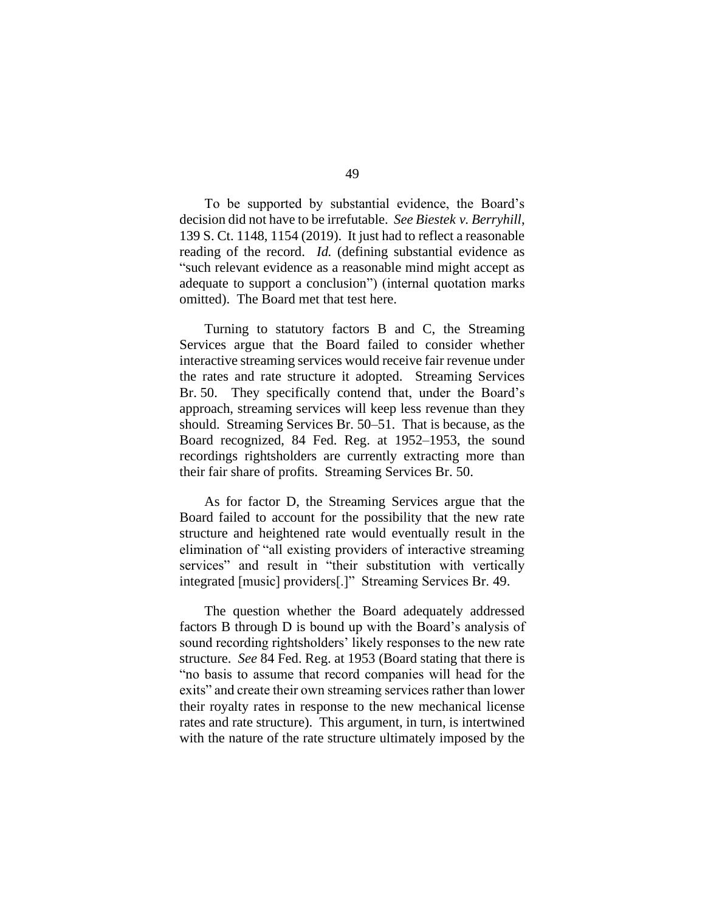To be supported by substantial evidence, the Board's decision did not have to be irrefutable. *See Biestek v. Berryhill*, 139 S. Ct. 1148, 1154 (2019). It just had to reflect a reasonable reading of the record. *Id.* (defining substantial evidence as "such relevant evidence as a reasonable mind might accept as adequate to support a conclusion") (internal quotation marks omitted). The Board met that test here.

Turning to statutory factors B and C, the Streaming Services argue that the Board failed to consider whether interactive streaming services would receive fair revenue under the rates and rate structure it adopted. Streaming Services Br. 50. They specifically contend that, under the Board's approach, streaming services will keep less revenue than they should. Streaming Services Br. 50–51. That is because, as the Board recognized, 84 Fed. Reg. at 1952–1953, the sound recordings rightsholders are currently extracting more than their fair share of profits. Streaming Services Br. 50.

As for factor D, the Streaming Services argue that the Board failed to account for the possibility that the new rate structure and heightened rate would eventually result in the elimination of "all existing providers of interactive streaming services" and result in "their substitution with vertically integrated [music] providers[.]" Streaming Services Br. 49.

The question whether the Board adequately addressed factors B through D is bound up with the Board's analysis of sound recording rightsholders' likely responses to the new rate structure. *See* 84 Fed. Reg. at 1953 (Board stating that there is "no basis to assume that record companies will head for the exits" and create their own streaming services rather than lower their royalty rates in response to the new mechanical license rates and rate structure). This argument, in turn, is intertwined with the nature of the rate structure ultimately imposed by the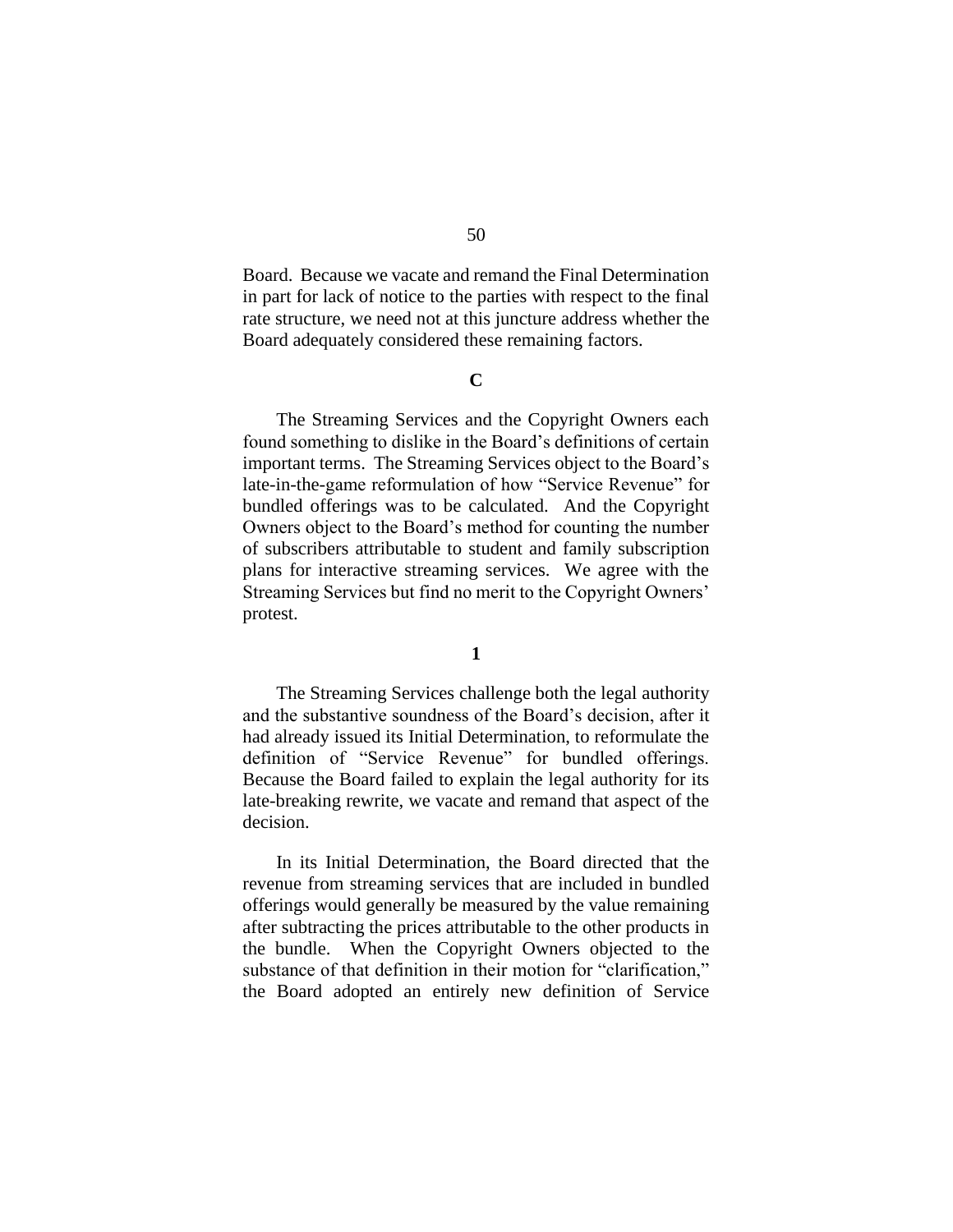Board. Because we vacate and remand the Final Determination in part for lack of notice to the parties with respect to the final rate structure, we need not at this juncture address whether the Board adequately considered these remaining factors.

### C

The Streaming Services and the Copyright Owners each found something to dislike in the Board's definitions of certain important terms. The Streaming Services object to the Board's late-in-the-game reformulation of how "Service Revenue" for bundled offerings was to be calculated. And the Copyright Owners object to the Board's method for counting the number of subscribers attributable to student and family subscription plans for interactive streaming services. We agree with the Streaming Services but find no merit to the Copyright Owners' protest.

#### 1

The Streaming Services challenge both the legal authority and the substantive soundness of the Board's decision, after it had already issued its Initial Determination, to reformulate the definition of "Service Revenue" for bundled offerings. Because the Board failed to explain the legal authority for its late-breaking rewrite, we vacate and remand that aspect of the decision.

In its Initial Determination, the Board directed that the revenue from streaming services that are included in bundled offerings would generally be measured by the value remaining after subtracting the prices attributable to the other products in the bundle. When the Copyright Owners objected to the substance of that definition in their motion for "clarification," the Board adopted an entirely new definition of Service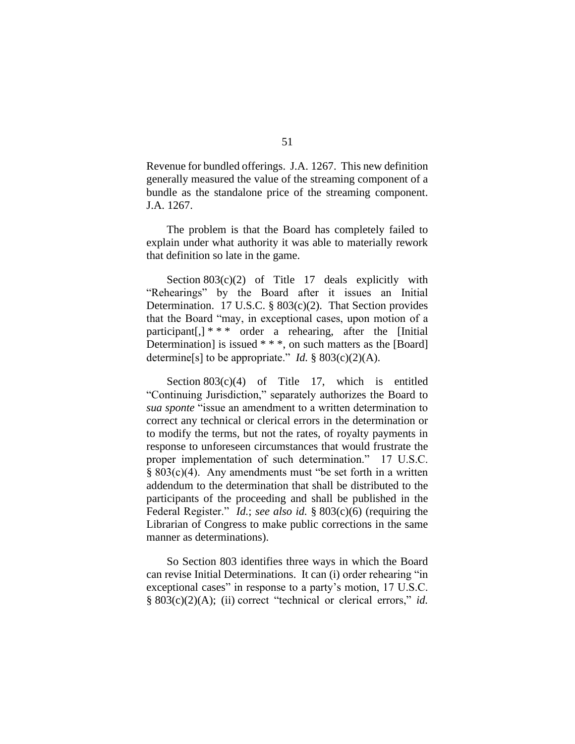Revenue for bundled offerings. J.A. 1267. This new definition generally measured the value of the streaming component of a bundle as the standalone price of the streaming component. J.A. 1267.

The problem is that the Board has completely failed to explain under what authority it was able to materially rework that definition so late in the game.

Section 803(c)(2) of Title 17 deals explicitly with "Rehearings" by the Board after it issues an Initial Determination. 17 U.S.C. § 803(c)(2). That Section provides that the Board "may, in exceptional cases, upon motion of a participant[,] * * * order a rehearing, after the [Initial Determination] is issued * * *, on such matters as the [Board] determine[s] to be appropriate." *Id.* § 803(c)(2)(A).

Section 803(c)(4) of Title 17, which is entitled "Continuing Jurisdiction," separately authorizes the Board to *sua sponte* "issue an amendment to a written determination to correct any technical or clerical errors in the determination or to modify the terms, but not the rates, of royalty payments in response to unforeseen circumstances that would frustrate the proper implementation of such determination." 17 U.S.C. § 803(c)(4). Any amendments must "be set forth in a written addendum to the determination that shall be distributed to the participants of the proceeding and shall be published in the Federal Register." *Id.*; *see also id.* § 803(c)(6) (requiring the Librarian of Congress to make public corrections in the same manner as determinations).

So Section 803 identifies three ways in which the Board can revise Initial Determinations. It can (i) order rehearing "in exceptional cases" in response to a party's motion, 17 U.S.C. § 803(c)(2)(A); (ii) correct "technical or clerical errors," *id.*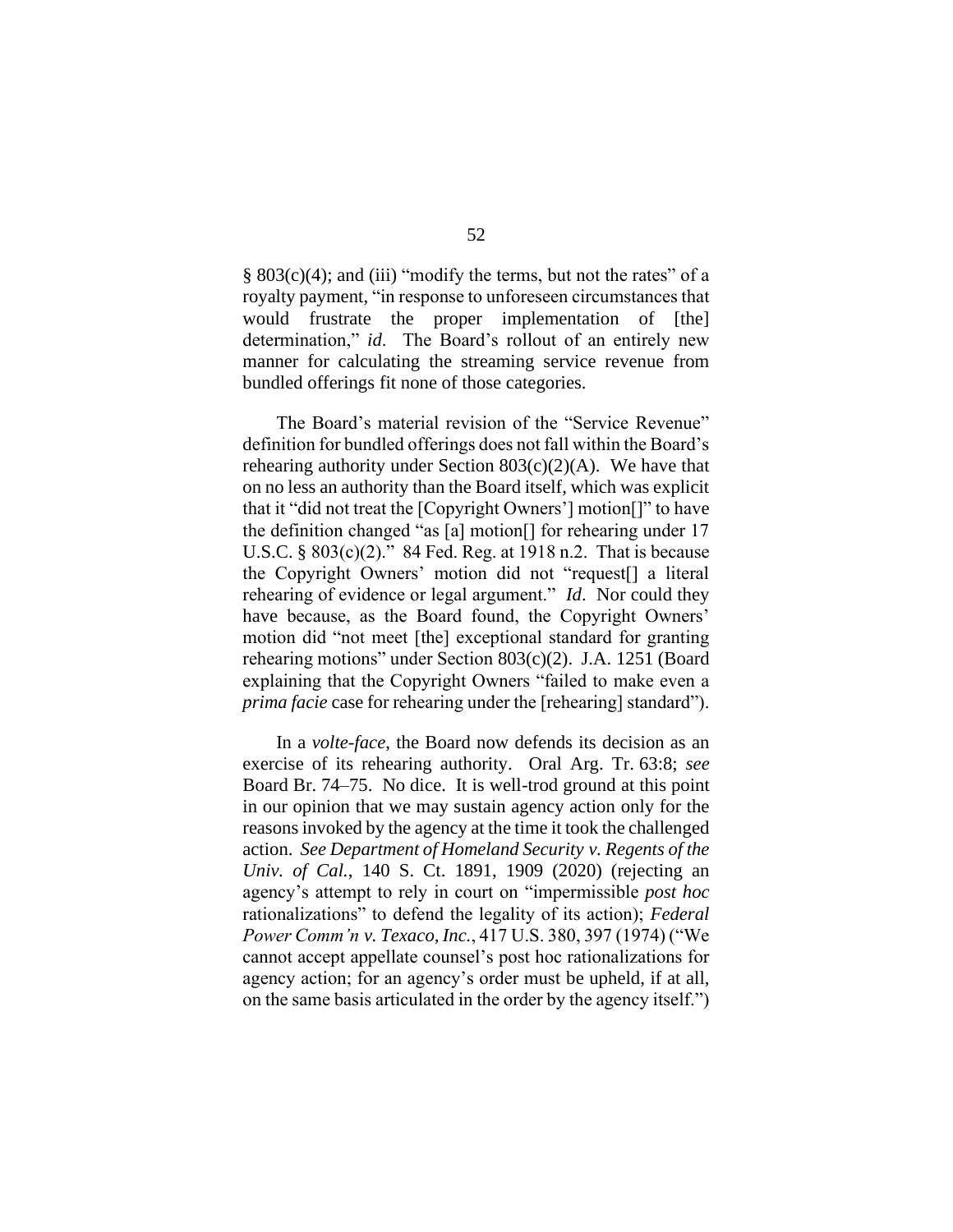§ 803(c)(4); and (iii) "modify the terms, but not the rates" of a royalty payment, "in response to unforeseen circumstances that would frustrate the proper implementation of [the] determination," *id*. The Board's rollout of an entirely new manner for calculating the streaming service revenue from bundled offerings fit none of those categories.

The Board's material revision of the "Service Revenue" definition for bundled offerings does not fall within the Board's rehearing authority under Section 803(c)(2)(A). We have that on no less an authority than the Board itself, which was explicit that it "did not treat the [Copyright Owners'] motion[]" to have the definition changed "as [a] motion[] for rehearing under 17 U.S.C. § 803(c)(2)." 84 Fed. Reg. at 1918 n.2. That is because the Copyright Owners' motion did not "request[] a literal rehearing of evidence or legal argument." *Id*. Nor could they have because, as the Board found, the Copyright Owners' motion did "not meet [the] exceptional standard for granting rehearing motions" under Section 803(c)(2). J.A. 1251 (Board explaining that the Copyright Owners "failed to make even a *prima facie* case for rehearing under the [rehearing] standard").

In a *volte-face*, the Board now defends its decision as an exercise of its rehearing authority. Oral Arg. Tr. 63:8; *see* Board Br. 74–75. No dice. It is well-trod ground at this point in our opinion that we may sustain agency action only for the reasons invoked by the agency at the time it took the challenged action. *See Department of Homeland Security v. Regents of the Univ. of Cal.*, 140 S. Ct. 1891, 1909 (2020) (rejecting an agency's attempt to rely in court on "impermissible *post hoc* rationalizations" to defend the legality of its action); *Federal Power Comm'n v. Texaco, Inc.*, 417 U.S. 380, 397 (1974) ("We cannot accept appellate counsel's post hoc rationalizations for agency action; for an agency's order must be upheld, if at all, on the same basis articulated in the order by the agency itself.")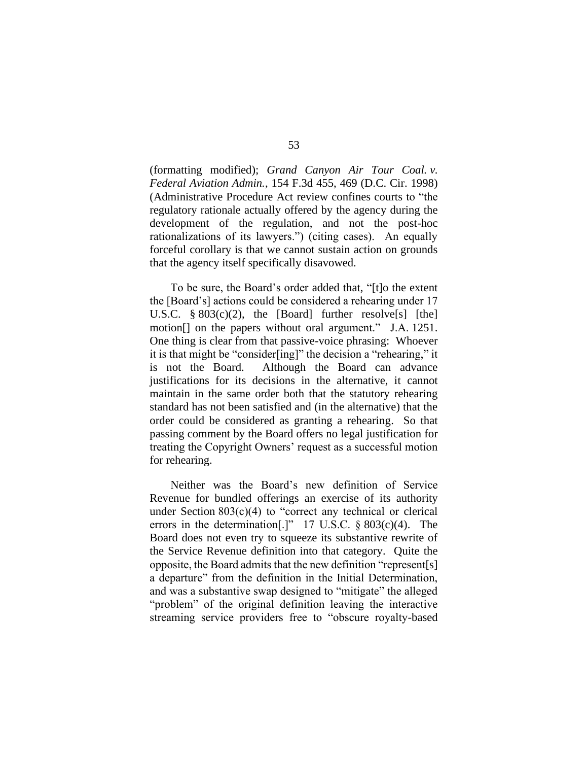(formatting modified); *Grand Canyon Air Tour Coal. v. Federal Aviation Admin.*, 154 F.3d 455, 469 (D.C. Cir. 1998) (Administrative Procedure Act review confines courts to "the regulatory rationale actually offered by the agency during the development of the regulation, and not the post-hoc rationalizations of its lawyers.") (citing cases). An equally forceful corollary is that we cannot sustain action on grounds that the agency itself specifically disavowed.

To be sure, the Board's order added that, "[t]o the extent the [Board's] actions could be considered a rehearing under 17 U.S.C. § 803(c)(2), the [Board] further resolve[s] [the] motion[] on the papers without oral argument." J.A. 1251. One thing is clear from that passive-voice phrasing: Whoever it is that might be "consider[ing]" the decision a "rehearing," it is not the Board. Although the Board can advance justifications for its decisions in the alternative, it cannot maintain in the same order both that the statutory rehearing standard has not been satisfied and (in the alternative) that the order could be considered as granting a rehearing. So that passing comment by the Board offers no legal justification for treating the Copyright Owners' request as a successful motion for rehearing.

Neither was the Board's new definition of Service Revenue for bundled offerings an exercise of its authority under Section 803(c)(4) to "correct any technical or clerical errors in the determination[.]" 17 U.S.C. § 803(c)(4). The Board does not even try to squeeze its substantive rewrite of the Service Revenue definition into that category. Quite the opposite, the Board admits that the new definition "represent[s] a departure" from the definition in the Initial Determination, and was a substantive swap designed to "mitigate" the alleged "problem" of the original definition leaving the interactive streaming service providers free to "obscure royalty-based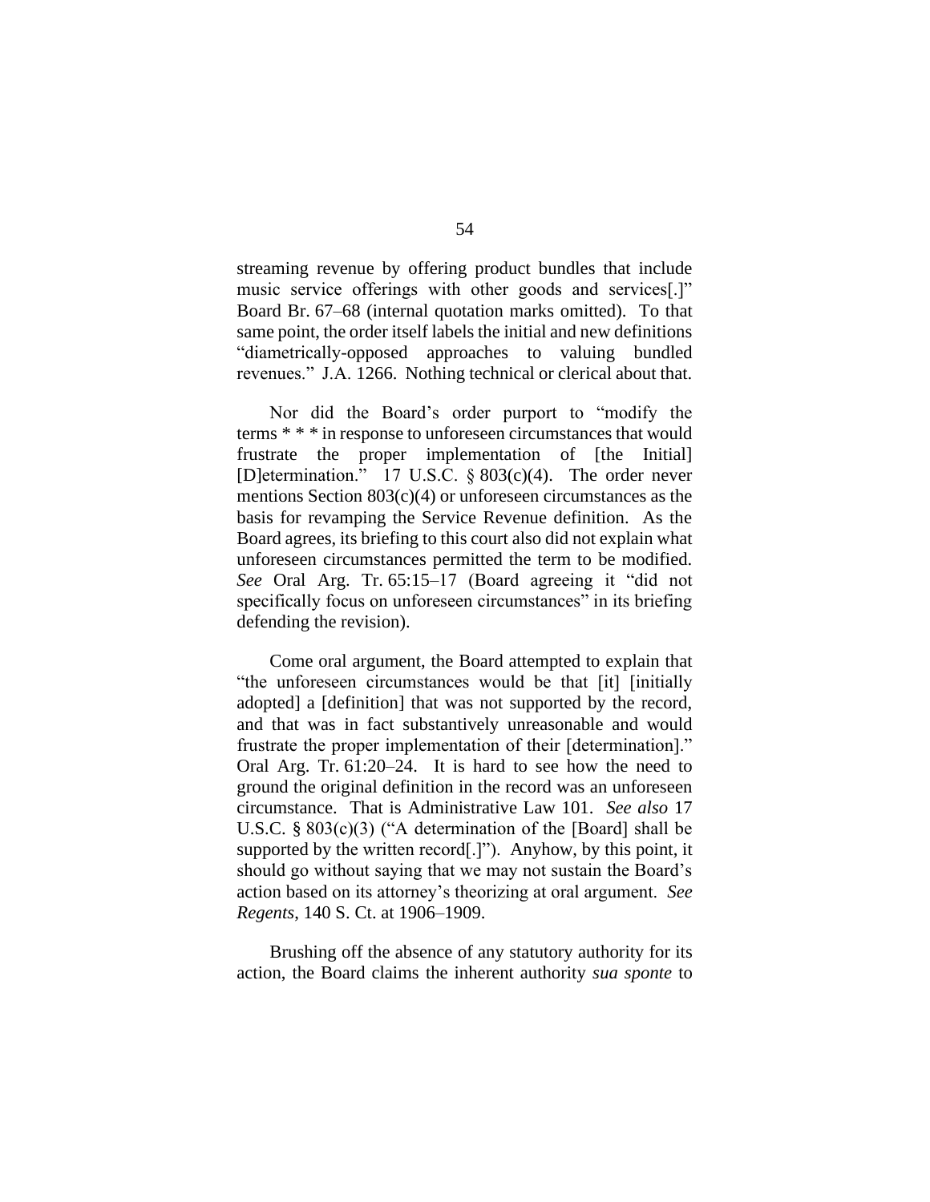streaming revenue by offering product bundles that include music service offerings with other goods and services[.]" Board Br. 67–68 (internal quotation marks omitted). To that same point, the order itself labels the initial and new definitions "diametrically-opposed approaches to valuing bundled revenues." J.A. 1266. Nothing technical or clerical about that.

Nor did the Board's order purport to "modify the terms * * * in response to unforeseen circumstances that would frustrate the proper implementation of [the Initial] [D]etermination." 17 U.S.C. § 803(c)(4). The order never mentions Section 803(c)(4) or unforeseen circumstances as the basis for revamping the Service Revenue definition. As the Board agrees, its briefing to this court also did not explain what unforeseen circumstances permitted the term to be modified. *See* Oral Arg. Tr. 65:15–17 (Board agreeing it "did not specifically focus on unforeseen circumstances" in its briefing defending the revision).

Come oral argument, the Board attempted to explain that "the unforeseen circumstances would be that [it] [initially adopted] a [definition] that was not supported by the record, and that was in fact substantively unreasonable and would frustrate the proper implementation of their [determination]." Oral Arg. Tr. 61:20–24. It is hard to see how the need to ground the original definition in the record was an unforeseen circumstance. That is Administrative Law 101. *See also* 17 U.S.C. § 803(c)(3) ("A determination of the [Board] shall be supported by the written record[.]"). Anyhow, by this point, it should go without saying that we may not sustain the Board's action based on its attorney's theorizing at oral argument. *See Regents*, 140 S. Ct. at 1906–1909.

Brushing off the absence of any statutory authority for its action, the Board claims the inherent authority *sua sponte* to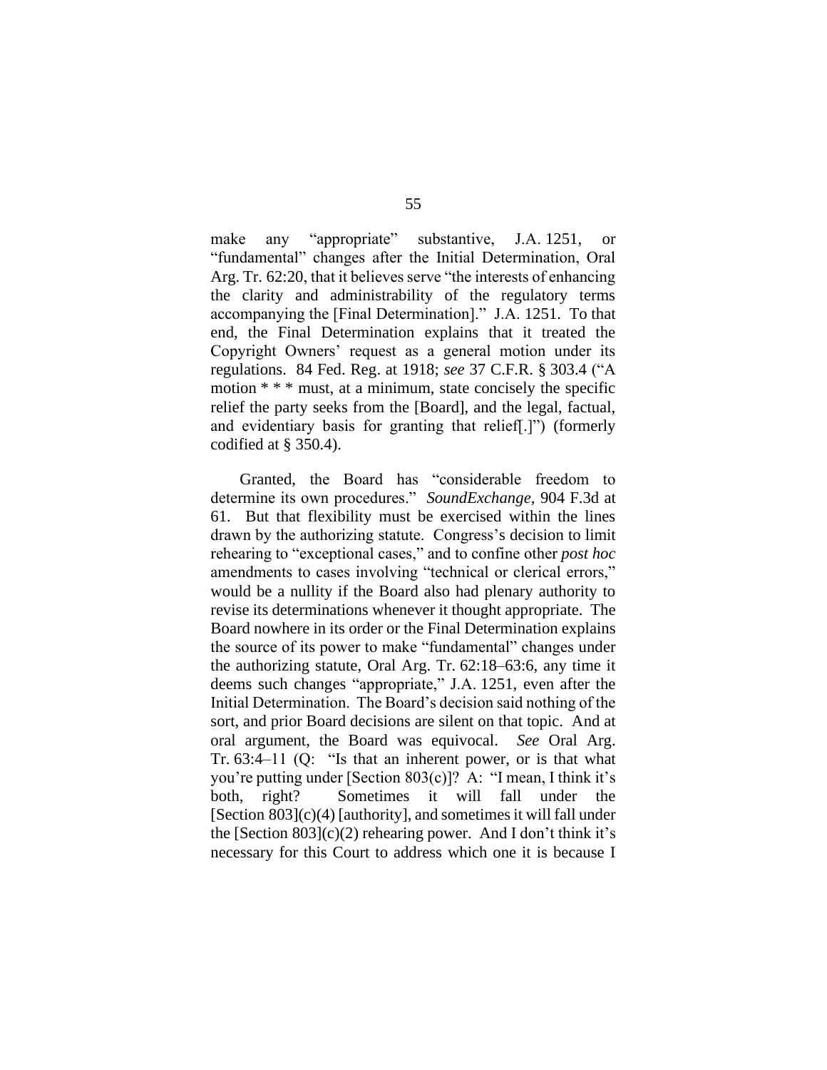make any "appropriate" substantive, J.A. 1251, or "fundamental" changes after the Initial Determination, Oral Arg. Tr. 62:20, that it believes serve "the interests of enhancing the clarity and administrability of the regulatory terms accompanying the [Final Determination]." J.A. 1251. To that end, the Final Determination explains that it treated the Copyright Owners' request as a general motion under its regulations. 84 Fed. Reg. at 1918; *see* 37 C.F.R. § 303.4 ("A motion * * * must, at a minimum, state concisely the specific relief the party seeks from the [Board], and the legal, factual, and evidentiary basis for granting that relief[.]") (formerly codified at § 350.4).

Granted, the Board has "considerable freedom to determine its own procedures." *SoundExchange*, 904 F.3d at 61. But that flexibility must be exercised within the lines drawn by the authorizing statute. Congress's decision to limit rehearing to "exceptional cases," and to confine other *post hoc* amendments to cases involving "technical or clerical errors," would be a nullity if the Board also had plenary authority to revise its determinations whenever it thought appropriate. The Board nowhere in its order or the Final Determination explains the source of its power to make "fundamental" changes under the authorizing statute, Oral Arg. Tr. 62:18–63:6, any time it deems such changes "appropriate," J.A. 1251, even after the Initial Determination. The Board's decision said nothing of the sort, and prior Board decisions are silent on that topic. And at oral argument, the Board was equivocal. *See* Oral Arg. Tr. 63:4–11 (Q: "Is that an inherent power, or is that what you're putting under [Section 803(c)]? A: "I mean, I think it's both, right? Sometimes it will fall under the [Section 803](c)(4) [authority], and sometimes it will fall under the [Section 803](c)(2) rehearing power. And I don't think it's necessary for this Court to address which one it is because I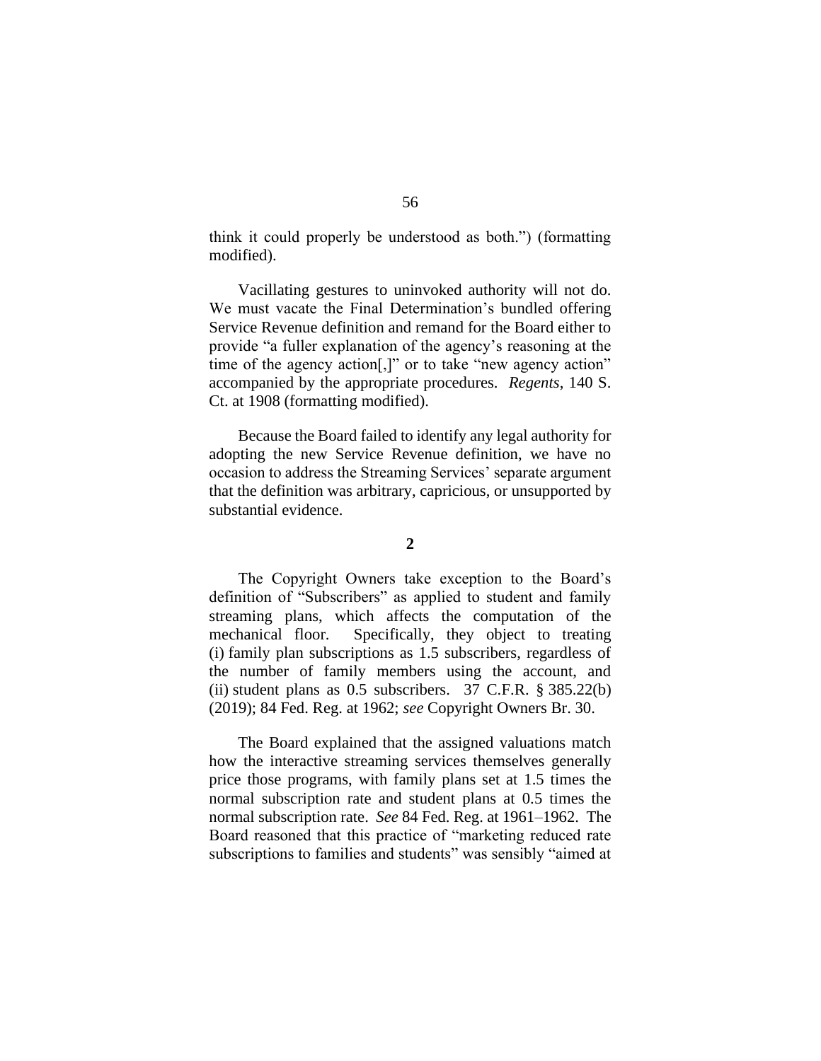think it could properly be understood as both.") (formatting modified).

Vacillating gestures to uninvoked authority will not do. We must vacate the Final Determination's bundled offering Service Revenue definition and remand for the Board either to provide "a fuller explanation of the agency's reasoning at the time of the agency action[,]" or to take "new agency action" accompanied by the appropriate procedures. *Regents*, 140 S. Ct. at 1908 (formatting modified).

Because the Board failed to identify any legal authority for adopting the new Service Revenue definition, we have no occasion to address the Streaming Services' separate argument that the definition was arbitrary, capricious, or unsupported by substantial evidence.

**2**

The Copyright Owners take exception to the Board's definition of "Subscribers" as applied to student and family streaming plans, which affects the computation of the mechanical floor. Specifically, they object to treating (i) family plan subscriptions as 1.5 subscribers, regardless of the number of family members using the account, and (ii) student plans as 0.5 subscribers. 37 C.F.R. § 385.22(b) (2019); 84 Fed. Reg. at 1962; *see* Copyright Owners Br. 30.

The Board explained that the assigned valuations match how the interactive streaming services themselves generally price those programs, with family plans set at 1.5 times the normal subscription rate and student plans at 0.5 times the normal subscription rate. *See* 84 Fed. Reg. at 1961–1962. The Board reasoned that this practice of "marketing reduced rate subscriptions to families and students" was sensibly "aimed at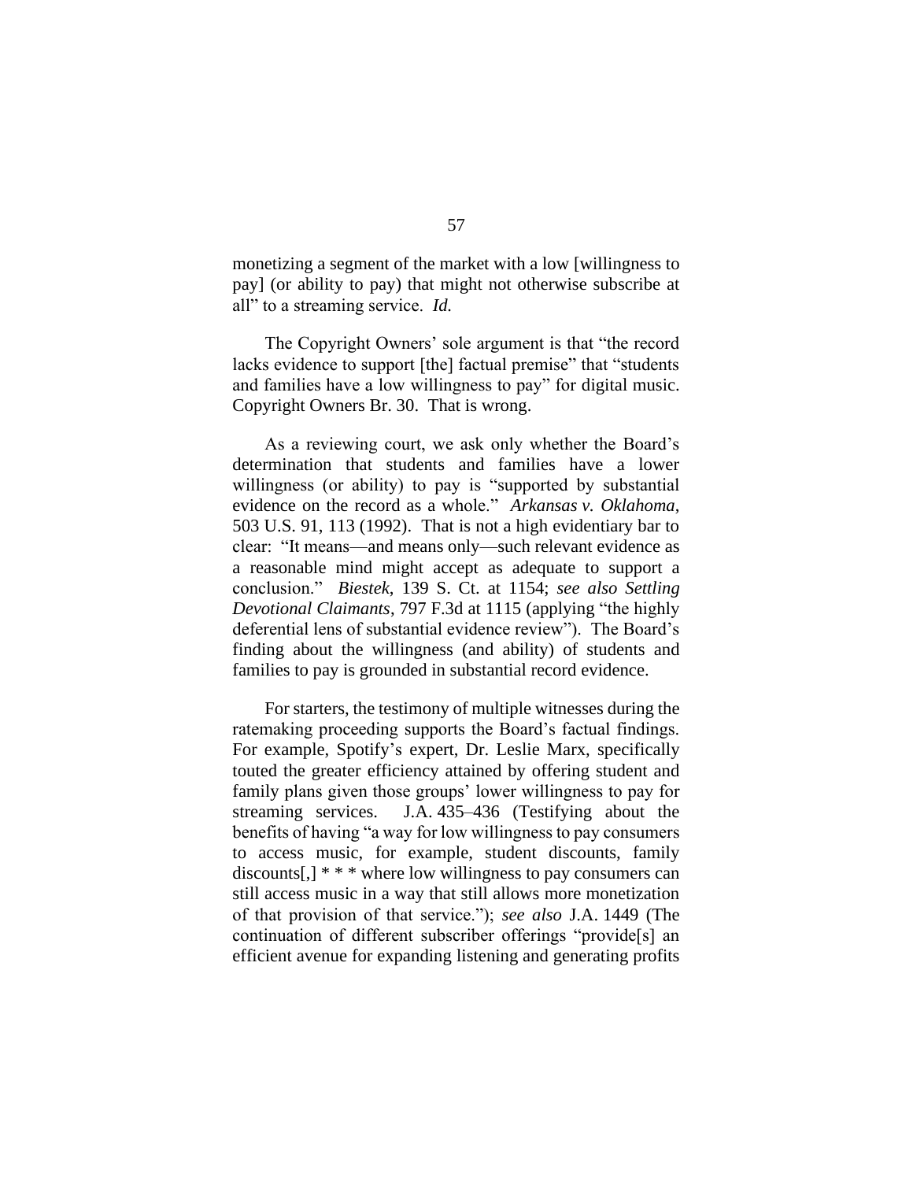monetizing a segment of the market with a low [willingness to pay] (or ability to pay) that might not otherwise subscribe at all" to a streaming service. *Id.*

The Copyright Owners' sole argument is that "the record lacks evidence to support [the] factual premise" that "students and families have a low willingness to pay" for digital music. Copyright Owners Br. 30. That is wrong.

As a reviewing court, we ask only whether the Board's determination that students and families have a lower willingness (or ability) to pay is "supported by substantial evidence on the record as a whole." *Arkansas v. Oklahoma*, 503 U.S. 91, 113 (1992). That is not a high evidentiary bar to clear: "It means—and means only—such relevant evidence as a reasonable mind might accept as adequate to support a conclusion." *Biestek*, 139 S. Ct. at 1154; *see also Settling Devotional Claimants*, 797 F.3d at 1115 (applying "the highly deferential lens of substantial evidence review"). The Board's finding about the willingness (and ability) of students and families to pay is grounded in substantial record evidence.

For starters, the testimony of multiple witnesses during the ratemaking proceeding supports the Board's factual findings. For example, Spotify's expert, Dr. Leslie Marx, specifically touted the greater efficiency attained by offering student and family plans given those groups' lower willingness to pay for streaming services. J.A. 435–436 (Testifying about the benefits of having "a way for low willingness to pay consumers to access music, for example, student discounts, family discounts[,] * * * where low willingness to pay consumers can still access music in a way that still allows more monetization of that provision of that service."); *see also* J.A. 1449 (The continuation of different subscriber offerings "provide[s] an efficient avenue for expanding listening and generating profits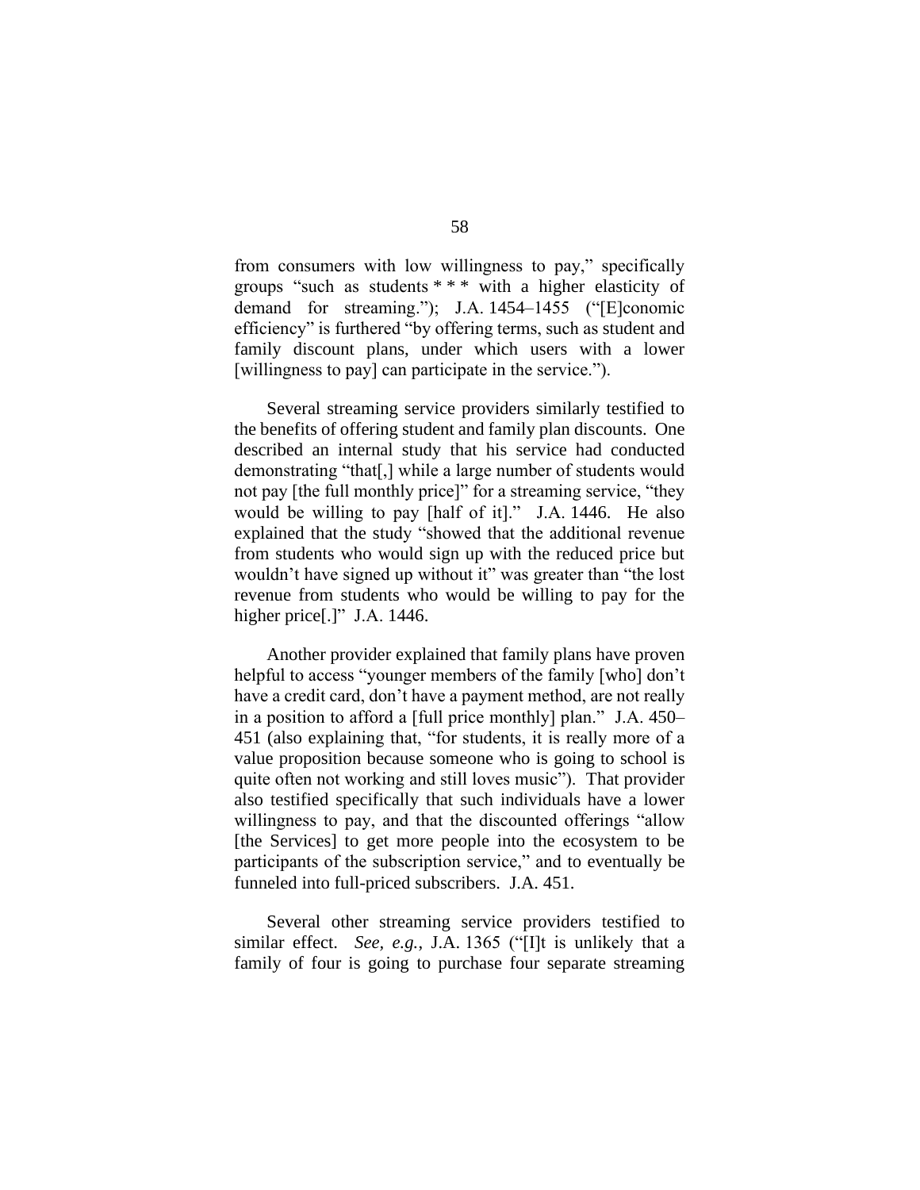from consumers with low willingness to pay," specifically groups "such as students * * * with a higher elasticity of demand for streaming."); J.A. 1454–1455 ("[E]conomic efficiency" is furthered "by offering terms, such as student and family discount plans, under which users with a lower [willingness to pay] can participate in the service.").

Several streaming service providers similarly testified to the benefits of offering student and family plan discounts. One described an internal study that his service had conducted demonstrating "that[,] while a large number of students would not pay [the full monthly price]" for a streaming service, "they would be willing to pay [half of it]." J.A. 1446. He also explained that the study "showed that the additional revenue from students who would sign up with the reduced price but wouldn't have signed up without it" was greater than "the lost revenue from students who would be willing to pay for the higher price[.]" J.A. 1446.

Another provider explained that family plans have proven helpful to access "younger members of the family [who] don't have a credit card, don't have a payment method, are not really in a position to afford a [full price monthly] plan." J.A. 450–451 (also explaining that, "for students, it is really more of a value proposition because someone who is going to school is quite often not working and still loves music"). That provider also testified specifically that such individuals have a lower willingness to pay, and that the discounted offerings "allow [the Services] to get more people into the ecosystem to be participants of the subscription service," and to eventually be funneled into full-priced subscribers. J.A. 451.

Several other streaming service providers testified to similar effect. *See, e.g.*, J.A. 1365 ("[I]t is unlikely that a family of four is going to purchase four separate streaming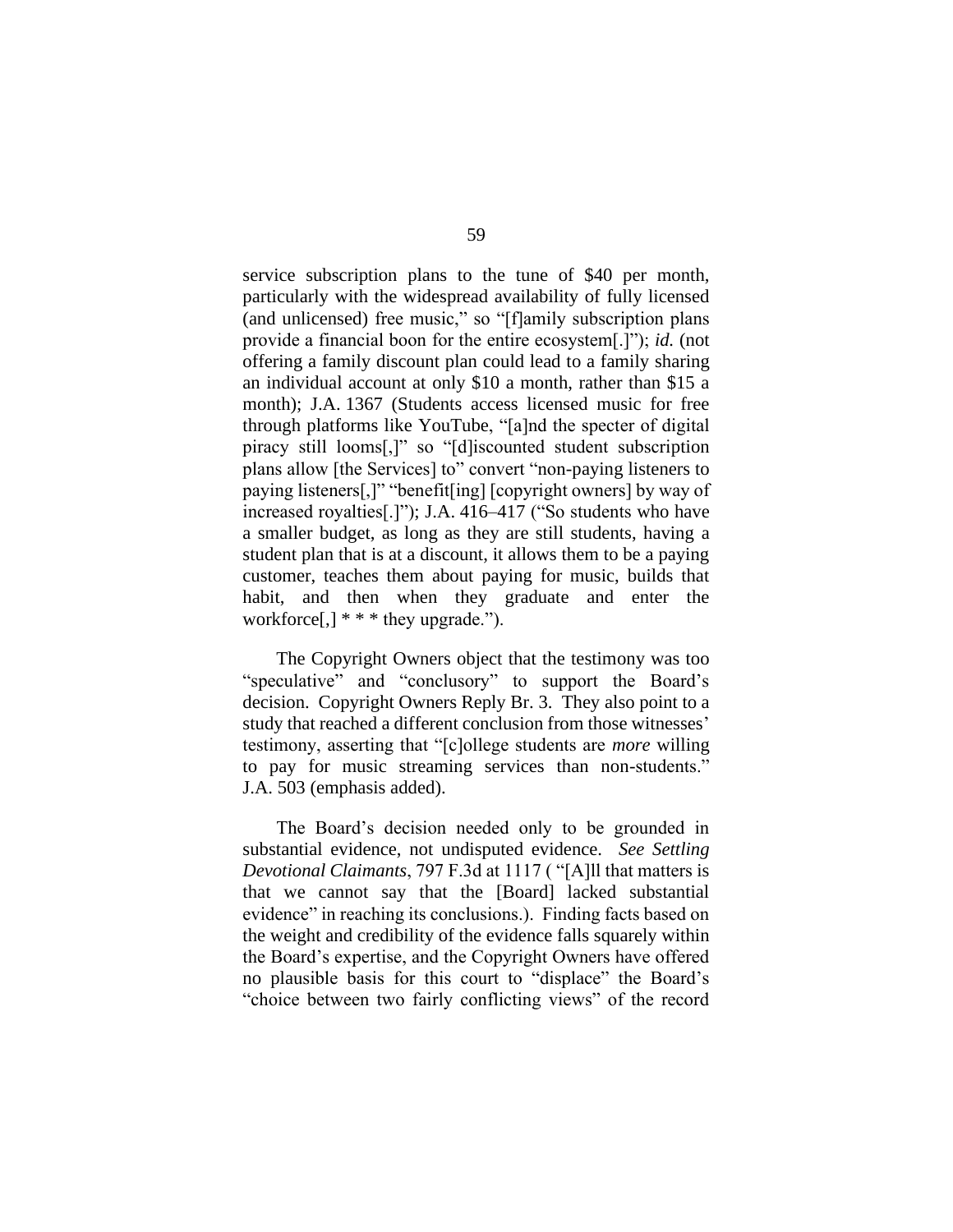service subscription plans to the tune of $40 per month, particularly with the widespread availability of fully licensed (and unlicensed) free music," so "[f]amily subscription plans provide a financial boon for the entire ecosystem[.]"); *id.* (not offering a family discount plan could lead to a family sharing an individual account at only $10 a month, rather than $15 a month); J.A. 1367 (Students access licensed music for free through platforms like YouTube, "[a]nd the specter of digital piracy still looms[,]" so "[d]iscounted student subscription plans allow [the Services] to" convert "non-paying listeners to paying listeners[,]" "benefit[ing] [copyright owners] by way of increased royalties[.]"); J.A. 416–417 ("So students who have a smaller budget, as long as they are still students, having a student plan that is at a discount, it allows them to be a paying customer, teaches them about paying for music, builds that habit, and then when they graduate and enter the workforce[,] * * * they upgrade.").

The Copyright Owners object that the testimony was too "speculative" and "conclusory" to support the Board's decision. Copyright Owners Reply Br. 3. They also point to a study that reached a different conclusion from those witnesses' testimony, asserting that "[c]ollege students are *more* willing to pay for music streaming services than non-students." J.A. 503 (emphasis added).

The Board's decision needed only to be grounded in substantial evidence, not undisputed evidence. *See Settling Devotional Claimants*, 797 F.3d at 1117 ( "[A]ll that matters is that we cannot say that the [Board] lacked substantial evidence" in reaching its conclusions.). Finding facts based on the weight and credibility of the evidence falls squarely within the Board's expertise, and the Copyright Owners have offered no plausible basis for this court to "displace" the Board's "choice between two fairly conflicting views" of the record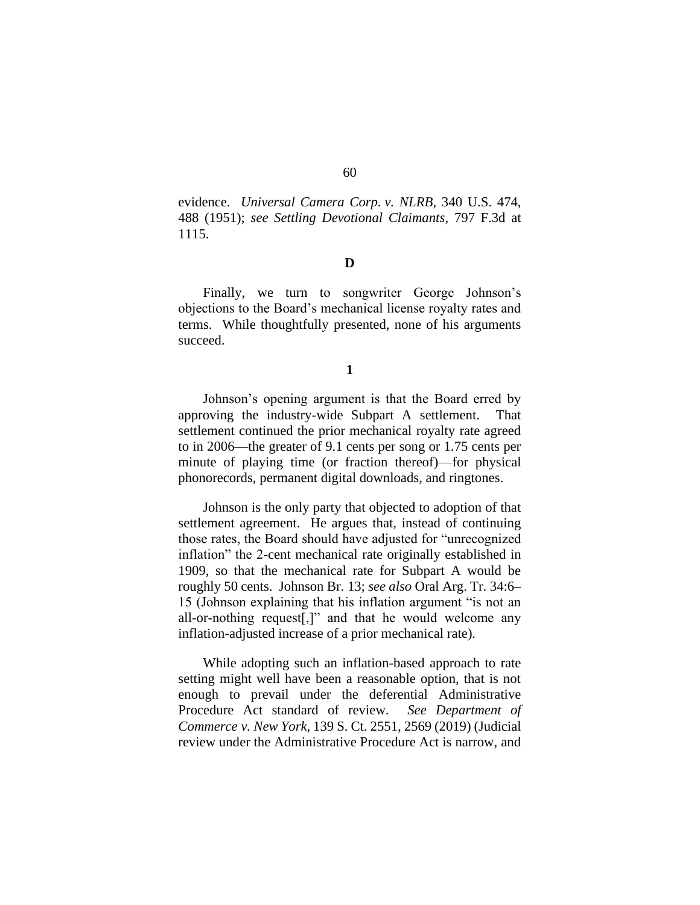evidence. *Universal Camera Corp. v. NLRB*, 340 U.S. 474, 488 (1951); *see Settling Devotional Claimants*, 797 F.3d at 1115.

## D

Finally, we turn to songwriter George Johnson's objections to the Board's mechanical license royalty rates and terms. While thoughtfully presented, none of his arguments succeed.

### 1

Johnson's opening argument is that the Board erred by approving the industry-wide Subpart A settlement. That settlement continued the prior mechanical royalty rate agreed to in 2006—the greater of 9.1 cents per song or 1.75 cents per minute of playing time (or fraction thereof)—for physical phonorecords, permanent digital downloads, and ringtones.

Johnson is the only party that objected to adoption of that settlement agreement. He argues that, instead of continuing those rates, the Board should have adjusted for "unrecognized inflation" the 2-cent mechanical rate originally established in 1909, so that the mechanical rate for Subpart A would be roughly 50 cents. Johnson Br. 13; *see also* Oral Arg. Tr. 34:6–15 (Johnson explaining that his inflation argument "is not an all-or-nothing request[,]" and that he would welcome any inflation-adjusted increase of a prior mechanical rate).

While adopting such an inflation-based approach to rate setting might well have been a reasonable option, that is not enough to prevail under the deferential Administrative Procedure Act standard of review. *See Department of Commerce v. New York*, 139 S. Ct. 2551, 2569 (2019) (Judicial review under the Administrative Procedure Act is narrow, and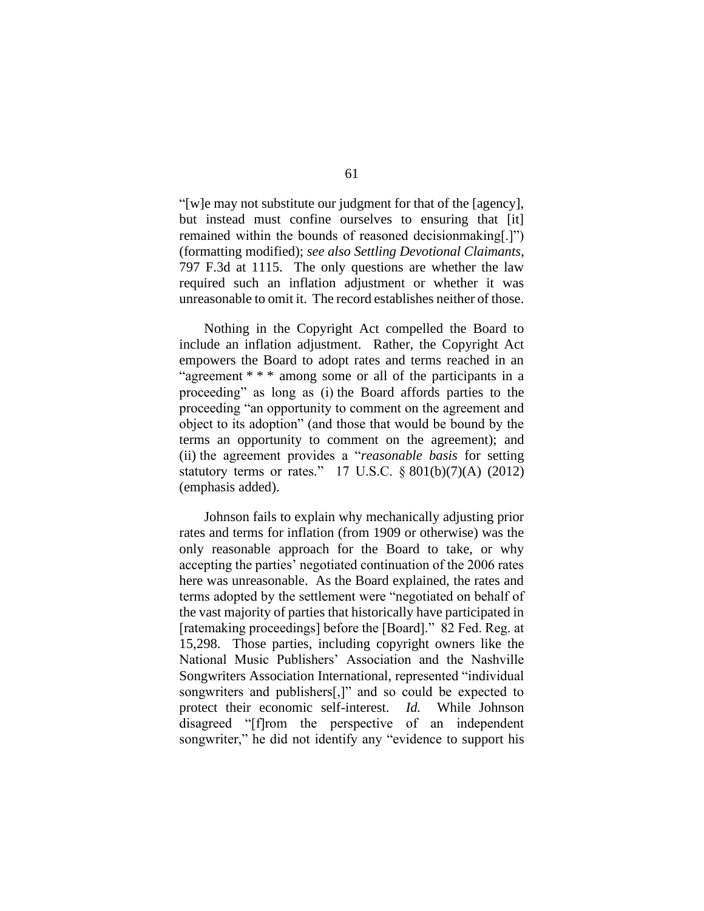"[w]e may not substitute our judgment for that of the [agency], but instead must confine ourselves to ensuring that [it] remained within the bounds of reasoned decisionmaking[.]") (formatting modified); *see also Settling Devotional Claimants*, 797 F.3d at 1115. The only questions are whether the law required such an inflation adjustment or whether it was unreasonable to omit it. The record establishes neither of those.

Nothing in the Copyright Act compelled the Board to include an inflation adjustment. Rather, the Copyright Act empowers the Board to adopt rates and terms reached in an "agreement * * * among some or all of the participants in a proceeding" as long as (i) the Board affords parties to the proceeding "an opportunity to comment on the agreement and object to its adoption" (and those that would be bound by the terms an opportunity to comment on the agreement); and (ii) the agreement provides a "*reasonable basis* for setting statutory terms or rates." 17 U.S.C. § 801(b)(7)(A) (2012) (emphasis added).

Johnson fails to explain why mechanically adjusting prior rates and terms for inflation (from 1909 or otherwise) was the only reasonable approach for the Board to take, or why accepting the parties' negotiated continuation of the 2006 rates here was unreasonable. As the Board explained, the rates and terms adopted by the settlement were "negotiated on behalf of the vast majority of parties that historically have participated in [ratemaking proceedings] before the [Board]." 82 Fed. Reg. at 15,298. Those parties, including copyright owners like the National Music Publishers' Association and the Nashville Songwriters Association International, represented "individual songwriters and publishers[,]" and so could be expected to protect their economic self-interest. *Id.* While Johnson disagreed "[f]rom the perspective of an independent songwriter," he did not identify any "evidence to support his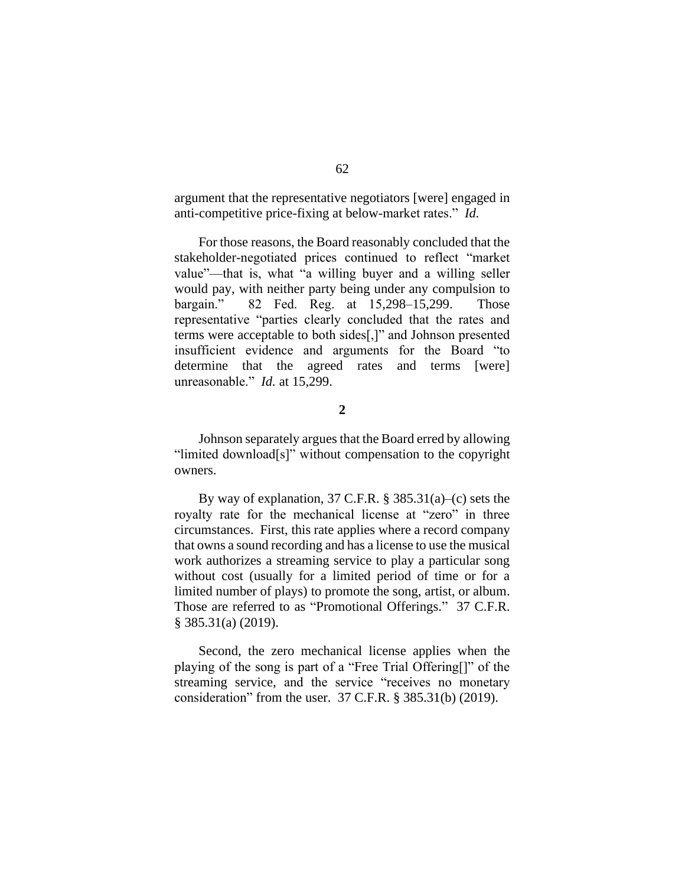argument that the representative negotiators [were] engaged in anti-competitive price-fixing at below-market rates." *Id.*

For those reasons, the Board reasonably concluded that the stakeholder-negotiated prices continued to reflect "market value"—that is, what "a willing buyer and a willing seller would pay, with neither party being under any compulsion to bargain." 82 Fed. Reg. at 15,298–15,299. Those representative "parties clearly concluded that the rates and terms were acceptable to both sides[,]" and Johnson presented insufficient evidence and arguments for the Board "to determine that the agreed rates and terms [were] unreasonable." *Id.* at 15,299.

**2**

Johnson separately argues that the Board erred by allowing "limited download[s]" without compensation to the copyright owners.

By way of explanation, 37 C.F.R. § 385.31(a)–(c) sets the royalty rate for the mechanical license at "zero" in three circumstances. First, this rate applies where a record company that owns a sound recording and has a license to use the musical work authorizes a streaming service to play a particular song without cost (usually for a limited period of time or for a limited number of plays) to promote the song, artist, or album. Those are referred to as "Promotional Offerings." 37 C.F.R. § 385.31(a) (2019).

Second, the zero mechanical license applies when the playing of the song is part of a "Free Trial Offering[]" of the streaming service, and the service "receives no monetary consideration" from the user. 37 C.F.R. § 385.31(b) (2019).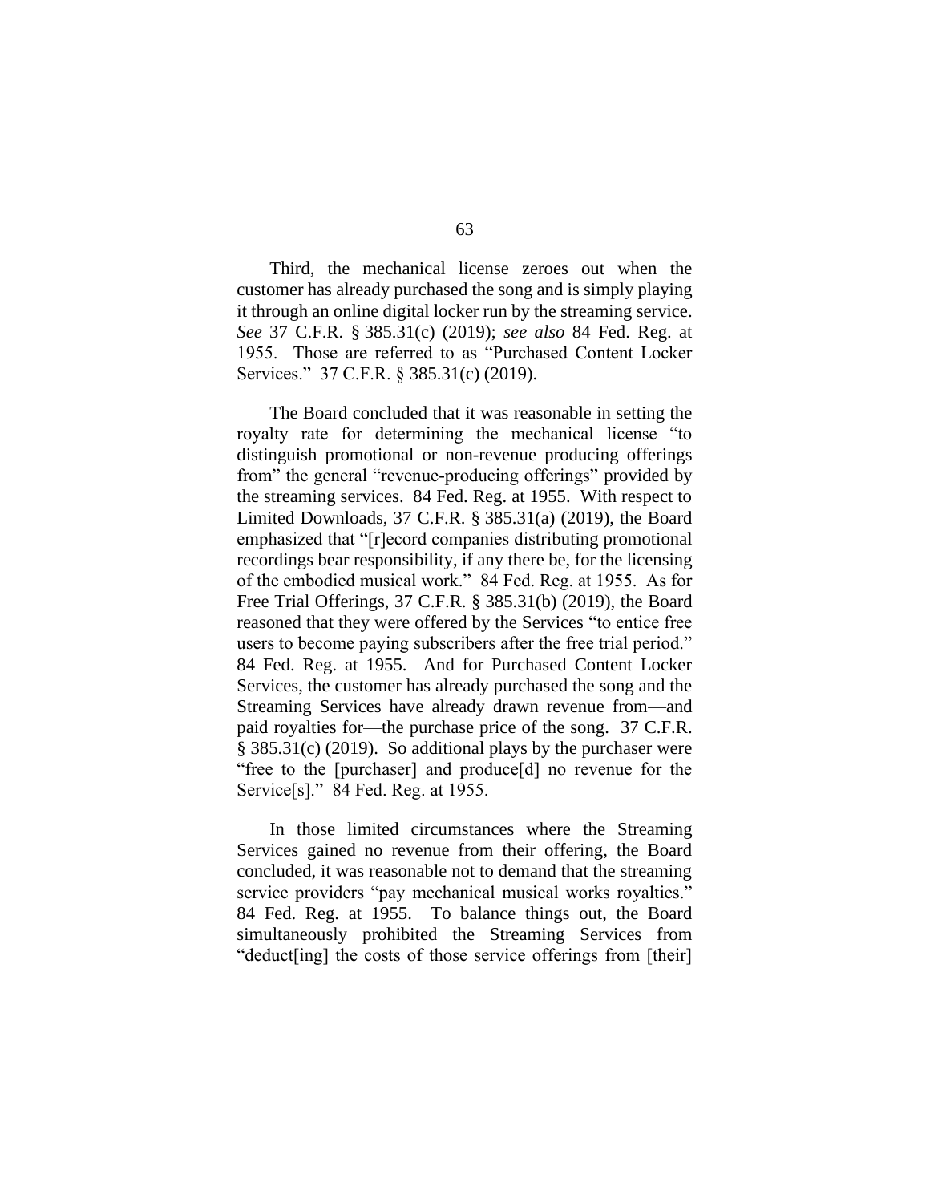Third, the mechanical license zeroes out when the customer has already purchased the song and is simply playing it through an online digital locker run by the streaming service. *See* 37 C.F.R. § 385.31(c) (2019); *see also* 84 Fed. Reg. at 1955. Those are referred to as "Purchased Content Locker Services." 37 C.F.R. § 385.31(c) (2019).

The Board concluded that it was reasonable in setting the royalty rate for determining the mechanical license "to distinguish promotional or non-revenue producing offerings from" the general "revenue-producing offerings" provided by the streaming services. 84 Fed. Reg. at 1955. With respect to Limited Downloads, 37 C.F.R. § 385.31(a) (2019), the Board emphasized that "[r]ecord companies distributing promotional recordings bear responsibility, if any there be, for the licensing of the embodied musical work." 84 Fed. Reg. at 1955. As for Free Trial Offerings, 37 C.F.R. § 385.31(b) (2019), the Board reasoned that they were offered by the Services "to entice free users to become paying subscribers after the free trial period." 84 Fed. Reg. at 1955. And for Purchased Content Locker Services, the customer has already purchased the song and the Streaming Services have already drawn revenue from—and paid royalties for—the purchase price of the song. 37 C.F.R. § 385.31(c) (2019). So additional plays by the purchaser were "free to the [purchaser] and produce[d] no revenue for the Service[s]." 84 Fed. Reg. at 1955.

In those limited circumstances where the Streaming Services gained no revenue from their offering, the Board concluded, it was reasonable not to demand that the streaming service providers "pay mechanical musical works royalties." 84 Fed. Reg. at 1955. To balance things out, the Board simultaneously prohibited the Streaming Services from "deduct[ing] the costs of those service offerings from [their]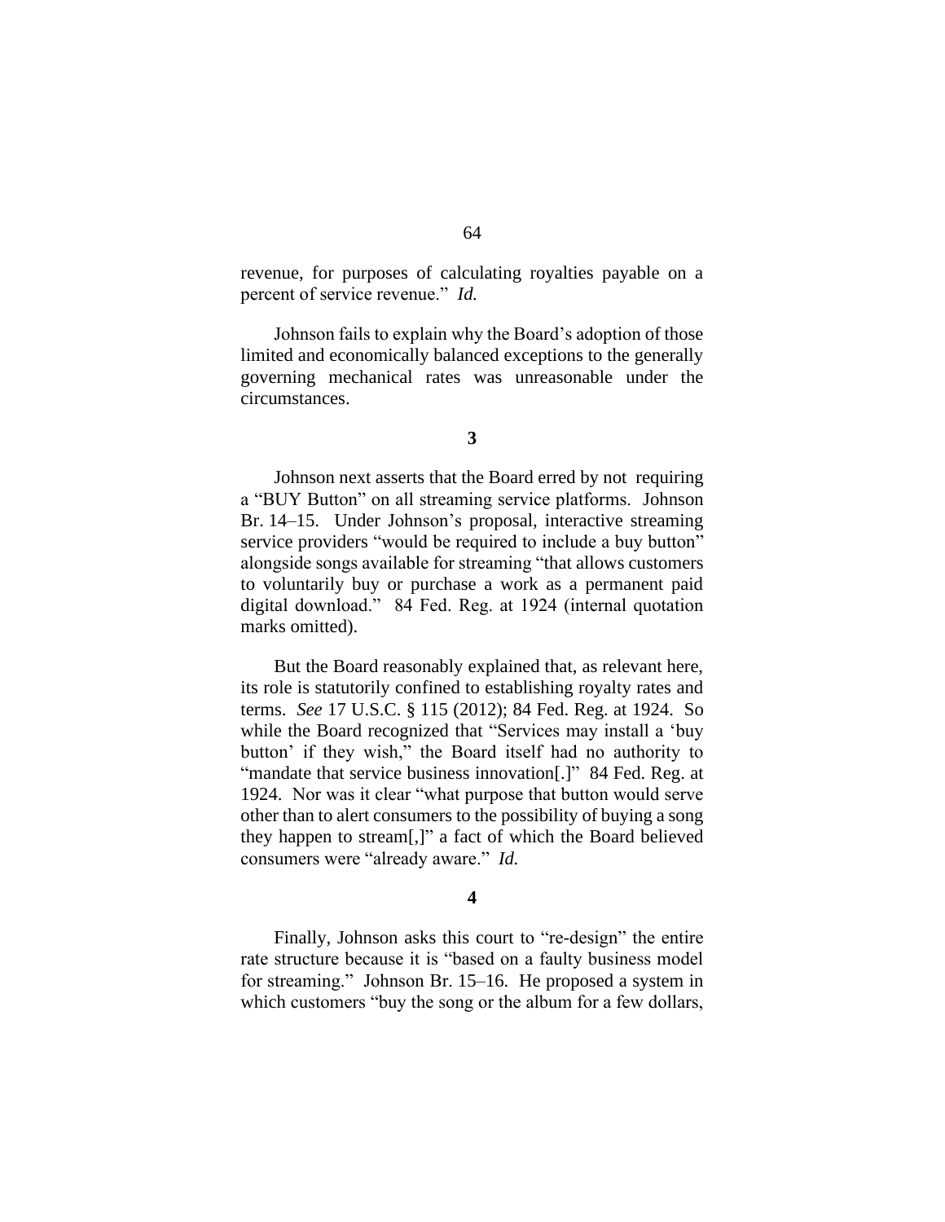revenue, for purposes of calculating royalties payable on a percent of service revenue." *Id.*

Johnson fails to explain why the Board's adoption of those limited and economically balanced exceptions to the generally governing mechanical rates was unreasonable under the circumstances.

**3**

Johnson next asserts that the Board erred by not requiring a "BUY Button" on all streaming service platforms. Johnson Br. 14–15. Under Johnson's proposal, interactive streaming service providers "would be required to include a buy button" alongside songs available for streaming "that allows customers to voluntarily buy or purchase a work as a permanent paid digital download." 84 Fed. Reg. at 1924 (internal quotation marks omitted).

But the Board reasonably explained that, as relevant here, its role is statutorily confined to establishing royalty rates and terms. *See* 17 U.S.C. § 115 (2012); 84 Fed. Reg. at 1924. So while the Board recognized that "Services may install a 'buy button' if they wish," the Board itself had no authority to "mandate that service business innovation[.]" 84 Fed. Reg. at 1924. Nor was it clear "what purpose that button would serve other than to alert consumers to the possibility of buying a song they happen to stream[,]" a fact of which the Board believed consumers were "already aware." *Id.*

**4**

Finally, Johnson asks this court to "re-design" the entire rate structure because it is "based on a faulty business model for streaming." Johnson Br. 15–16. He proposed a system in which customers "buy the song or the album for a few dollars,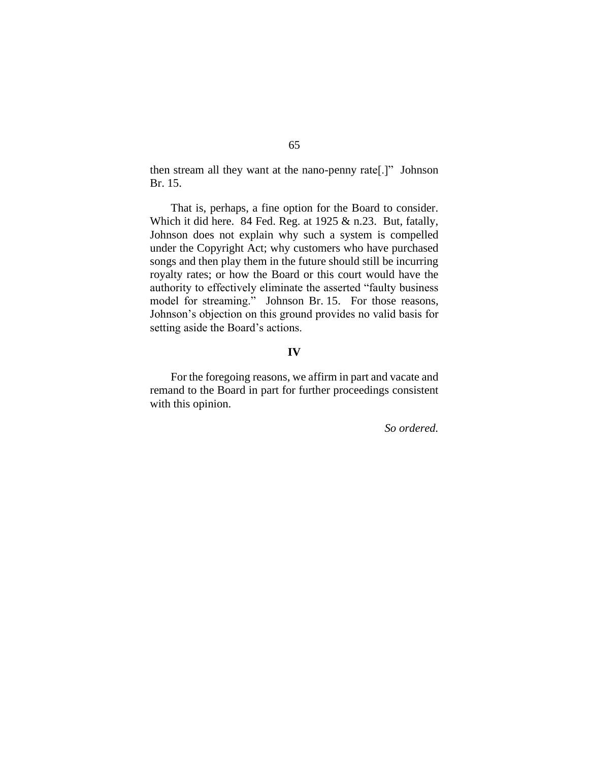then stream all they want at the nano-penny rate[.]" Johnson Br. 15.

That is, perhaps, a fine option for the Board to consider. Which it did here. 84 Fed. Reg. at 1925 & n.23. But, fatally, Johnson does not explain why such a system is compelled under the Copyright Act; why customers who have purchased songs and then play them in the future should still be incurring royalty rates; or how the Board or this court would have the authority to effectively eliminate the asserted "faulty business model for streaming." Johnson Br. 15. For those reasons, Johnson's objection on this ground provides no valid basis for setting aside the Board's actions.

## IV

For the foregoing reasons, we affirm in part and vacate and remand to the Board in part for further proceedings consistent with this opinion.

*So ordered.*